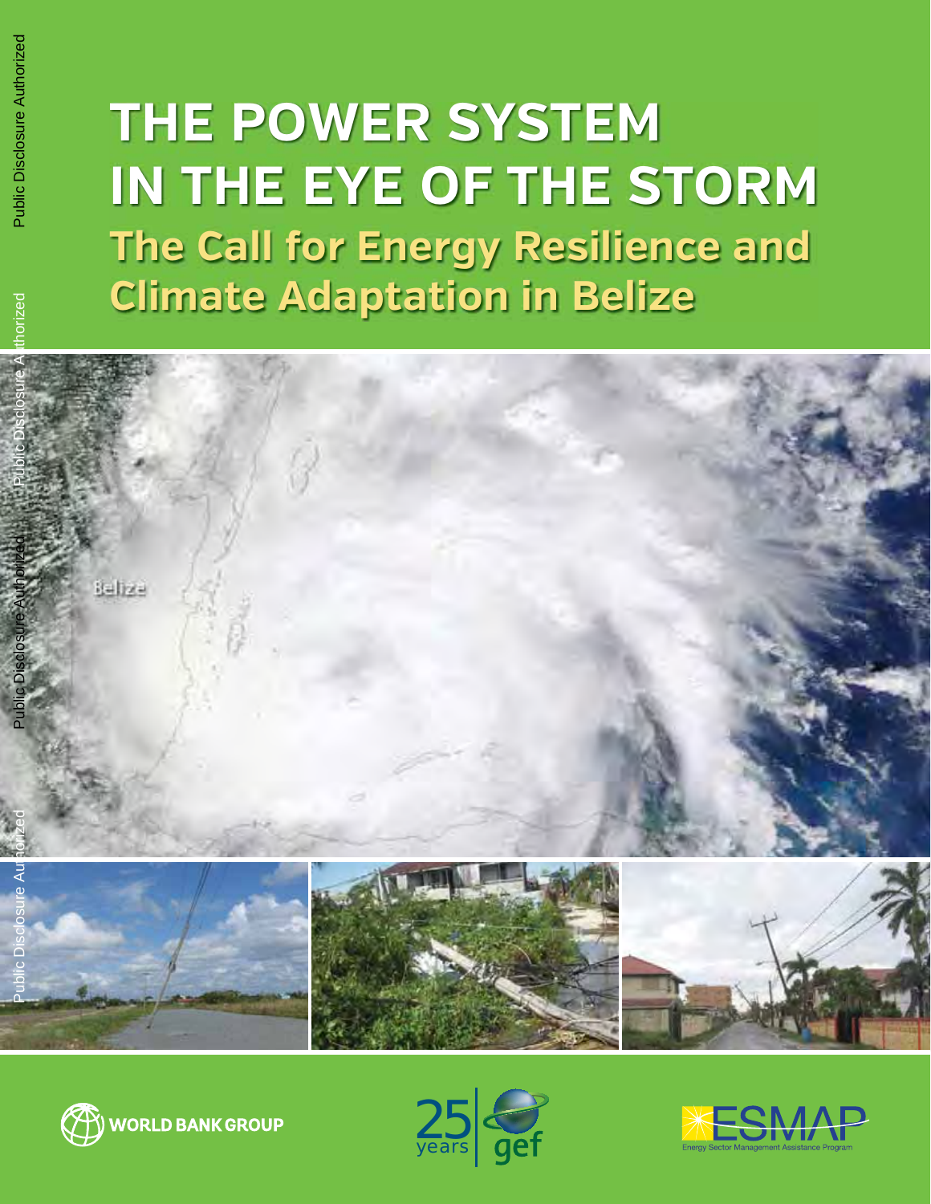# THE POWER SYSTEM IN THE EYE OF THE STORM

## The Call for Energy Resilience and Climate Adaptation in Belize

WORLD BANK GROUP

25 years gef

ESMAP
Energy Sector Management Assistance Program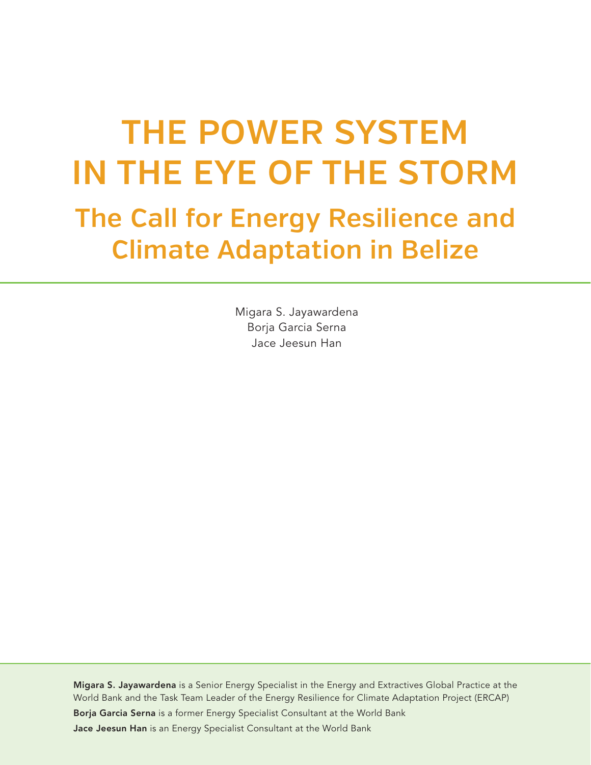# THE POWER SYSTEM IN THE EYE OF THE STORM

## The Call for Energy Resilience and Climate Adaptation in Belize

Migara S. Jayawardena
Borja Garcia Serna
Jace Jeesun Han

**Migara S. Jayawardena** is a Senior Energy Specialist in the Energy and Extractives Global Practice at the World Bank and the Task Team Leader of the Energy Resilience for Climate Adaptation Project (ERCAP)

**Borja Garcia Serna** is a former Energy Specialist Consultant at the World Bank

**Jace Jeesun Han** is an Energy Specialist Consultant at the World Bank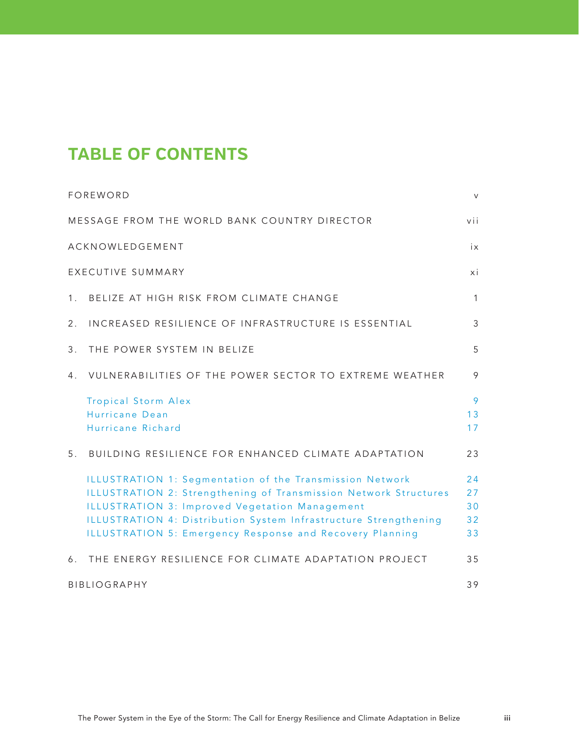# TABLE OF CONTENTS

| | |
|---|---|
| FOREWORD | v |
| MESSAGE FROM THE WORLD BANK COUNTRY DIRECTOR | vii |
| ACKNOWLEDGEMENT | ix |
| EXECUTIVE SUMMARY | xi |
| 1. BELIZE AT HIGH RISK FROM CLIMATE CHANGE | 1 |
| 2. INCREASED RESILIENCE OF INFRASTRUCTURE IS ESSENTIAL | 3 |
| 3. THE POWER SYSTEM IN BELIZE | 5 |
| 4. VULNERABILITIES OF THE POWER SECTOR TO EXTREME WEATHER | 9 |
| Tropical Storm Alex | 9 |
| Hurricane Dean | 13 |
| Hurricane Richard | 17 |
| 5. BUILDING RESILIENCE FOR ENHANCED CLIMATE ADAPTATION | 23 |
| ILLUSTRATION 1: Segmentation of the Transmission Network | 24 |
| ILLUSTRATION 2: Strengthening of Transmission Network Structures | 27 |
| ILLUSTRATION 3: Improved Vegetation Management | 30 |
| ILLUSTRATION 4: Distribution System Infrastructure Strengthening | 32 |
| ILLUSTRATION 5: Emergency Response and Recovery Planning | 33 |
| 6. THE ENERGY RESILIENCE FOR CLIMATE ADAPTATION PROJECT | 35 |
| BIBLIOGRAPHY | 39 |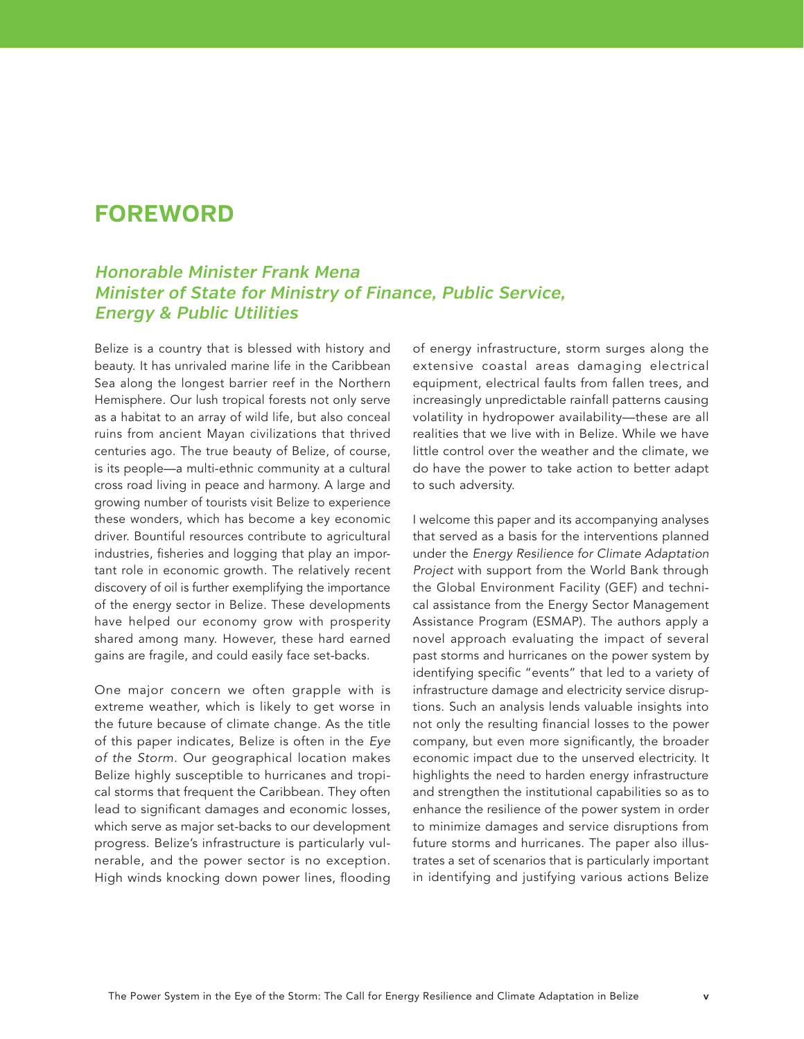# FOREWORD

## *Honorable Minister Frank Mena*
## *Minister of State for Ministry of Finance, Public Service, Energy & Public Utilities*

Belize is a country that is blessed with history and beauty. It has unrivaled marine life in the Caribbean Sea along the longest barrier reef in the Northern Hemisphere. Our lush tropical forests not only serve as a habitat to an array of wild life, but also conceal ruins from ancient Mayan civilizations that thrived centuries ago. The true beauty of Belize, of course, is its people—a multi-ethnic community at a cultural cross road living in peace and harmony. A large and growing number of tourists visit Belize to experience these wonders, which has become a key economic driver. Bountiful resources contribute to agricultural industries, fisheries and logging that play an important role in economic growth. The relatively recent discovery of oil is further exemplifying the importance of the energy sector in Belize. These developments have helped our economy grow with prosperity shared among many. However, these hard earned gains are fragile, and could easily face set-backs.

One major concern we often grapple with is extreme weather, which is likely to get worse in the future because of climate change. As the title of this paper indicates, Belize is often in the *Eye of the Storm*. Our geographical location makes Belize highly susceptible to hurricanes and tropical storms that frequent the Caribbean. They often lead to significant damages and economic losses, which serve as major set-backs to our development progress. Belize's infrastructure is particularly vulnerable, and the power sector is no exception. High winds knocking down power lines, flooding of energy infrastructure, storm surges along the extensive coastal areas damaging electrical equipment, electrical faults from fallen trees, and increasingly unpredictable rainfall patterns causing volatility in hydropower availability—these are all realities that we live with in Belize. While we have little control over the weather and the climate, we do have the power to take action to better adapt to such adversity.

I welcome this paper and its accompanying analyses that served as a basis for the interventions planned under the *Energy Resilience for Climate Adaptation Project* with support from the World Bank through the Global Environment Facility (GEF) and technical assistance from the Energy Sector Management Assistance Program (ESMAP). The authors apply a novel approach evaluating the impact of several past storms and hurricanes on the power system by identifying specific "events" that led to a variety of infrastructure damage and electricity service disruptions. Such an analysis lends valuable insights into not only the resulting financial losses to the power company, but even more significantly, the broader economic impact due to the unserved electricity. It highlights the need to harden energy infrastructure and strengthen the institutional capabilities so as to enhance the resilience of the power system in order to minimize damages and service disruptions from future storms and hurricanes. The paper also illustrates a set of scenarios that is particularly important in identifying and justifying various actions Belize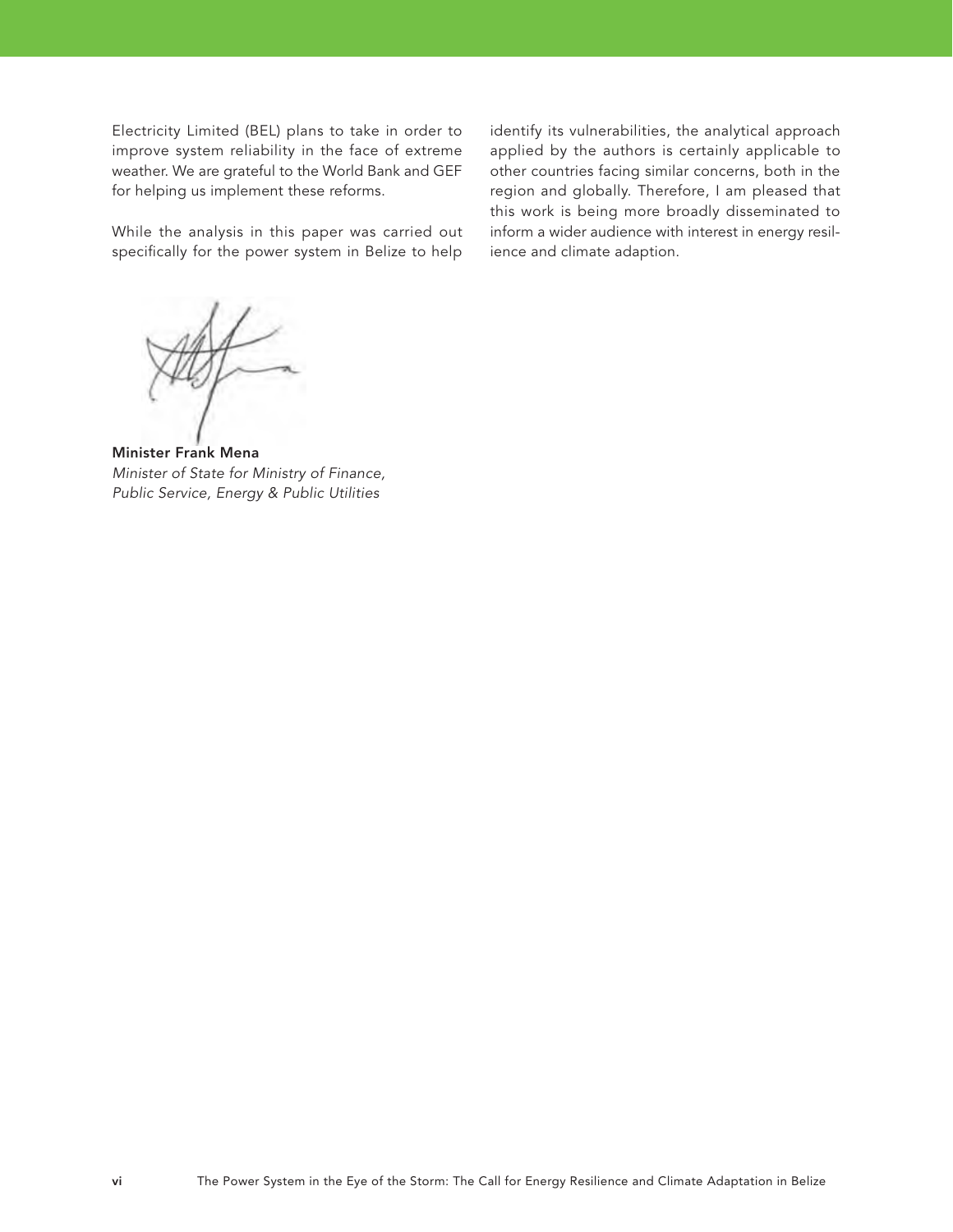Electricity Limited (BEL) plans to take in order to improve system reliability in the face of extreme weather. We are grateful to the World Bank and GEF for helping us implement these reforms.

While the analysis in this paper was carried out specifically for the power system in Belize to help identify its vulnerabilities, the analytical approach applied by the authors is certainly applicable to other countries facing similar concerns, both in the region and globally. Therefore, I am pleased that this work is being more broadly disseminated to inform a wider audience with interest in energy resilience and climate adaption.

**Minister Frank Mena**
*Minister of State for Ministry of Finance, Public Service, Energy & Public Utilities*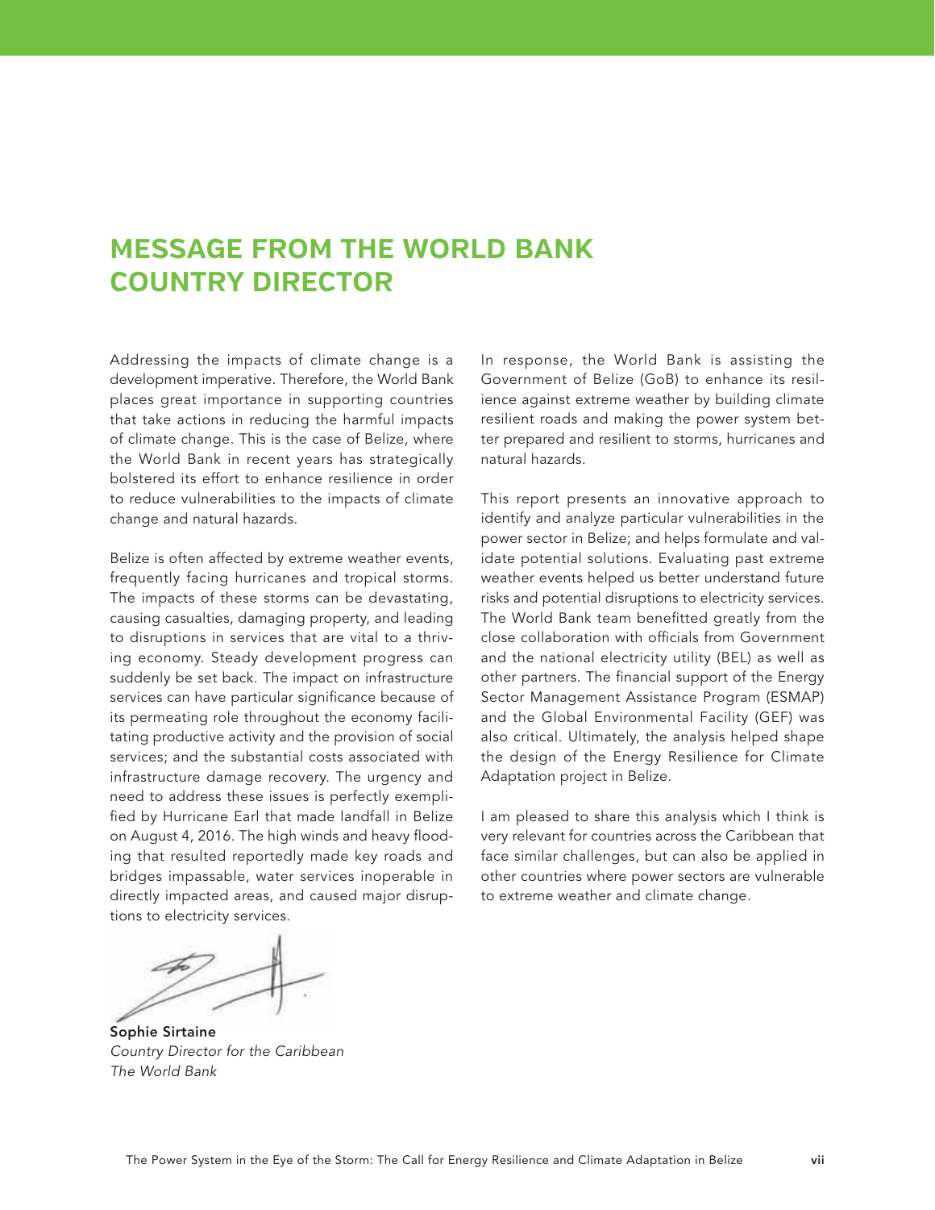# MESSAGE FROM THE WORLD BANK COUNTRY DIRECTOR

Addressing the impacts of climate change is a development imperative. Therefore, the World Bank places great importance in supporting countries that take actions in reducing the harmful impacts of climate change. This is the case of Belize, where the World Bank in recent years has strategically bolstered its effort to enhance resilience in order to reduce vulnerabilities to the impacts of climate change and natural hazards.

Belize is often affected by extreme weather events, frequently facing hurricanes and tropical storms. The impacts of these storms can be devastating, causing casualties, damaging property, and leading to disruptions in services that are vital to a thriving economy. Steady development progress can suddenly be set back. The impact on infrastructure services can have particular significance because of its permeating role throughout the economy facilitating productive activity and the provision of social services; and the substantial costs associated with infrastructure damage recovery. The urgency and need to address these issues is perfectly exemplified by Hurricane Earl that made landfall in Belize on August 4, 2016. The high winds and heavy flooding that resulted reportedly made key roads and bridges impassable, water services inoperable in directly impacted areas, and caused major disruptions to electricity services.

In response, the World Bank is assisting the Government of Belize (GoB) to enhance its resilience against extreme weather by building climate resilient roads and making the power system better prepared and resilient to storms, hurricanes and natural hazards.

This report presents an innovative approach to identify and analyze particular vulnerabilities in the power sector in Belize; and helps formulate and validate potential solutions. Evaluating past extreme weather events helped us better understand future risks and potential disruptions to electricity services. The World Bank team benefitted greatly from the close collaboration with officials from Government and the national electricity utility (BEL) as well as other partners. The financial support of the Energy Sector Management Assistance Program (ESMAP) and the Global Environmental Facility (GEF) was also critical. Ultimately, the analysis helped shape the design of the Energy Resilience for Climate Adaptation project in Belize.

I am pleased to share this analysis which I think is very relevant for countries across the Caribbean that face similar challenges, but can also be applied in other countries where power sectors are vulnerable to extreme weather and climate change.

**Sophie Sirtaine**
*Country Director for the Caribbean*
*The World Bank*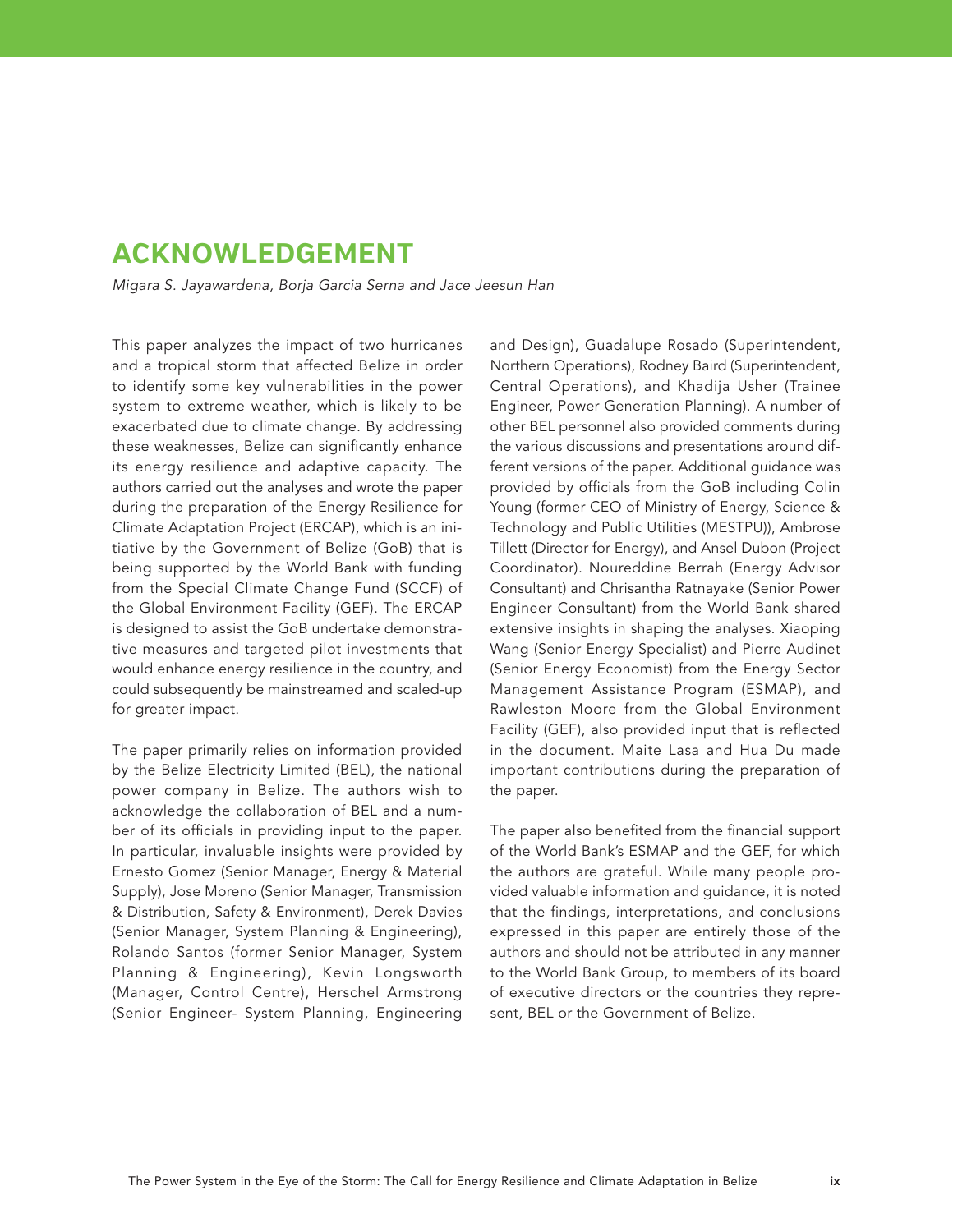# ACKNOWLEDGEMENT

*Migara S. Jayawardena, Borja Garcia Serna and Jace Jeesun Han*

This paper analyzes the impact of two hurricanes and a tropical storm that affected Belize in order to identify some key vulnerabilities in the power system to extreme weather, which is likely to be exacerbated due to climate change. By addressing these weaknesses, Belize can significantly enhance its energy resilience and adaptive capacity. The authors carried out the analyses and wrote the paper during the preparation of the Energy Resilience for Climate Adaptation Project (ERCAP), which is an initiative by the Government of Belize (GoB) that is being supported by the World Bank with funding from the Special Climate Change Fund (SCCF) of the Global Environment Facility (GEF). The ERCAP is designed to assist the GoB undertake demonstrative measures and targeted pilot investments that would enhance energy resilience in the country, and could subsequently be mainstreamed and scaled-up for greater impact.

The paper primarily relies on information provided by the Belize Electricity Limited (BEL), the national power company in Belize. The authors wish to acknowledge the collaboration of BEL and a number of its officials in providing input to the paper. In particular, invaluable insights were provided by Ernesto Gomez (Senior Manager, Energy & Material Supply), Jose Moreno (Senior Manager, Transmission & Distribution, Safety & Environment), Derek Davies (Senior Manager, System Planning & Engineering), Rolando Santos (former Senior Manager, System Planning & Engineering), Kevin Longsworth (Manager, Control Centre), Herschel Armstrong (Senior Engineer- System Planning, Engineering and Design), Guadalupe Rosado (Superintendent, Northern Operations), Rodney Baird (Superintendent, Central Operations), and Khadija Usher (Trainee Engineer, Power Generation Planning). A number of other BEL personnel also provided comments during the various discussions and presentations around different versions of the paper. Additional guidance was provided by officials from the GoB including Colin Young (former CEO of Ministry of Energy, Science & Technology and Public Utilities (MESTPU)), Ambrose Tillett (Director for Energy), and Ansel Dubon (Project Coordinator). Noureddine Berrah (Energy Advisor Consultant) and Chrisantha Ratnayake (Senior Power Engineer Consultant) from the World Bank shared extensive insights in shaping the analyses. Xiaoping Wang (Senior Energy Specialist) and Pierre Audinet (Senior Energy Economist) from the Energy Sector Management Assistance Program (ESMAP), and Rawleston Moore from the Global Environment Facility (GEF), also provided input that is reflected in the document. Maite Lasa and Hua Du made important contributions during the preparation of the paper.

The paper also benefited from the financial support of the World Bank's ESMAP and the GEF, for which the authors are grateful. While many people provided valuable information and guidance, it is noted that the findings, interpretations, and conclusions expressed in this paper are entirely those of the authors and should not be attributed in any manner to the World Bank Group, to members of its board of executive directors or the countries they represent, BEL or the Government of Belize.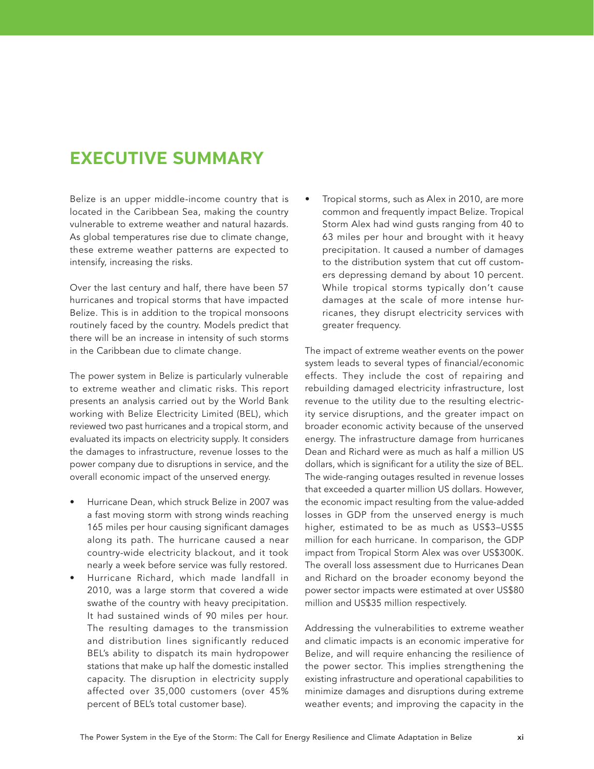# EXECUTIVE SUMMARY

Belize is an upper middle-income country that is located in the Caribbean Sea, making the country vulnerable to extreme weather and natural hazards. As global temperatures rise due to climate change, these extreme weather patterns are expected to intensify, increasing the risks.

Over the last century and half, there have been 57 hurricanes and tropical storms that have impacted Belize. This is in addition to the tropical monsoons routinely faced by the country. Models predict that there will be an increase in intensity of such storms in the Caribbean due to climate change.

The power system in Belize is particularly vulnerable to extreme weather and climatic risks. This report presents an analysis carried out by the World Bank working with Belize Electricity Limited (BEL), which reviewed two past hurricanes and a tropical storm, and evaluated its impacts on electricity supply. It considers the damages to infrastructure, revenue losses to the power company due to disruptions in service, and the overall economic impact of the unserved energy.

- Hurricane Dean, which struck Belize in 2007 was a fast moving storm with strong winds reaching 165 miles per hour causing significant damages along its path. The hurricane caused a near country-wide electricity blackout, and it took nearly a week before service was fully restored.
- Hurricane Richard, which made landfall in 2010, was a large storm that covered a wide swathe of the country with heavy precipitation. It had sustained winds of 90 miles per hour. The resulting damages to the transmission and distribution lines significantly reduced BEL's ability to dispatch its main hydropower stations that make up half the domestic installed capacity. The disruption in electricity supply affected over 35,000 customers (over 45% percent of BEL's total customer base).
- Tropical storms, such as Alex in 2010, are more common and frequently impact Belize. Tropical Storm Alex had wind gusts ranging from 40 to 63 miles per hour and brought with it heavy precipitation. It caused a number of damages to the distribution system that cut off customers depressing demand by about 10 percent. While tropical storms typically don't cause damages at the scale of more intense hurricanes, they disrupt electricity services with greater frequency.

The impact of extreme weather events on the power system leads to several types of financial/economic effects. They include the cost of repairing and rebuilding damaged electricity infrastructure, lost revenue to the utility due to the resulting electricity service disruptions, and the greater impact on broader economic activity because of the unserved energy. The infrastructure damage from hurricanes Dean and Richard were as much as half a million US dollars, which is significant for a utility the size of BEL. The wide-ranging outages resulted in revenue losses that exceeded a quarter million US dollars. However, the economic impact resulting from the value-added losses in GDP from the unserved energy is much higher, estimated to be as much as US$3–US$5 million for each hurricane. In comparison, the GDP impact from Tropical Storm Alex was over US$300K. The overall loss assessment due to Hurricanes Dean and Richard on the broader economy beyond the power sector impacts were estimated at over US$80 million and US$35 million respectively.

Addressing the vulnerabilities to extreme weather and climatic impacts is an economic imperative for Belize, and will require enhancing the resilience of the power sector. This implies strengthening the existing infrastructure and operational capabilities to minimize damages and disruptions during extreme weather events; and improving the capacity in the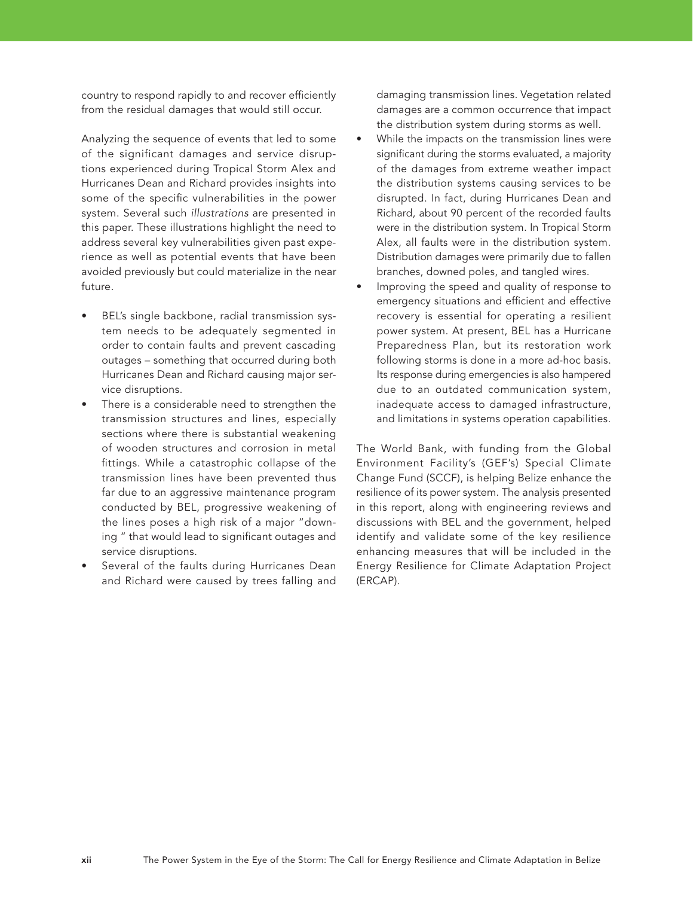country to respond rapidly to and recover efficiently from the residual damages that would still occur.

Analyzing the sequence of events that led to some of the significant damages and service disruptions experienced during Tropical Storm Alex and Hurricanes Dean and Richard provides insights into some of the specific vulnerabilities in the power system. Several such *illustrations* are presented in this paper. These illustrations highlight the need to address several key vulnerabilities given past experience as well as potential events that have been avoided previously but could materialize in the near future.

- BEL's single backbone, radial transmission system needs to be adequately segmented in order to contain faults and prevent cascading outages – something that occurred during both Hurricanes Dean and Richard causing major service disruptions.
- There is a considerable need to strengthen the transmission structures and lines, especially sections where there is substantial weakening of wooden structures and corrosion in metal fittings. While a catastrophic collapse of the transmission lines have been prevented thus far due to an aggressive maintenance program conducted by BEL, progressive weakening of the lines poses a high risk of a major "downing " that would lead to significant outages and service disruptions.
- Several of the faults during Hurricanes Dean and Richard were caused by trees falling and damaging transmission lines. Vegetation related damages are a common occurrence that impact the distribution system during storms as well.
- While the impacts on the transmission lines were significant during the storms evaluated, a majority of the damages from extreme weather impact the distribution systems causing services to be disrupted. In fact, during Hurricanes Dean and Richard, about 90 percent of the recorded faults were in the distribution system. In Tropical Storm Alex, all faults were in the distribution system. Distribution damages were primarily due to fallen branches, downed poles, and tangled wires.
- Improving the speed and quality of response to emergency situations and efficient and effective recovery is essential for operating a resilient power system. At present, BEL has a Hurricane Preparedness Plan, but its restoration work following storms is done in a more ad-hoc basis. Its response during emergencies is also hampered due to an outdated communication system, inadequate access to damaged infrastructure, and limitations in systems operation capabilities.

The World Bank, with funding from the Global Environment Facility's (GEF's) Special Climate Change Fund (SCCF), is helping Belize enhance the resilience of its power system. The analysis presented in this report, along with engineering reviews and discussions with BEL and the government, helped identify and validate some of the key resilience enhancing measures that will be included in the Energy Resilience for Climate Adaptation Project (ERCAP).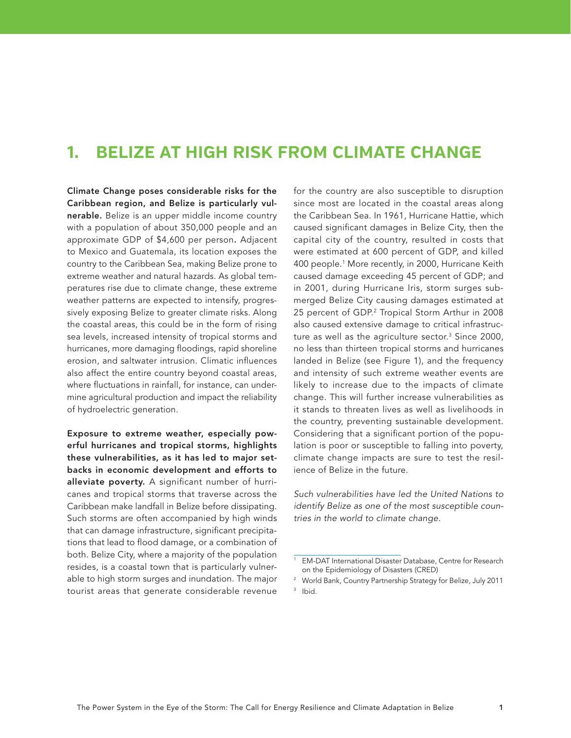# 1. BELIZE AT HIGH RISK FROM CLIMATE CHANGE

**Climate Change poses considerable risks for the Caribbean region, and Belize is particularly vulnerable.** Belize is an upper middle income country with a population of about 350,000 people and an approximate GDP of $4,600 per person**.** Adjacent to Mexico and Guatemala, its location exposes the country to the Caribbean Sea, making Belize prone to extreme weather and natural hazards. As global temperatures rise due to climate change, these extreme weather patterns are expected to intensify, progressively exposing Belize to greater climate risks. Along the coastal areas, this could be in the form of rising sea levels, increased intensity of tropical storms and hurricanes, more damaging floodings, rapid shoreline erosion, and saltwater intrusion. Climatic influences also affect the entire country beyond coastal areas, where fluctuations in rainfall, for instance, can undermine agricultural production and impact the reliability of hydroelectric generation.

**Exposure to extreme weather, especially powerful hurricanes and tropical storms, highlights these vulnerabilities, as it has led to major setbacks in economic development and efforts to alleviate poverty.** A significant number of hurricanes and tropical storms that traverse across the Caribbean make landfall in Belize before dissipating. Such storms are often accompanied by high winds that can damage infrastructure, significant precipitations that lead to flood damage, or a combination of both. Belize City, where a majority of the population resides, is a coastal town that is particularly vulnerable to high storm surges and inundation. The major tourist areas that generate considerable revenue for the country are also susceptible to disruption since most are located in the coastal areas along the Caribbean Sea. In 1961, Hurricane Hattie, which caused significant damages in Belize City, then the capital city of the country, resulted in costs that were estimated at 600 percent of GDP, and killed 400 people.[1] More recently, in 2000, Hurricane Keith caused damage exceeding 45 percent of GDP; and in 2001, during Hurricane Iris, storm surges submerged Belize City causing damages estimated at 25 percent of GDP.[2] Tropical Storm Arthur in 2008 also caused extensive damage to critical infrastructure as well as the agriculture sector.[3] Since 2000, no less than thirteen tropical storms and hurricanes landed in Belize (see Figure 1), and the frequency and intensity of such extreme weather events are likely to increase due to the impacts of climate change. This will further increase vulnerabilities as it stands to threaten lives as well as livelihoods in the country, preventing sustainable development. Considering that a significant portion of the population is poor or susceptible to falling into poverty, climate change impacts are sure to test the resilience of Belize in the future.

*Such vulnerabilities have led the United Nations to identify Belize as one of the most susceptible countries in the world to climate change.*

---

[1] EM-DAT International Disaster Database, Centre for Research on the Epidemiology of Disasters (CRED)

[2] World Bank, Country Partnership Strategy for Belize, July 2011

[3] Ibid.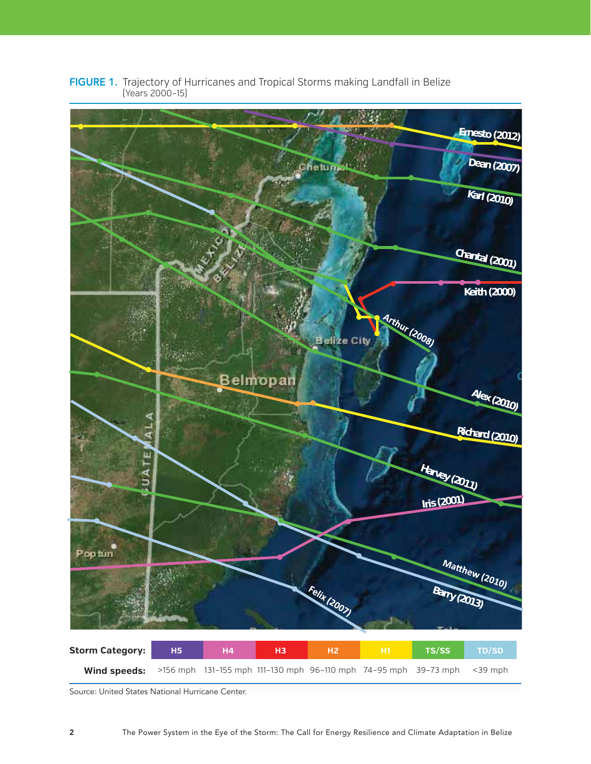**FIGURE 1.** Trajectory of Hurricanes and Tropical Storms making Landfall in Belize
(Years 2000–15)

| Storm Category: | H5 | H4 | H3 | H2 | H1 | TS/SS | TD/SD |
|---|---|---|---|---|---|---|---|
| Wind speeds: | >156 mph | 131–155 mph | 111–130 mph | 96–110 mph | 74–95 mph | 39–73 mph | <39 mph |

Source: United States National Hurricane Center.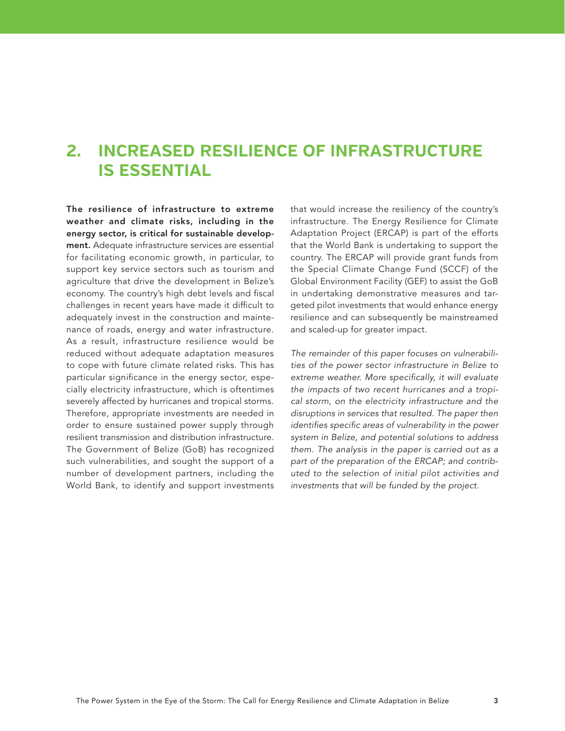# 2. INCREASED RESILIENCE OF INFRASTRUCTURE IS ESSENTIAL

**The resilience of infrastructure to extreme weather and climate risks, including in the energy sector, is critical for sustainable development.** Adequate infrastructure services are essential for facilitating economic growth, in particular, to support key service sectors such as tourism and agriculture that drive the development in Belize's economy. The country's high debt levels and fiscal challenges in recent years have made it difficult to adequately invest in the construction and maintenance of roads, energy and water infrastructure. As a result, infrastructure resilience would be reduced without adequate adaptation measures to cope with future climate related risks. This has particular significance in the energy sector, especially electricity infrastructure, which is oftentimes severely affected by hurricanes and tropical storms. Therefore, appropriate investments are needed in order to ensure sustained power supply through resilient transmission and distribution infrastructure. The Government of Belize (GoB) has recognized such vulnerabilities, and sought the support of a number of development partners, including the World Bank, to identify and support investments that would increase the resiliency of the country's infrastructure. The Energy Resilience for Climate Adaptation Project (ERCAP) is part of the efforts that the World Bank is undertaking to support the country. The ERCAP will provide grant funds from the Special Climate Change Fund (SCCF) of the Global Environment Facility (GEF) to assist the GoB in undertaking demonstrative measures and targeted pilot investments that would enhance energy resilience and can subsequently be mainstreamed and scaled-up for greater impact.

*The remainder of this paper focuses on vulnerabilities of the power sector infrastructure in Belize to extreme weather. More specifically, it will evaluate the impacts of two recent hurricanes and a tropical storm, on the electricity infrastructure and the disruptions in services that resulted. The paper then identifies specific areas of vulnerability in the power system in Belize, and potential solutions to address them. The analysis in the paper is carried out as a part of the preparation of the ERCAP; and contributed to the selection of initial pilot activities and investments that will be funded by the project.*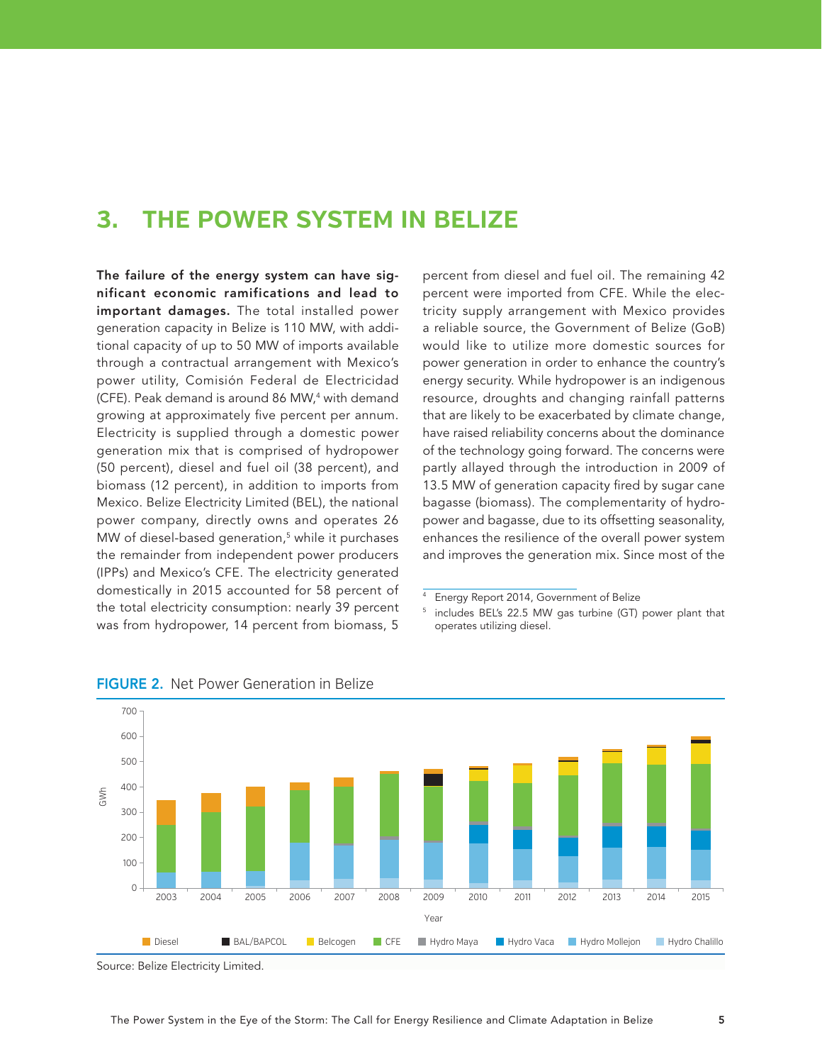# 3. THE POWER SYSTEM IN BELIZE

**The failure of the energy system can have significant economic ramifications and lead to important damages.** The total installed power generation capacity in Belize is 110 MW, with additional capacity of up to 50 MW of imports available through a contractual arrangement with Mexico's power utility, Comisión Federal de Electricidad (CFE). Peak demand is around 86 MW,[4] with demand growing at approximately five percent per annum. Electricity is supplied through a domestic power generation mix that is comprised of hydropower (50 percent), diesel and fuel oil (38 percent), and biomass (12 percent), in addition to imports from Mexico. Belize Electricity Limited (BEL), the national power company, directly owns and operates 26 MW of diesel-based generation,[5] while it purchases the remainder from independent power producers (IPPs) and Mexico's CFE. The electricity generated domestically in 2015 accounted for 58 percent of the total electricity consumption: nearly 39 percent was from hydropower, 14 percent from biomass, 5 percent from diesel and fuel oil. The remaining 42 percent were imported from CFE. While the electricity supply arrangement with Mexico provides a reliable source, the Government of Belize (GoB) would like to utilize more domestic sources for power generation in order to enhance the country's energy security. While hydropower is an indigenous resource, droughts and changing rainfall patterns that are likely to be exacerbated by climate change, have raised reliability concerns about the dominance of the technology going forward. The concerns were partly allayed through the introduction in 2009 of 13.5 MW of generation capacity fired by sugar cane bagasse (biomass). The complementarity of hydropower and bagasse, due to its offsetting seasonality, enhances the resilience of the overall power system and improves the generation mix. Since most of the

[4] Energy Report 2014, Government of Belize

[5] includes BEL's 22.5 MW gas turbine (GT) power plant that operates utilizing diesel.

**FIGURE 2.** Net Power Generation in Belize

Source: Belize Electricity Limited.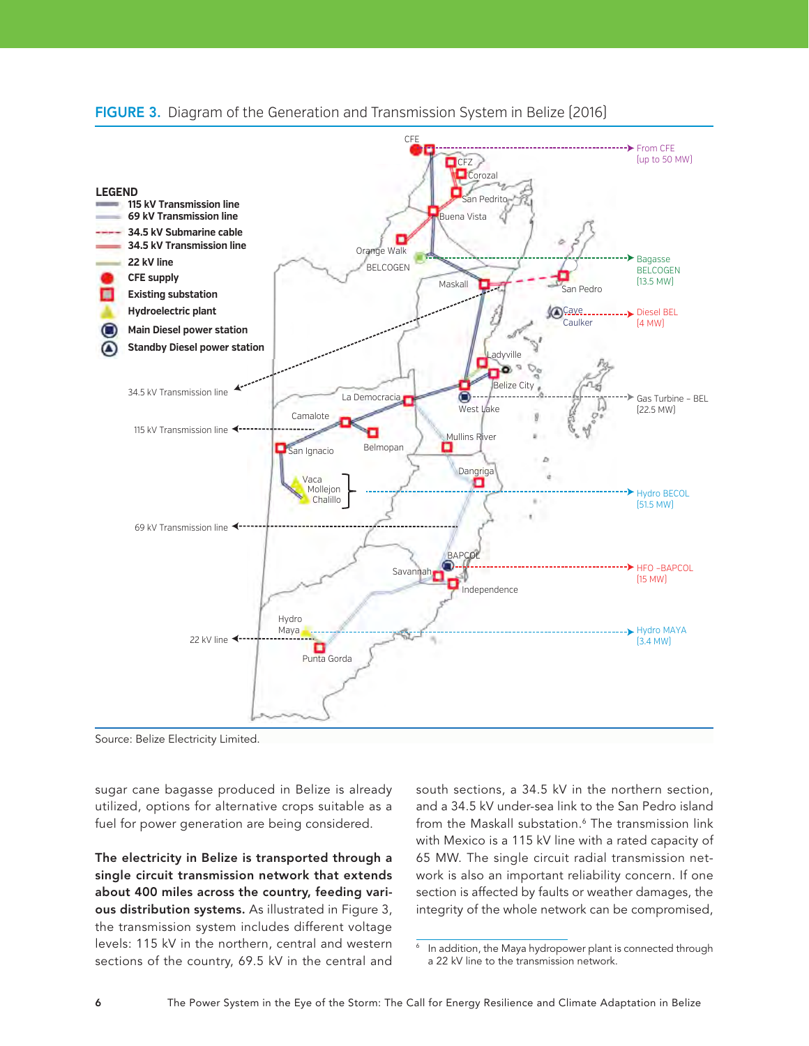**FIGURE 3.** Diagram of the Generation and Transmission System in Belize (2016)

Source: Belize Electricity Limited.

sugar cane bagasse produced in Belize is already utilized, options for alternative crops suitable as a fuel for power generation are being considered.

**The electricity in Belize is transported through a single circuit transmission network that extends about 400 miles across the country, feeding various distribution systems.** As illustrated in Figure 3, the transmission system includes different voltage levels: 115 kV in the northern, central and western sections of the country, 69.5 kV in the central and south sections, a 34.5 kV in the northern section, and a 34.5 kV under-sea link to the San Pedro island from the Maskall substation.[6] The transmission link with Mexico is a 115 kV line with a rated capacity of 65 MW. The single circuit radial transmission network is also an important reliability concern. If one section is affected by faults or weather damages, the integrity of the whole network can be compromised,

[6] In addition, the Maya hydropower plant is connected through a 22 kV line to the transmission network.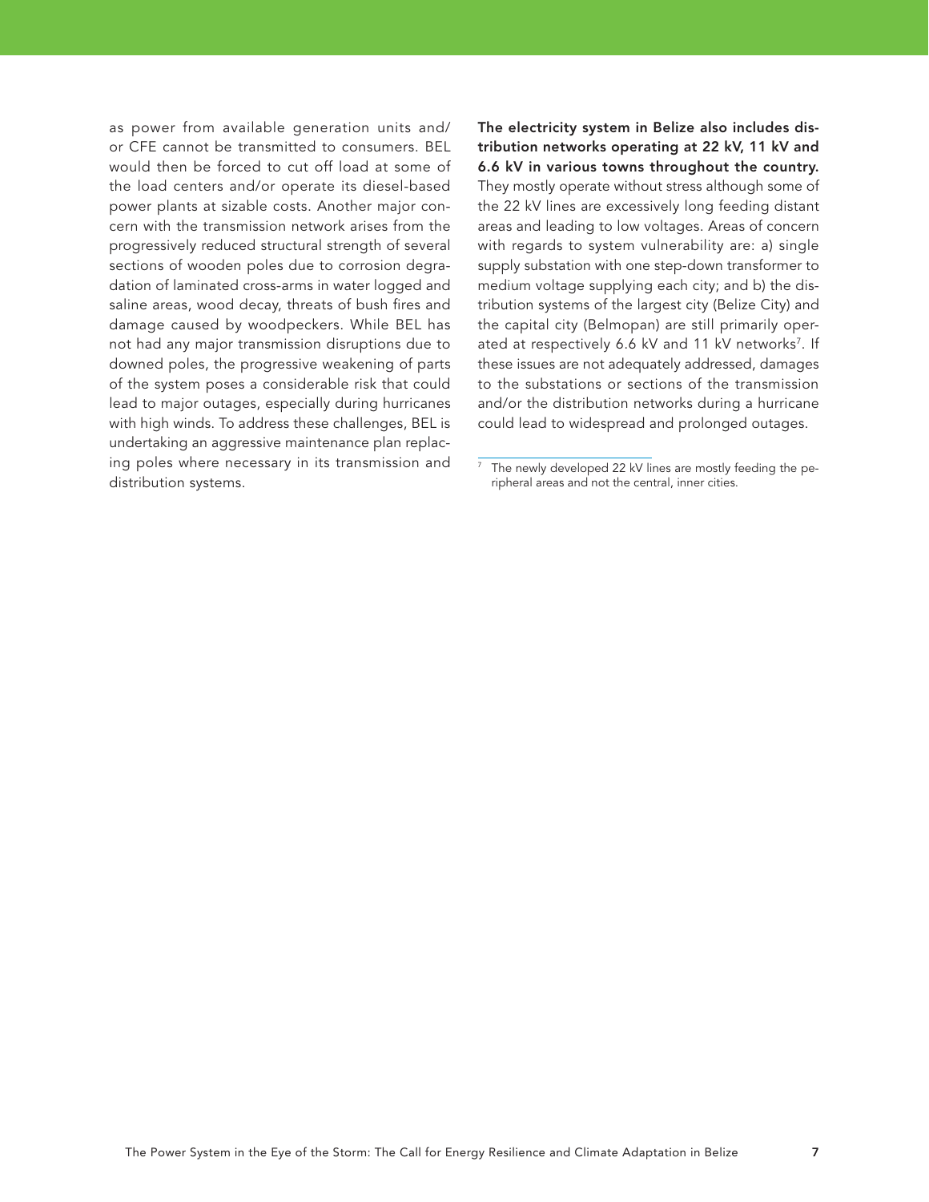as power from available generation units and/or CFE cannot be transmitted to consumers. BEL would then be forced to cut off load at some of the load centers and/or operate its diesel-based power plants at sizable costs. Another major concern with the transmission network arises from the progressively reduced structural strength of several sections of wooden poles due to corrosion degradation of laminated cross-arms in water logged and saline areas, wood decay, threats of bush fires and damage caused by woodpeckers. While BEL has not had any major transmission disruptions due to downed poles, the progressive weakening of parts of the system poses a considerable risk that could lead to major outages, especially during hurricanes with high winds. To address these challenges, BEL is undertaking an aggressive maintenance plan replacing poles where necessary in its transmission and distribution systems.

**The electricity system in Belize also includes distribution networks operating at 22 kV, 11 kV and 6.6 kV in various towns throughout the country.** They mostly operate without stress although some of the 22 kV lines are excessively long feeding distant areas and leading to low voltages. Areas of concern with regards to system vulnerability are: a) single supply substation with one step-down transformer to medium voltage supplying each city; and b) the distribution systems of the largest city (Belize City) and the capital city (Belmopan) are still primarily operated at respectively 6.6 kV and 11 kV networks[7]. If these issues are not adequately addressed, damages to the substations or sections of the transmission and/or the distribution networks during a hurricane could lead to widespread and prolonged outages.

[7] The newly developed 22 kV lines are mostly feeding the peripheral areas and not the central, inner cities.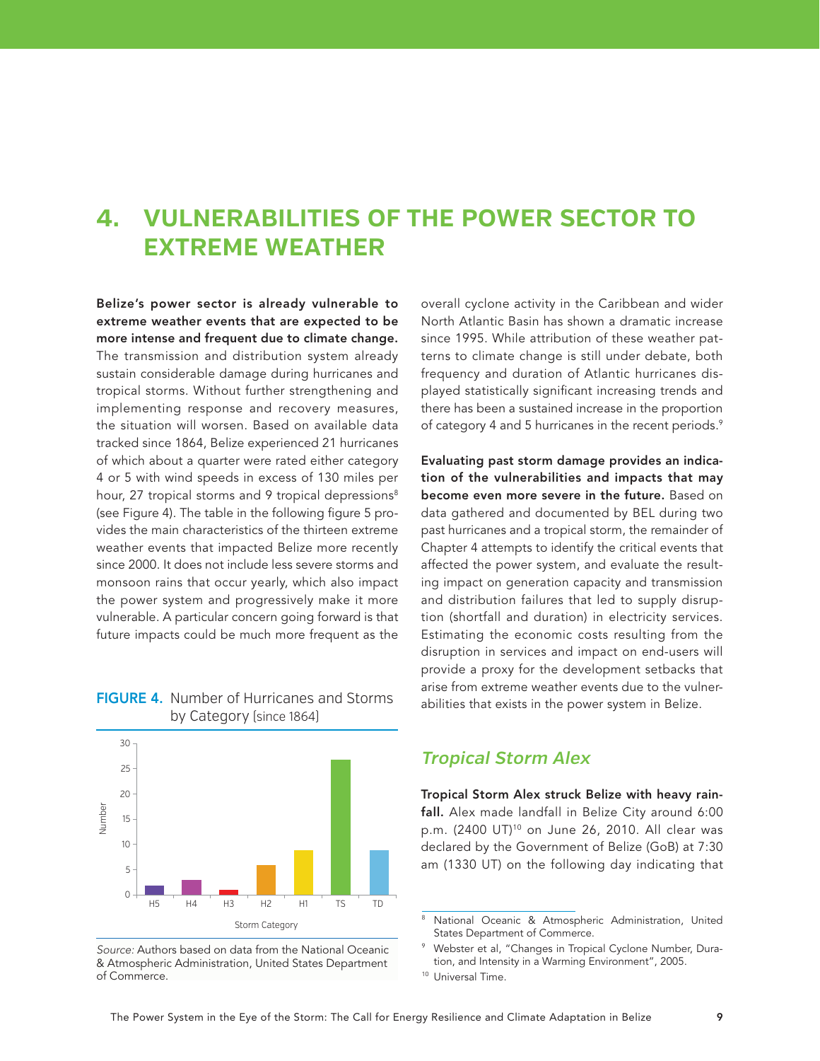# 4. VULNERABILITIES OF THE POWER SECTOR TO EXTREME WEATHER

**Belize's power sector is already vulnerable to extreme weather events that are expected to be more intense and frequent due to climate change.** The transmission and distribution system already sustain considerable damage during hurricanes and tropical storms. Without further strengthening and implementing response and recovery measures, the situation will worsen. Based on available data tracked since 1864, Belize experienced 21 hurricanes of which about a quarter were rated either category 4 or 5 with wind speeds in excess of 130 miles per hour, 27 tropical storms and 9 tropical depressions[8] (see Figure 4). The table in the following figure 5 provides the main characteristics of the thirteen extreme weather events that impacted Belize more recently since 2000. It does not include less severe storms and monsoon rains that occur yearly, which also impact the power system and progressively make it more vulnerable. A particular concern going forward is that future impacts could be much more frequent as the overall cyclone activity in the Caribbean and wider North Atlantic Basin has shown a dramatic increase since 1995. While attribution of these weather patterns to climate change is still under debate, both frequency and duration of Atlantic hurricanes displayed statistically significant increasing trends and there has been a sustained increase in the proportion of category 4 and 5 hurricanes in the recent periods.[9]

**FIGURE 4.** Number of Hurricanes and Storms by Category (since 1864)

| Storm Category | Number |
|---|---|
| H5 | 2 |
| H4 | 3 |
| H3 | 1 |
| H2 | 6 |
| H1 | 9 |
| TS | 27 |
| TD | 9 |

*Source:* Authors based on data from the National Oceanic & Atmospheric Administration, United States Department of Commerce.

**Evaluating past storm damage provides an indication of the vulnerabilities and impacts that may become even more severe in the future.** Based on data gathered and documented by BEL during two past hurricanes and a tropical storm, the remainder of Chapter 4 attempts to identify the critical events that affected the power system, and evaluate the resulting impact on generation capacity and transmission and distribution failures that led to supply disruption (shortfall and duration) in electricity services. Estimating the economic costs resulting from the disruption in services and impact on end-users will provide a proxy for the development setbacks that arise from extreme weather events due to the vulnerabilities that exists in the power system in Belize.

## *Tropical Storm Alex*

**Tropical Storm Alex struck Belize with heavy rainfall.** Alex made landfall in Belize City around 6:00 p.m. (2400 UT)[10] on June 26, 2010. All clear was declared by the Government of Belize (GoB) at 7:30 am (1330 UT) on the following day indicating that

[8] National Oceanic & Atmospheric Administration, United States Department of Commerce.

[9] Webster et al, "Changes in Tropical Cyclone Number, Duration, and Intensity in a Warming Environment", 2005.

[10] Universal Time.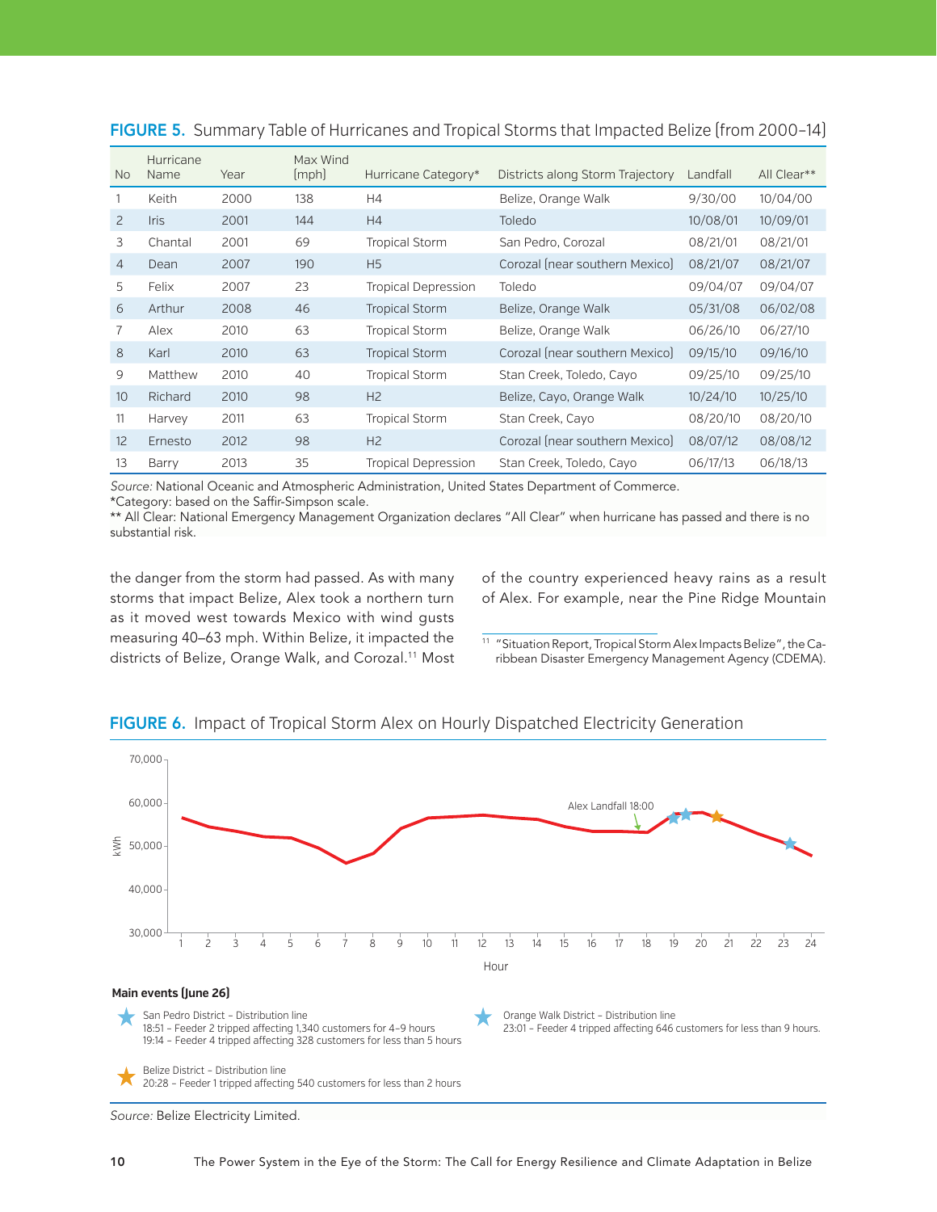**FIGURE 5.** Summary Table of Hurricanes and Tropical Storms that Impacted Belize (from 2000–14)

| No | Hurricane Name | Year | Max Wind (mph) | Hurricane Category* | Districts along Storm Trajectory | Landfall | All Clear** |
|---|---|---|---|---|---|---|---|
| 1 | Keith | 2000 | 138 | H4 | Belize, Orange Walk | 9/30/00 | 10/04/00 |
| 2 | Iris | 2001 | 144 | H4 | Toledo | 10/08/01 | 10/09/01 |
| 3 | Chantal | 2001 | 69 | Tropical Storm | San Pedro, Corozal | 08/21/01 | 08/21/01 |
| 4 | Dean | 2007 | 190 | H5 | Corozal (near southern Mexico) | 08/21/07 | 08/21/07 |
| 5 | Felix | 2007 | 23 | Tropical Depression | Toledo | 09/04/07 | 09/04/07 |
| 6 | Arthur | 2008 | 46 | Tropical Storm | Belize, Orange Walk | 05/31/08 | 06/02/08 |
| 7 | Alex | 2010 | 63 | Tropical Storm | Belize, Orange Walk | 06/26/10 | 06/27/10 |
| 8 | Karl | 2010 | 63 | Tropical Storm | Corozal (near southern Mexico) | 09/15/10 | 09/16/10 |
| 9 | Matthew | 2010 | 40 | Tropical Storm | Stan Creek, Toledo, Cayo | 09/25/10 | 09/25/10 |
| 10 | Richard | 2010 | 98 | H2 | Belize, Cayo, Orange Walk | 10/24/10 | 10/25/10 |
| 11 | Harvey | 2011 | 63 | Tropical Storm | Stan Creek, Cayo | 08/20/10 | 08/20/10 |
| 12 | Ernesto | 2012 | 98 | H2 | Corozal (near southern Mexico) | 08/07/12 | 08/08/12 |
| 13 | Barry | 2013 | 35 | Tropical Depression | Stan Creek, Toledo, Cayo | 06/17/13 | 06/18/13 |

*Source:* National Oceanic and Atmospheric Administration, United States Department of Commerce.
*Category: based on the Saffir-Simpson scale.
** All Clear: National Emergency Management Organization declares "All Clear" when hurricane has passed and there is no substantial risk.

the danger from the storm had passed. As with many storms that impact Belize, Alex took a northern turn as it moved west towards Mexico with wind gusts measuring 40–63 mph. Within Belize, it impacted the districts of Belize, Orange Walk, and Corozal.[11] Most of the country experienced heavy rains as a result of Alex. For example, near the Pine Ridge Mountain

[11] "Situation Report, Tropical Storm Alex Impacts Belize", the Caribbean Disaster Emergency Management Agency (CDEMA).

**FIGURE 6.** Impact of Tropical Storm Alex on Hourly Dispatched Electricity Generation

**Main events (June 26)**

San Pedro District – Distribution line
18:51 – Feeder 2 tripped affecting 1,340 customers for 4–9 hours
19:14 – Feeder 4 tripped affecting 328 customers for less than 5 hours

Orange Walk District – Distribution line
23:01 – Feeder 4 tripped affecting 646 customers for less than 9 hours.

Belize District – Distribution line
20:28 – Feeder 1 tripped affecting 540 customers for less than 2 hours

*Source:* Belize Electricity Limited.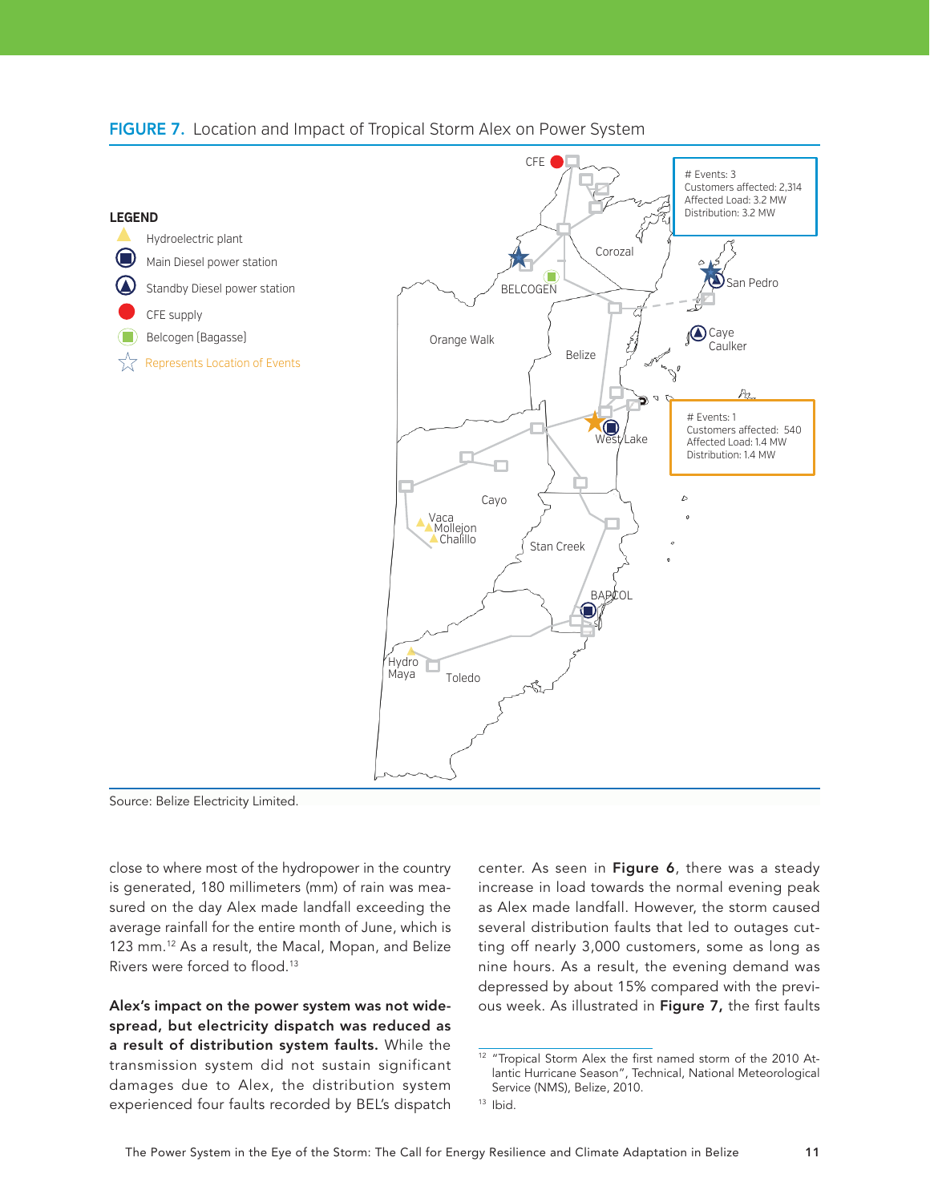**FIGURE 7.** Location and Impact of Tropical Storm Alex on Power System

LEGEND

- Hydroelectric plant
- Main Diesel power station
- Standby Diesel power station
- CFE supply
- Belcogen (Bagasse)
- Represents Location of Events

CFE, BELCOGEN, Corozal, Orange Walk, Belize, San Pedro, Caye Caulker, West Lake, Cayo, Vaca, Mollejon, Chalillo, Stan Creek, BAPCOL, Hydro Maya, Toledo

# Events: 3
Customers affected: 2,314
Affected Load: 3.2 MW
Distribution: 3.2 MW

# Events: 1
Customers affected: 540
Affected Load: 1.4 MW
Distribution: 1.4 MW

Source: Belize Electricity Limited.

close to where most of the hydropower in the country is generated, 180 millimeters (mm) of rain was measured on the day Alex made landfall exceeding the average rainfall for the entire month of June, which is 123 mm.[12] As a result, the Macal, Mopan, and Belize Rivers were forced to flood.[13]

**Alex's impact on the power system was not widespread, but electricity dispatch was reduced as a result of distribution system faults.** While the transmission system did not sustain significant damages due to Alex, the distribution system experienced four faults recorded by BEL's dispatch center. As seen in **Figure 6**, there was a steady increase in load towards the normal evening peak as Alex made landfall. However, the storm caused several distribution faults that led to outages cutting off nearly 3,000 customers, some as long as nine hours. As a result, the evening demand was depressed by about 15% compared with the previous week. As illustrated in **Figure 7,** the first faults

[12] "Tropical Storm Alex the first named storm of the 2010 Atlantic Hurricane Season", Technical, National Meteorological Service (NMS), Belize, 2010.

[13] Ibid.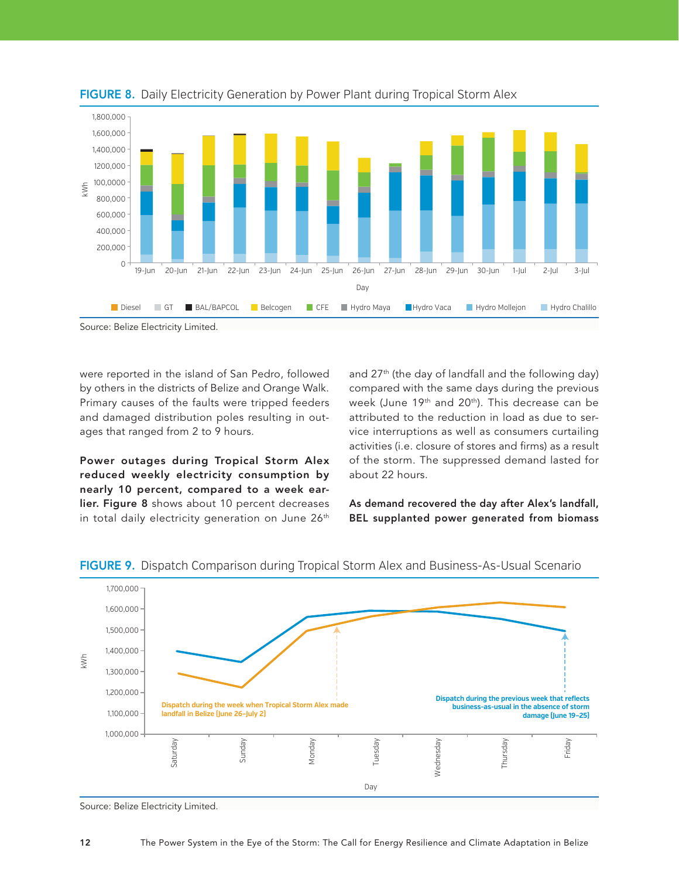**FIGURE 8.** Daily Electricity Generation by Power Plant during Tropical Storm Alex

Source: Belize Electricity Limited.

were reported in the island of San Pedro, followed by others in the districts of Belize and Orange Walk. Primary causes of the faults were tripped feeders and damaged distribution poles resulting in outages that ranged from 2 to 9 hours.

**Power outages during Tropical Storm Alex reduced weekly electricity consumption by nearly 10 percent, compared to a week earlier. Figure 8** shows about 10 percent decreases in total daily electricity generation on June 26th and 27th (the day of landfall and the following day) compared with the same days during the previous week (June 19th and 20th). This decrease can be attributed to the reduction in load as due to service interruptions as well as consumers curtailing activities (i.e. closure of stores and firms) as a result of the storm. The suppressed demand lasted for about 22 hours.

**As demand recovered the day after Alex's landfall, BEL supplanted power generated from biomass**

**FIGURE 9.** Dispatch Comparison during Tropical Storm Alex and Business-As-Usual Scenario

Source: Belize Electricity Limited.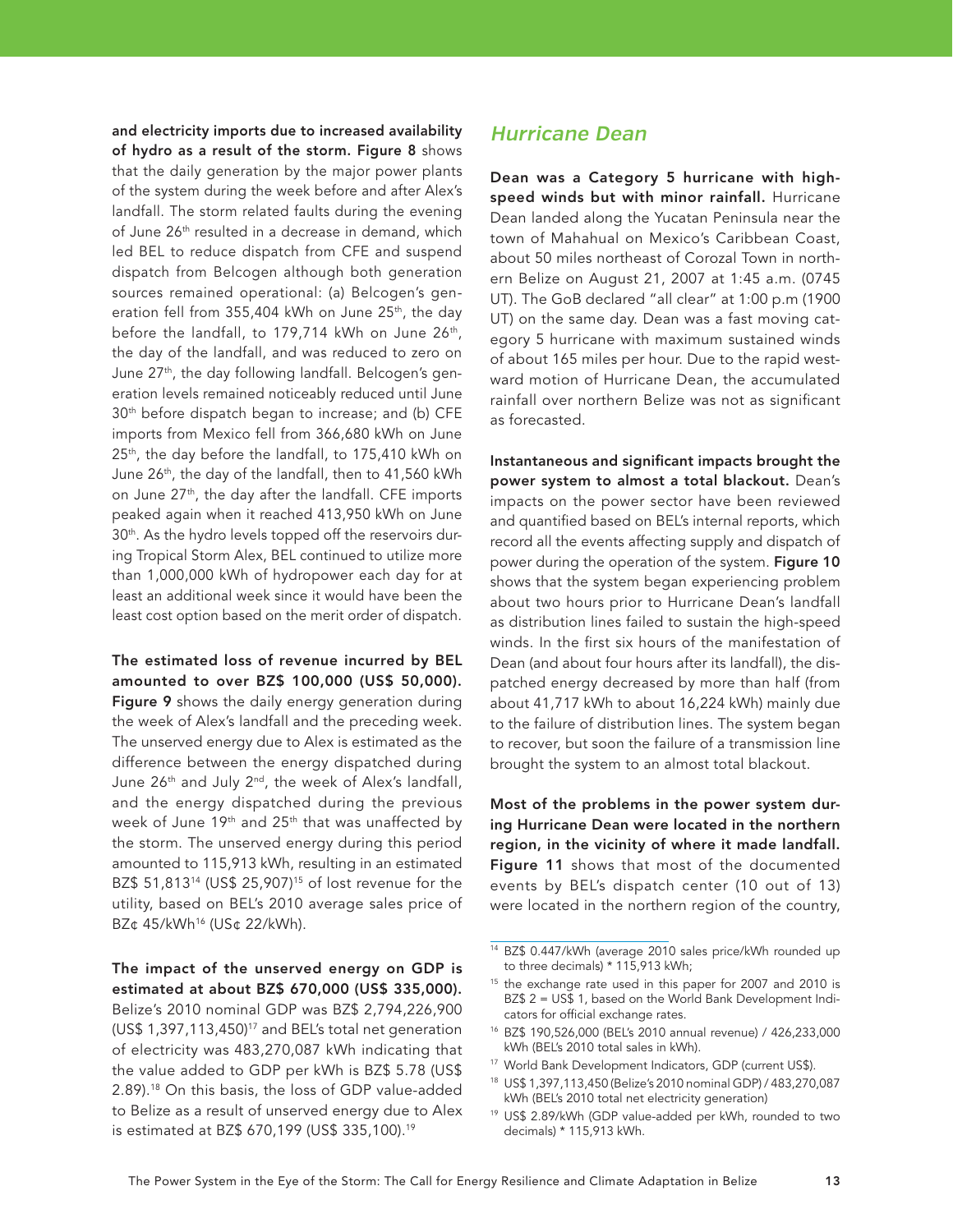**and electricity imports due to increased availability of hydro as a result of the storm. Figure 8** shows that the daily generation by the major power plants of the system during the week before and after Alex's landfall. The storm related faults during the evening of June 26th resulted in a decrease in demand, which led BEL to reduce dispatch from CFE and suspend dispatch from Belcogen although both generation sources remained operational: (a) Belcogen's generation fell from 355,404 kWh on June 25th, the day before the landfall, to 179,714 kWh on June 26th, the day of the landfall, and was reduced to zero on June 27th, the day following landfall. Belcogen's generation levels remained noticeably reduced until June 30th before dispatch began to increase; and (b) CFE imports from Mexico fell from 366,680 kWh on June 25th, the day before the landfall, to 175,410 kWh on June 26th, the day of the landfall, then to 41,560 kWh on June 27th, the day after the landfall. CFE imports peaked again when it reached 413,950 kWh on June 30th. As the hydro levels topped off the reservoirs during Tropical Storm Alex, BEL continued to utilize more than 1,000,000 kWh of hydropower each day for at least an additional week since it would have been the least cost option based on the merit order of dispatch.

**The estimated loss of revenue incurred by BEL amounted to over BZ$ 100,000 (US$ 50,000). Figure 9** shows the daily energy generation during the week of Alex's landfall and the preceding week. The unserved energy due to Alex is estimated as the difference between the energy dispatched during June 26th and July 2nd, the week of Alex's landfall, and the energy dispatched during the previous week of June 19th and 25th that was unaffected by the storm. The unserved energy during this period amounted to 115,913 kWh, resulting in an estimated BZ$ 51,813[14] (US$ 25,907)[15] of lost revenue for the utility, based on BEL's 2010 average sales price of BZ¢ 45/kWh[16] (US¢ 22/kWh).

**The impact of the unserved energy on GDP is estimated at about BZ$ 670,000 (US$ 335,000).** Belize's 2010 nominal GDP was BZ$ 2,794,226,900 (US$ 1,397,113,450)[17] and BEL's total net generation of electricity was 483,270,087 kWh indicating that the value added to GDP per kWh is BZ$ 5.78 (US$ 2.89).[18] On this basis, the loss of GDP value-added to Belize as a result of unserved energy due to Alex is estimated at BZ$ 670,199 (US$ 335,100).[19]

## *Hurricane Dean*

**Dean was a Category 5 hurricane with high-speed winds but with minor rainfall.** Hurricane Dean landed along the Yucatan Peninsula near the town of Mahahual on Mexico's Caribbean Coast, about 50 miles northeast of Corozal Town in northern Belize on August 21, 2007 at 1:45 a.m. (0745 UT). The GoB declared "all clear" at 1:00 p.m (1900 UT) on the same day. Dean was a fast moving category 5 hurricane with maximum sustained winds of about 165 miles per hour. Due to the rapid westward motion of Hurricane Dean, the accumulated rainfall over northern Belize was not as significant as forecasted.

**Instantaneous and significant impacts brought the power system to almost a total blackout.** Dean's impacts on the power sector have been reviewed and quantified based on BEL's internal reports, which record all the events affecting supply and dispatch of power during the operation of the system. **Figure 10** shows that the system began experiencing problem about two hours prior to Hurricane Dean's landfall as distribution lines failed to sustain the high-speed winds. In the first six hours of the manifestation of Dean (and about four hours after its landfall), the dispatched energy decreased by more than half (from about 41,717 kWh to about 16,224 kWh) mainly due to the failure of distribution lines. The system began to recover, but soon the failure of a transmission line brought the system to an almost total blackout.

**Most of the problems in the power system during Hurricane Dean were located in the northern region, in the vicinity of where it made landfall. Figure 11** shows that most of the documented events by BEL's dispatch center (10 out of 13) were located in the northern region of the country,

---

[14] BZ$ 0.447/kWh (average 2010 sales price/kWh rounded up to three decimals) * 115,913 kWh;

[15] the exchange rate used in this paper for 2007 and 2010 is BZ$ 2 = US$ 1, based on the World Bank Development Indicators for official exchange rates.

[16] BZ$ 190,526,000 (BEL's 2010 annual revenue) / 426,233,000 kWh (BEL's 2010 total sales in kWh).

[17] World Bank Development Indicators, GDP (current US$).

[18] US$ 1,397,113,450 (Belize's 2010 nominal GDP) / 483,270,087 kWh (BEL's 2010 total net electricity generation)

[19] US$ 2.89/kWh (GDP value-added per kWh, rounded to two decimals) * 115,913 kWh.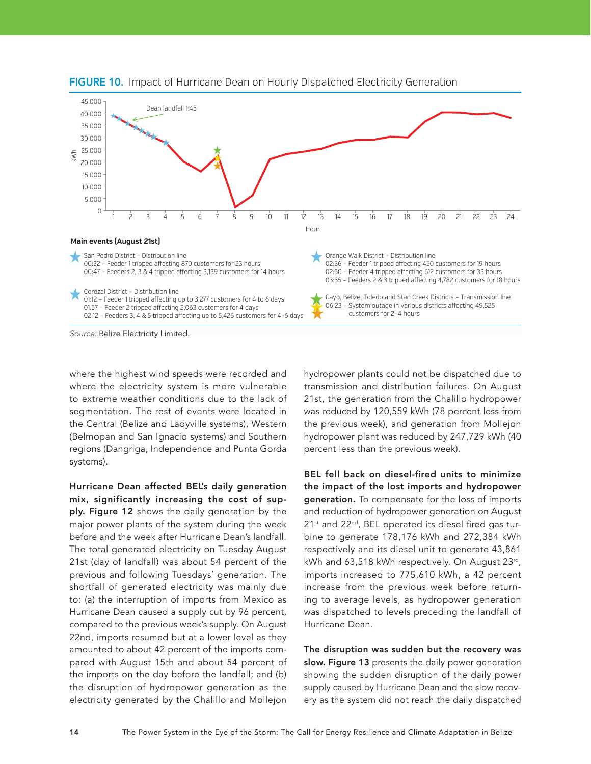**FIGURE 10.** Impact of Hurricane Dean on Hourly Dispatched Electricity Generation

**Main events (August 21st)**

San Pedro District – Distribution line
00:32 – Feeder 1 tripped affecting 870 customers for 23 hours
00:47 – Feeders 2, 3 & 4 tripped affecting 3,139 customers for 14 hours

Corozal District – Distribution line
01:12 – Feeder 1 tripped affecting up to 3,277 customers for 4 to 6 days
01:57 – Feeder 2 tripped affecting 2,063 customers for 4 days
02:12 – Feeders 3, 4 & 5 tripped affecting up to 5,426 customers for 4–6 days

Orange Walk District – Distribution line
02:36 – Feeder 1 tripped affecting 450 customers for 19 hours
02:50 – Feeder 4 tripped affecting 612 customers for 33 hours
03:35 – Feeders 2 & 3 tripped affecting 4,782 customers for 18 hours

Cayo, Belize, Toledo and Stan Creek Districts – Transmission line
06:23 – System outage in various districts affecting 49,525 customers for 2–4 hours

*Source:* Belize Electricity Limited.

where the highest wind speeds were recorded and where the electricity system is more vulnerable to extreme weather conditions due to the lack of segmentation. The rest of events were located in the Central (Belize and Ladyville systems), Western (Belmopan and San Ignacio systems) and Southern regions (Dangriga, Independence and Punta Gorda systems).

**Hurricane Dean affected BEL's daily generation mix, significantly increasing the cost of supply. Figure 12** shows the daily generation by the major power plants of the system during the week before and the week after Hurricane Dean's landfall. The total generated electricity on Tuesday August 21st (day of landfall) was about 54 percent of the previous and following Tuesdays' generation. The shortfall of generated electricity was mainly due to: (a) the interruption of imports from Mexico as Hurricane Dean caused a supply cut by 96 percent, compared to the previous week's supply. On August 22nd, imports resumed but at a lower level as they amounted to about 42 percent of the imports compared with August 15th and about 54 percent of the imports on the day before the landfall; and (b) the disruption of hydropower generation as the electricity generated by the Chalillo and Mollejon hydropower plants could not be dispatched due to transmission and distribution failures. On August 21st, the generation from the Chalillo hydropower was reduced by 120,559 kWh (78 percent less from the previous week), and generation from Mollejon hydropower plant was reduced by 247,729 kWh (40 percent less than the previous week).

**BEL fell back on diesel-fired units to minimize the impact of the lost imports and hydropower generation.** To compensate for the loss of imports and reduction of hydropower generation on August 21st and 22nd, BEL operated its diesel fired gas turbine to generate 178,176 kWh and 272,384 kWh respectively and its diesel unit to generate 43,861 kWh and 63,518 kWh respectively. On August 23rd, imports increased to 775,610 kWh, a 42 percent increase from the previous week before returning to average levels, as hydropower generation was dispatched to levels preceding the landfall of Hurricane Dean.

**The disruption was sudden but the recovery was slow. Figure 13** presents the daily power generation showing the sudden disruption of the daily power supply caused by Hurricane Dean and the slow recovery as the system did not reach the daily dispatched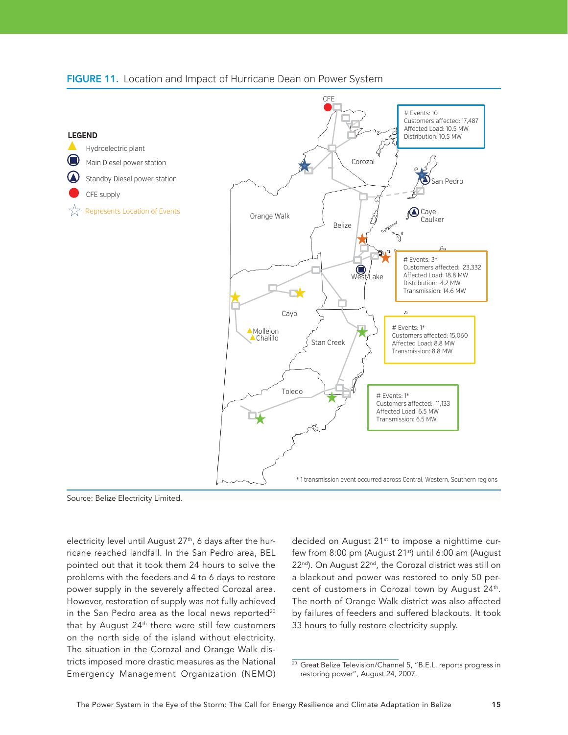**FIGURE 11.** Location and Impact of Hurricane Dean on Power System

LEGEND
- Hydroelectric plant
- Main Diesel power station
- Standby Diesel power station
- CFE supply
- Represents Location of Events

CFE

Corozal

San Pedro

Caye Caulker

Orange Walk

Belize

West Lake

Cayo

Mollejon

Chalillo

Stan Creek

Toledo

# Events: 10
Customers affected: 17,487
Affected Load: 10.5 MW
Distribution: 10.5 MW

# Events: 3*
Customers affected: 23,332
Affected Load: 18.8 MW
Distribution: 4.2 MW
Transmission: 14.6 MW

# Events: 1*
Customers affected: 15,060
Affected Load: 8.8 MW
Transmission: 8.8 MW

# Events: 1*
Customers affected: 11,133
Affected Load: 6.5 MW
Transmission: 6.5 MW

* 1 transmission event occurred across Central, Western, Southern regions

Source: Belize Electricity Limited.

electricity level until August 27th, 6 days after the hurricane reached landfall. In the San Pedro area, BEL pointed out that it took them 24 hours to solve the problems with the feeders and 4 to 6 days to restore power supply in the severely affected Corozal area. However, restoration of supply was not fully achieved in the San Pedro area as the local news reported[20] that by August 24th there were still few customers on the north side of the island without electricity. The situation in the Corozal and Orange Walk districts imposed more drastic measures as the National Emergency Management Organization (NEMO) decided on August 21st to impose a nighttime curfew from 8:00 pm (August 21st) until 6:00 am (August 22nd). On August 22nd, the Corozal district was still on a blackout and power was restored to only 50 percent of customers in Corozal town by August 24th. The north of Orange Walk district was also affected by failures of feeders and suffered blackouts. It took 33 hours to fully restore electricity supply.

[20] Great Belize Television/Channel 5, "B.E.L. reports progress in restoring power", August 24, 2007.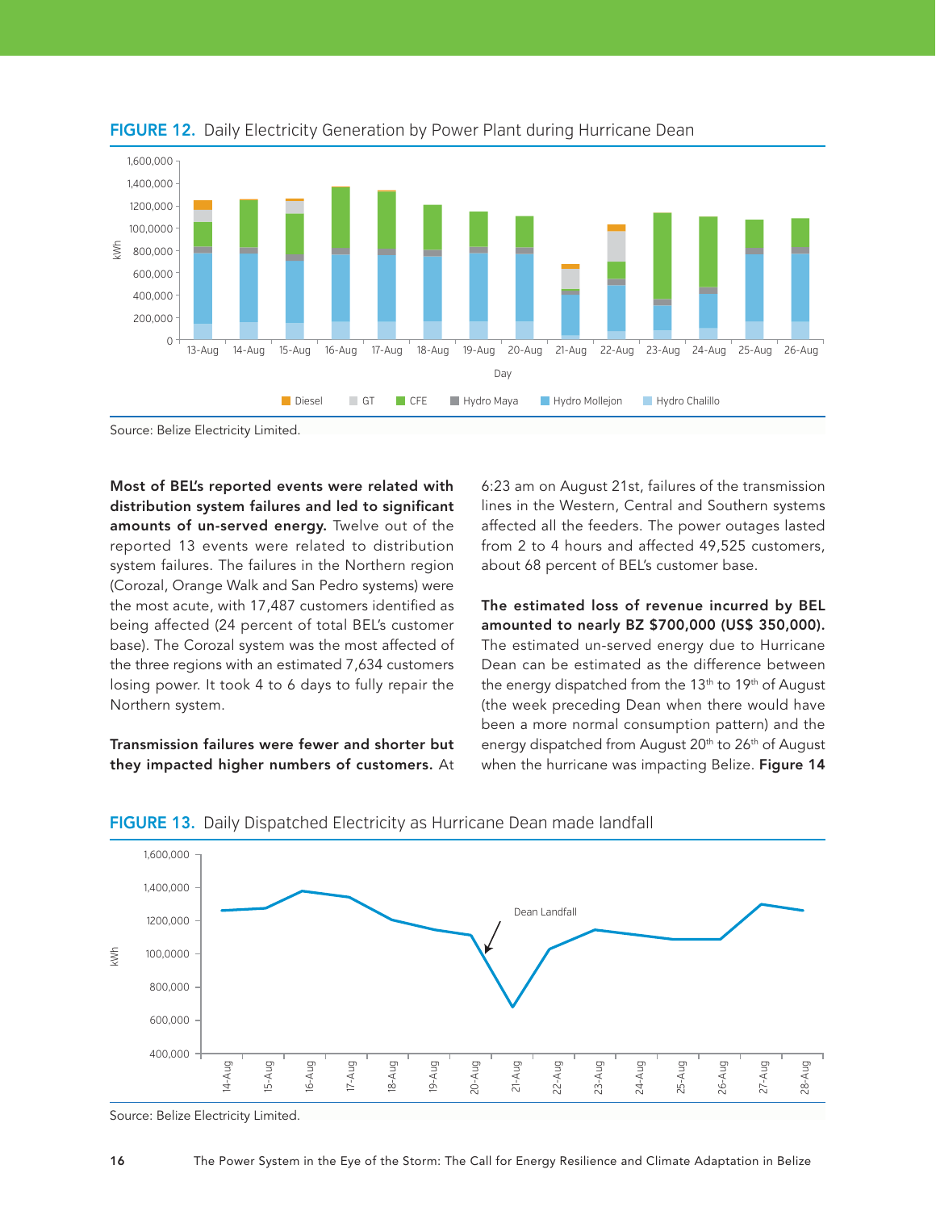**FIGURE 12.** Daily Electricity Generation by Power Plant during Hurricane Dean

Source: Belize Electricity Limited.

**Most of BEL's reported events were related with distribution system failures and led to significant amounts of un-served energy.** Twelve out of the reported 13 events were related to distribution system failures. The failures in the Northern region (Corozal, Orange Walk and San Pedro systems) were the most acute, with 17,487 customers identified as being affected (24 percent of total BEL's customer base). The Corozal system was the most affected of the three regions with an estimated 7,634 customers losing power. It took 4 to 6 days to fully repair the Northern system.

**Transmission failures were fewer and shorter but they impacted higher numbers of customers.** At 6:23 am on August 21st, failures of the transmission lines in the Western, Central and Southern systems affected all the feeders. The power outages lasted from 2 to 4 hours and affected 49,525 customers, about 68 percent of BEL's customer base.

**The estimated loss of revenue incurred by BEL amounted to nearly BZ $700,000 (US$ 350,000).** The estimated un-served energy due to Hurricane Dean can be estimated as the difference between the energy dispatched from the 13th to 19th of August (the week preceding Dean when there would have been a more normal consumption pattern) and the energy dispatched from August 20th to 26th of August when the hurricane was impacting Belize. **Figure 14**

**FIGURE 13.** Daily Dispatched Electricity as Hurricane Dean made landfall

Source: Belize Electricity Limited.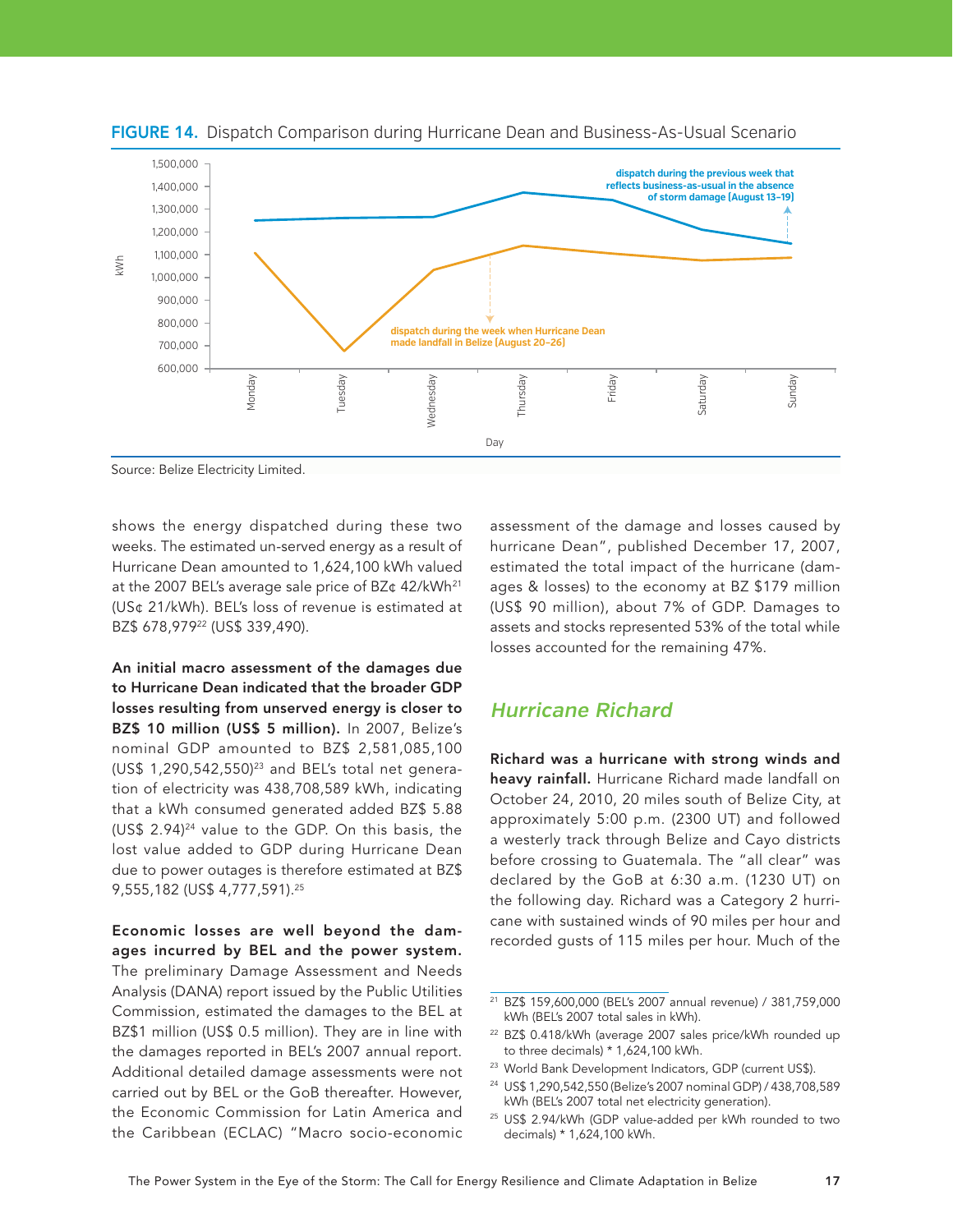**FIGURE 14.** Dispatch Comparison during Hurricane Dean and Business-As-Usual Scenario

Source: Belize Electricity Limited.

shows the energy dispatched during these two weeks. The estimated un-served energy as a result of Hurricane Dean amounted to 1,624,100 kWh valued at the 2007 BEL's average sale price of BZ¢ 42/kWh[21] (US¢ 21/kWh). BEL's loss of revenue is estimated at BZ$ 678,979[22] (US$ 339,490).

**An initial macro assessment of the damages due to Hurricane Dean indicated that the broader GDP losses resulting from unserved energy is closer to BZ$ 10 million (US$ 5 million).** In 2007, Belize's nominal GDP amounted to BZ$ 2,581,085,100 (US$ 1,290,542,550)[23] and BEL's total net generation of electricity was 438,708,589 kWh, indicating that a kWh consumed generated added BZ$ 5.88 (US$ 2.94)[24] value to the GDP. On this basis, the lost value added to GDP during Hurricane Dean due to power outages is therefore estimated at BZ$ 9,555,182 (US$ 4,777,591).[25]

**Economic losses are well beyond the damages incurred by BEL and the power system.** The preliminary Damage Assessment and Needs Analysis (DANA) report issued by the Public Utilities Commission, estimated the damages to the BEL at BZ$1 million (US$ 0.5 million). They are in line with the damages reported in BEL's 2007 annual report. Additional detailed damage assessments were not carried out by BEL or the GoB thereafter. However, the Economic Commission for Latin America and the Caribbean (ECLAC) "Macro socio-economic assessment of the damage and losses caused by hurricane Dean", published December 17, 2007, estimated the total impact of the hurricane (damages & losses) to the economy at BZ $179 million (US$ 90 million), about 7% of GDP. Damages to assets and stocks represented 53% of the total while losses accounted for the remaining 47%.

## *Hurricane Richard*

**Richard was a hurricane with strong winds and heavy rainfall.** Hurricane Richard made landfall on October 24, 2010, 20 miles south of Belize City, at approximately 5:00 p.m. (2300 UT) and followed a westerly track through Belize and Cayo districts before crossing to Guatemala. The "all clear" was declared by the GoB at 6:30 a.m. (1230 UT) on the following day. Richard was a Category 2 hurricane with sustained winds of 90 miles per hour and recorded gusts of 115 miles per hour. Much of the

[21] BZ$ 159,600,000 (BEL's 2007 annual revenue) / 381,759,000 kWh (BEL's 2007 total sales in kWh).

[22] BZ$ 0.418/kWh (average 2007 sales price/kWh rounded up to three decimals) * 1,624,100 kWh.

[23] World Bank Development Indicators, GDP (current US$).

[24] US$ 1,290,542,550 (Belize's 2007 nominal GDP) / 438,708,589 kWh (BEL's 2007 total net electricity generation).

[25] US$ 2.94/kWh (GDP value-added per kWh rounded to two decimals) * 1,624,100 kWh.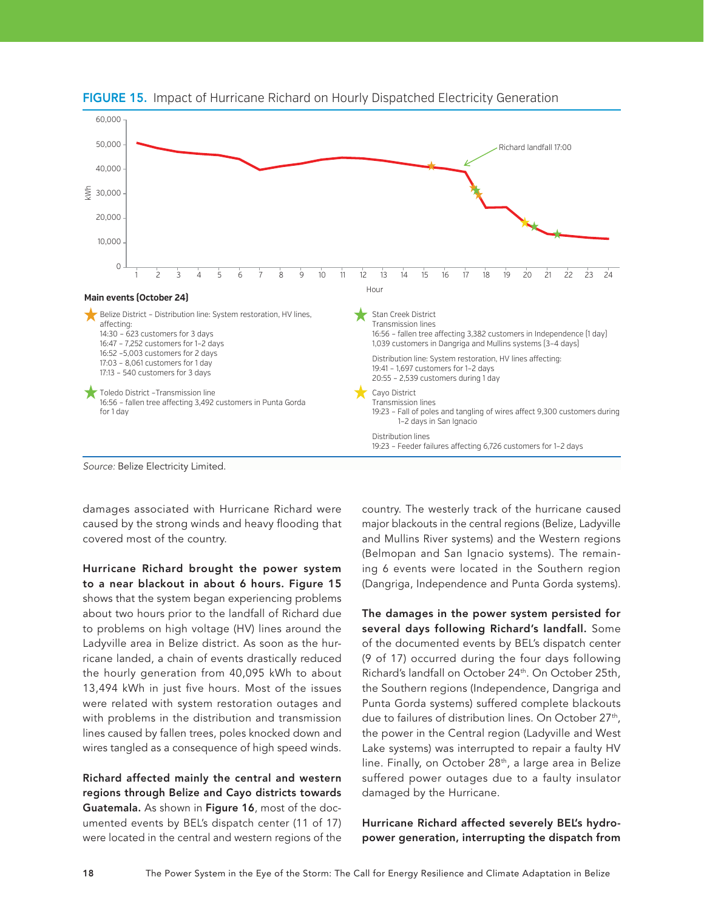**FIGURE 15.** Impact of Hurricane Richard on Hourly Dispatched Electricity Generation

**Main events (October 24)**

★ Belize District – Distribution line: System restoration, HV lines, affecting:
14:30 – 623 customers for 3 days
16:47 – 7,252 customers for 1–2 days
16:52 –5,003 customers for 2 days
17:03 – 8,061 customers for 1 day
17:13 – 540 customers for 3 days

★ Toledo District –Transmission line
16:56 – fallen tree affecting 3,492 customers in Punta Gorda for 1 day

★ Stan Creek District
Transmission lines
16:56 – fallen tree affecting 3,382 customers in Independence (1 day)
1,039 customers in Dangriga and Mullins systems (3–4 days)

Distribution line: System restoration, HV lines affecting:
19:41 – 1,697 customers for 1–2 days
20:55 – 2,539 customers during 1 day

★ Cayo District
Transmission lines
19:23 – Fall of poles and tangling of wires affect 9,300 customers during 1–2 days in San Ignacio

Distribution lines
19:23 – Feeder failures affecting 6,726 customers for 1–2 days

*Source:* Belize Electricity Limited.

damages associated with Hurricane Richard were caused by the strong winds and heavy flooding that covered most of the country.

**Hurricane Richard brought the power system to a near blackout in about 6 hours. Figure 15** shows that the system began experiencing problems about two hours prior to the landfall of Richard due to problems on high voltage (HV) lines around the Ladyville area in Belize district. As soon as the hurricane landed, a chain of events drastically reduced the hourly generation from 40,095 kWh to about 13,494 kWh in just five hours. Most of the issues were related with system restoration outages and with problems in the distribution and transmission lines caused by fallen trees, poles knocked down and wires tangled as a consequence of high speed winds.

**Richard affected mainly the central and western regions through Belize and Cayo districts towards Guatemala.** As shown in **Figure 16**, most of the documented events by BEL's dispatch center (11 of 17) were located in the central and western regions of the country. The westerly track of the hurricane caused major blackouts in the central regions (Belize, Ladyville and Mullins River systems) and the Western regions (Belmopan and San Ignacio systems). The remaining 6 events were located in the Southern region (Dangriga, Independence and Punta Gorda systems).

**The damages in the power system persisted for several days following Richard's landfall.** Some of the documented events by BEL's dispatch center (9 of 17) occurred during the four days following Richard's landfall on October 24th. On October 25th, the Southern regions (Independence, Dangriga and Punta Gorda systems) suffered complete blackouts due to failures of distribution lines. On October 27th, the power in the Central region (Ladyville and West Lake systems) was interrupted to repair a faulty HV line. Finally, on October 28th, a large area in Belize suffered power outages due to a faulty insulator damaged by the Hurricane.

**Hurricane Richard affected severely BEL's hydropower generation, interrupting the dispatch from**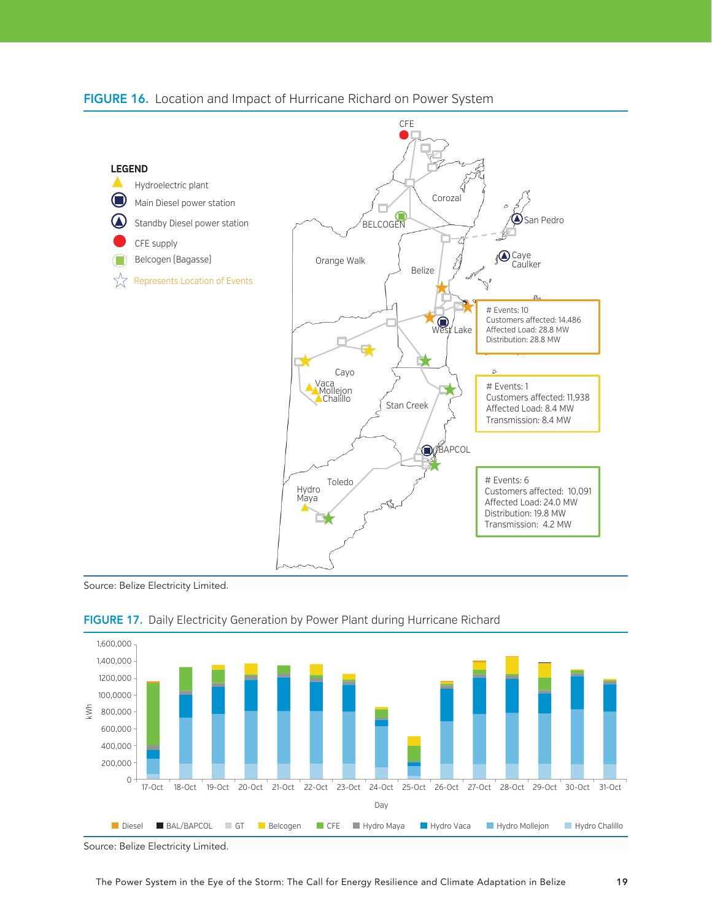**FIGURE 16.** Location and Impact of Hurricane Richard on Power System

**LEGEND**

- Hydroelectric plant
- Main Diesel power station
- Standby Diesel power station
- CFE supply
- Belcogen (Bagasse)
- Represents Location of Events

CFE, Corozal, BELCOGEN, San Pedro, Orange Walk, Belize, Caye Caulker, West Lake, Cayo, Vaca, Mollejon, Chalillo, Stan Creek, BAPCOL, Toledo, Hydro Maya

# Events: 10
Customers affected: 14,486
Affected Load: 28.8 MW
Distribution: 28.8 MW

# Events: 1
Customers affected: 11,938
Affected Load: 8.4 MW
Transmission: 8.4 MW

# Events: 6
Customers affected: 10,091
Affected Load: 24.0 MW
Distribution: 19.8 MW
Transmission: 4.2 MW

Source: Belize Electricity Limited.

**FIGURE 17.** Daily Electricity Generation by Power Plant during Hurricane Richard

kWh: 0, 200,000, 400,000, 600,000, 800,000, 100,0000, 1200,000, 1,400,000, 1,600,000

Day: 17-Oct, 18-Oct, 19-Oct, 20-Oct, 21-Oct, 22-Oct, 23-Oct, 24-Oct, 25-Oct, 26-Oct, 27-Oct, 28-Oct, 29-Oct, 30-Oct, 31-Oct

Diesel, BAL/BAPCOL, GT, Belcogen, CFE, Hydro Maya, Hydro Vaca, Hydro Mollejon, Hydro Chalillo

Source: Belize Electricity Limited.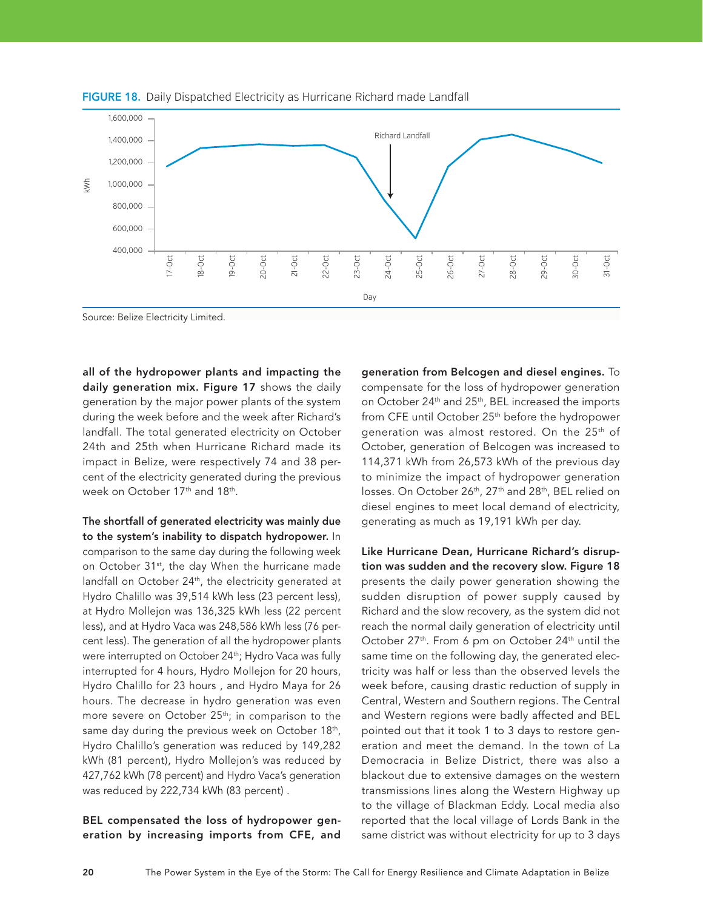**FIGURE 18.** Daily Dispatched Electricity as Hurricane Richard made Landfall

Source: Belize Electricity Limited.

**all of the hydropower plants and impacting the daily generation mix. Figure 17** shows the daily generation by the major power plants of the system during the week before and the week after Richard's landfall. The total generated electricity on October 24th and 25th when Hurricane Richard made its impact in Belize, were respectively 74 and 38 percent of the electricity generated during the previous week on October 17th and 18th.

**The shortfall of generated electricity was mainly due to the system's inability to dispatch hydropower.** In comparison to the same day during the following week on October 31st, the day When the hurricane made landfall on October 24th, the electricity generated at Hydro Chalillo was 39,514 kWh less (23 percent less), at Hydro Mollejon was 136,325 kWh less (22 percent less), and at Hydro Vaca was 248,586 kWh less (76 percent less). The generation of all the hydropower plants were interrupted on October 24th; Hydro Vaca was fully interrupted for 4 hours, Hydro Mollejon for 20 hours, Hydro Chalillo for 23 hours , and Hydro Maya for 26 hours. The decrease in hydro generation was even more severe on October 25th; in comparison to the same day during the previous week on October 18th, Hydro Chalillo's generation was reduced by 149,282 kWh (81 percent), Hydro Mollejon's was reduced by 427,762 kWh (78 percent) and Hydro Vaca's generation was reduced by 222,734 kWh (83 percent) .

**BEL compensated the loss of hydropower generation by increasing imports from CFE, and generation from Belcogen and diesel engines.** To compensate for the loss of hydropower generation on October 24th and 25th, BEL increased the imports from CFE until October 25th before the hydropower generation was almost restored. On the 25th of October, generation of Belcogen was increased to 114,371 kWh from 26,573 kWh of the previous day to minimize the impact of hydropower generation losses. On October 26th, 27th and 28th, BEL relied on diesel engines to meet local demand of electricity, generating as much as 19,191 kWh per day.

**Like Hurricane Dean, Hurricane Richard's disruption was sudden and the recovery slow. Figure 18** presents the daily power generation showing the sudden disruption of power supply caused by Richard and the slow recovery, as the system did not reach the normal daily generation of electricity until October 27th. From 6 pm on October 24th until the same time on the following day, the generated electricity was half or less than the observed levels the week before, causing drastic reduction of supply in Central, Western and Southern regions. The Central and Western regions were badly affected and BEL pointed out that it took 1 to 3 days to restore generation and meet the demand. In the town of La Democracia in Belize District, there was also a blackout due to extensive damages on the western transmissions lines along the Western Highway up to the village of Blackman Eddy. Local media also reported that the local village of Lords Bank in the same district was without electricity for up to 3 days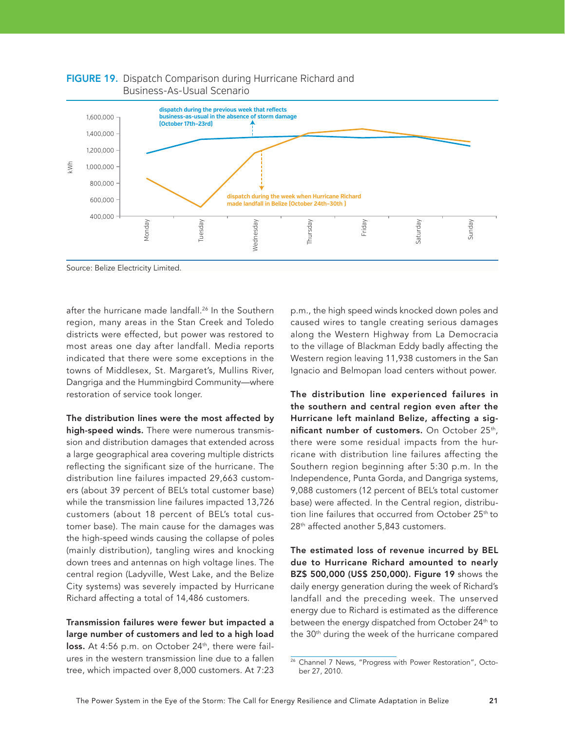**FIGURE 19.** Dispatch Comparison during Hurricane Richard and Business-As-Usual Scenario

Source: Belize Electricity Limited.

after the hurricane made landfall.[26] In the Southern region, many areas in the Stan Creek and Toledo districts were effected, but power was restored to most areas one day after landfall. Media reports indicated that there were some exceptions in the towns of Middlesex, St. Margaret's, Mullins River, Dangriga and the Hummingbird Community—where restoration of service took longer.

**The distribution lines were the most affected by high-speed winds.** There were numerous transmission and distribution damages that extended across a large geographical area covering multiple districts reflecting the significant size of the hurricane. The distribution line failures impacted 29,663 customers (about 39 percent of BEL's total customer base) while the transmission line failures impacted 13,726 customers (about 18 percent of BEL's total customer base). The main cause for the damages was the high-speed winds causing the collapse of poles (mainly distribution), tangling wires and knocking down trees and antennas on high voltage lines. The central region (Ladyville, West Lake, and the Belize City systems) was severely impacted by Hurricane Richard affecting a total of 14,486 customers.

**Transmission failures were fewer but impacted a large number of customers and led to a high load loss.** At 4:56 p.m. on October 24th, there were failures in the western transmission line due to a fallen tree, which impacted over 8,000 customers. At 7:23 p.m., the high speed winds knocked down poles and caused wires to tangle creating serious damages along the Western Highway from La Democracia to the village of Blackman Eddy badly affecting the Western region leaving 11,938 customers in the San Ignacio and Belmopan load centers without power.

**The distribution line experienced failures in the southern and central region even after the Hurricane left mainland Belize, affecting a significant number of customers.** On October 25th, there were some residual impacts from the hurricane with distribution line failures affecting the Southern region beginning after 5:30 p.m. In the Independence, Punta Gorda, and Dangriga systems, 9,088 customers (12 percent of BEL's total customer base) were affected. In the Central region, distribution line failures that occurred from October 25th to 28th affected another 5,843 customers.

**The estimated loss of revenue incurred by BEL due to Hurricane Richard amounted to nearly BZ$ 500,000 (US$ 250,000). Figure 19** shows the daily energy generation during the week of Richard's landfall and the preceding week. The unserved energy due to Richard is estimated as the difference between the energy dispatched from October 24th to the 30th during the week of the hurricane compared

[26] Channel 7 News, "Progress with Power Restoration", October 27, 2010.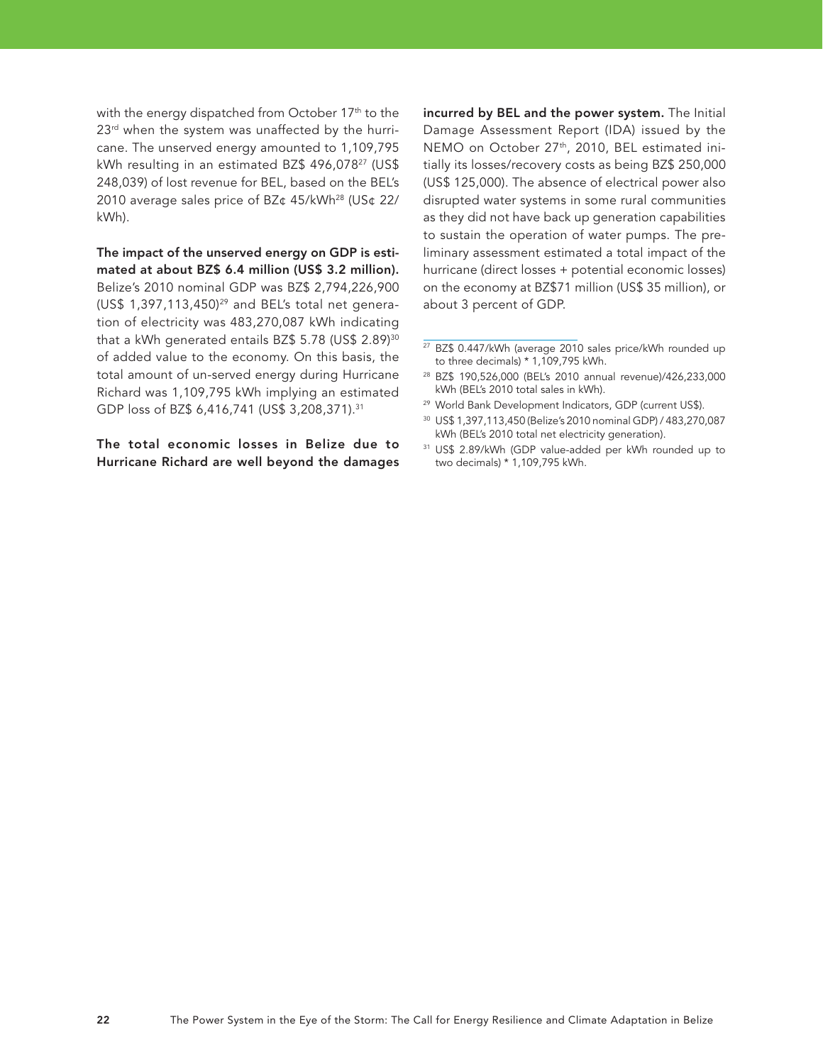with the energy dispatched from October 17th to the 23rd when the system was unaffected by the hurricane. The unserved energy amounted to 1,109,795 kWh resulting in an estimated BZ$ 496,078[27] (US$ 248,039) of lost revenue for BEL, based on the BEL's 2010 average sales price of BZ¢ 45/kWh[28] (US¢ 22/kWh).

**The impact of the unserved energy on GDP is estimated at about BZ$ 6.4 million (US$ 3.2 million).** Belize's 2010 nominal GDP was BZ$ 2,794,226,900 (US$ 1,397,113,450)[29] and BEL's total net generation of electricity was 483,270,087 kWh indicating that a kWh generated entails BZ$ 5.78 (US$ 2.89)[30] of added value to the economy. On this basis, the total amount of un-served energy during Hurricane Richard was 1,109,795 kWh implying an estimated GDP loss of BZ$ 6,416,741 (US$ 3,208,371).[31]

**The total economic losses in Belize due to Hurricane Richard are well beyond the damages incurred by BEL and the power system.** The Initial Damage Assessment Report (IDA) issued by the NEMO on October 27th, 2010, BEL estimated initially its losses/recovery costs as being BZ$ 250,000 (US$ 125,000). The absence of electrical power also disrupted water systems in some rural communities as they did not have back up generation capabilities to sustain the operation of water pumps. The preliminary assessment estimated a total impact of the hurricane (direct losses + potential economic losses) on the economy at BZ$71 million (US$ 35 million), or about 3 percent of GDP.

---

[27] BZ$ 0.447/kWh (average 2010 sales price/kWh rounded up to three decimals) * 1,109,795 kWh.

[28] BZ$ 190,526,000 (BEL's 2010 annual revenue)/426,233,000 kWh (BEL's 2010 total sales in kWh).

[29] World Bank Development Indicators, GDP (current US$).

[30] US$ 1,397,113,450 (Belize's 2010 nominal GDP) / 483,270,087 kWh (BEL's 2010 total net electricity generation).

[31] US$ 2.89/kWh (GDP value-added per kWh rounded up to two decimals) * 1,109,795 kWh.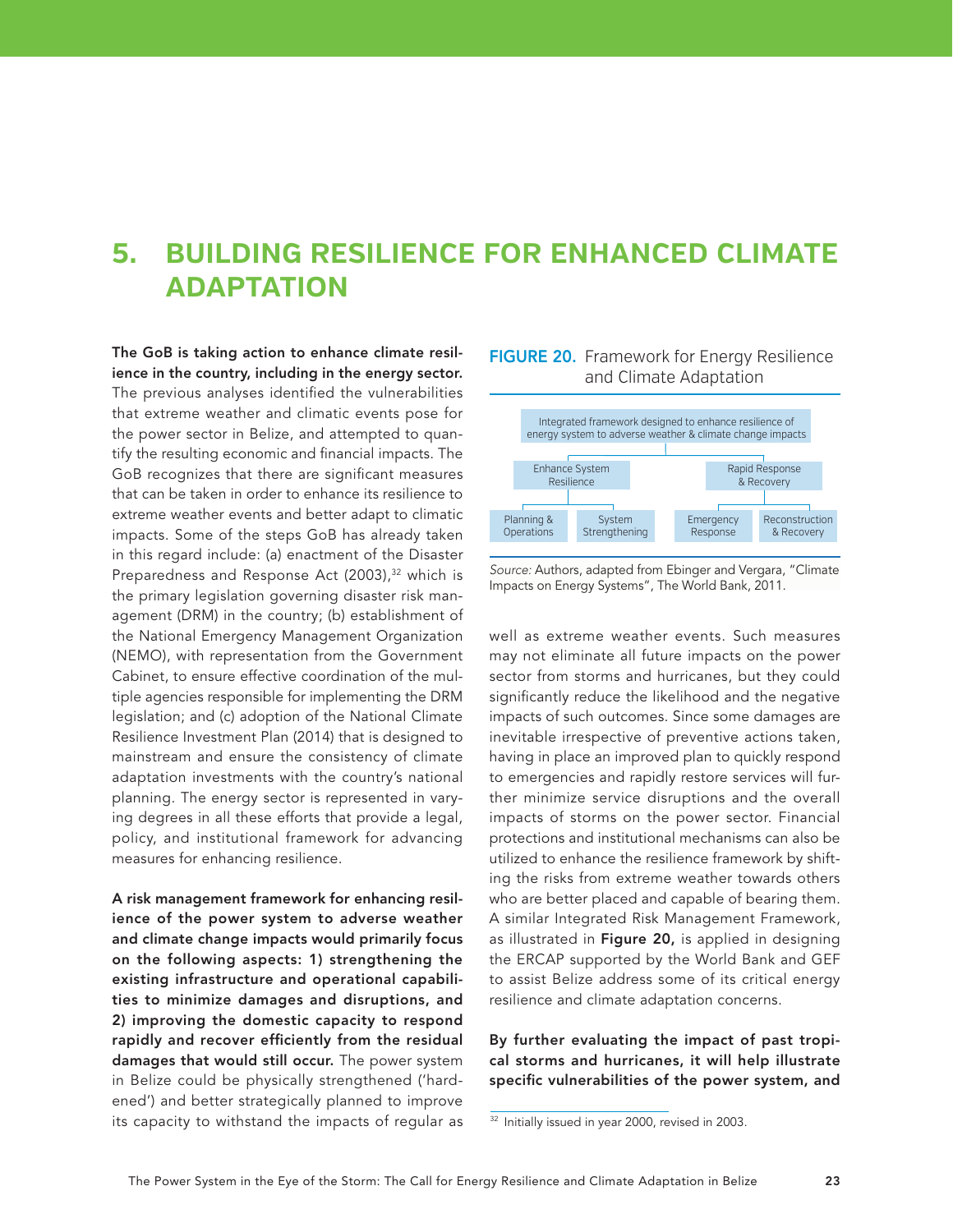# 5. BUILDING RESILIENCE FOR ENHANCED CLIMATE ADAPTATION

**The GoB is taking action to enhance climate resilience in the country, including in the energy sector.** The previous analyses identified the vulnerabilities that extreme weather and climatic events pose for the power sector in Belize, and attempted to quantify the resulting economic and financial impacts. The GoB recognizes that there are significant measures that can be taken in order to enhance its resilience to extreme weather events and better adapt to climatic impacts. Some of the steps GoB has already taken in this regard include: (a) enactment of the Disaster Preparedness and Response Act (2003),[32] which is the primary legislation governing disaster risk management (DRM) in the country; (b) establishment of the National Emergency Management Organization (NEMO), with representation from the Government Cabinet, to ensure effective coordination of the multiple agencies responsible for implementing the DRM legislation; and (c) adoption of the National Climate Resilience Investment Plan (2014) that is designed to mainstream and ensure the consistency of climate adaptation investments with the country's national planning. The energy sector is represented in varying degrees in all these efforts that provide a legal, policy, and institutional framework for advancing measures for enhancing resilience.

**A risk management framework for enhancing resilience of the power system to adverse weather and climate change impacts would primarily focus on the following aspects: 1) strengthening the existing infrastructure and operational capabilities to minimize damages and disruptions, and 2) improving the domestic capacity to respond rapidly and recover efficiently from the residual damages that would still occur.** The power system in Belize could be physically strengthened ('hardened') and better strategically planned to improve its capacity to withstand the impacts of regular as well as extreme weather events. Such measures may not eliminate all future impacts on the power sector from storms and hurricanes, but they could significantly reduce the likelihood and the negative impacts of such outcomes. Since some damages are inevitable irrespective of preventive actions taken, having in place an improved plan to quickly respond to emergencies and rapidly restore services will further minimize service disruptions and the overall impacts of storms on the power sector. Financial protections and institutional mechanisms can also be utilized to enhance the resilience framework by shifting the risks from extreme weather towards others who are better placed and capable of bearing them. A similar Integrated Risk Management Framework, as illustrated in **Figure 20,** is applied in designing the ERCAP supported by the World Bank and GEF to assist Belize address some of its critical energy resilience and climate adaptation concerns.

**FIGURE 20.** Framework for Energy Resilience and Climate Adaptation

- Integrated framework designed to enhance resilience of energy system to adverse weather & climate change impacts
  - Enhance System Resilience
    - Planning & Operations
    - System Strengthening
  - Rapid Response & Recovery
    - Emergency Response
    - Reconstruction & Recovery

*Source:* Authors, adapted from Ebinger and Vergara, "Climate Impacts on Energy Systems", The World Bank, 2011.

**By further evaluating the impact of past tropical storms and hurricanes, it will help illustrate specific vulnerabilities of the power system, and**

[32] Initially issued in year 2000, revised in 2003.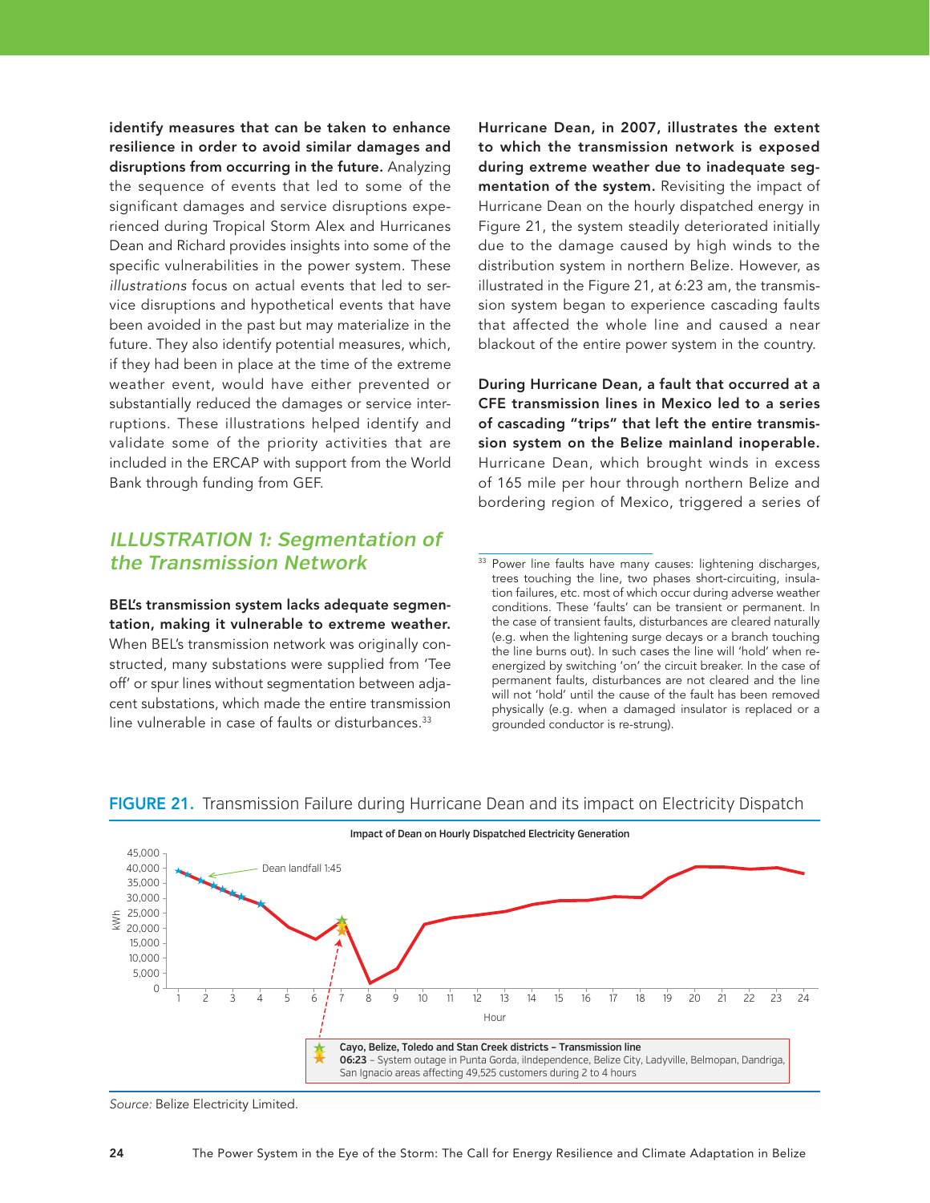**identify measures that can be taken to enhance resilience in order to avoid similar damages and disruptions from occurring in the future.** Analyzing the sequence of events that led to some of the significant damages and service disruptions experienced during Tropical Storm Alex and Hurricanes Dean and Richard provides insights into some of the specific vulnerabilities in the power system. These *illustrations* focus on actual events that led to service disruptions and hypothetical events that have been avoided in the past but may materialize in the future. They also identify potential measures, which, if they had been in place at the time of the extreme weather event, would have either prevented or substantially reduced the damages or service interruptions. These illustrations helped identify and validate some of the priority activities that are included in the ERCAP with support from the World Bank through funding from GEF.

## *ILLUSTRATION 1: Segmentation of the Transmission Network*

**BEL's transmission system lacks adequate segmentation, making it vulnerable to extreme weather.** When BEL's transmission network was originally constructed, many substations were supplied from 'Tee off' or spur lines without segmentation between adjacent substations, which made the entire transmission line vulnerable in case of faults or disturbances.[33]

**Hurricane Dean, in 2007, illustrates the extent to which the transmission network is exposed during extreme weather due to inadequate segmentation of the system.** Revisiting the impact of Hurricane Dean on the hourly dispatched energy in Figure 21, the system steadily deteriorated initially due to the damage caused by high winds to the distribution system in northern Belize. However, as illustrated in the Figure 21, at 6:23 am, the transmission system began to experience cascading faults that affected the whole line and caused a near blackout of the entire power system in the country.

**During Hurricane Dean, a fault that occurred at a CFE transmission lines in Mexico led to a series of cascading "trips" that left the entire transmission system on the Belize mainland inoperable.** Hurricane Dean, which brought winds in excess of 165 mile per hour through northern Belize and bordering region of Mexico, triggered a series of

[33] Power line faults have many causes: lightening discharges, trees touching the line, two phases short-circuiting, insulation failures, etc. most of which occur during adverse weather conditions. These 'faults' can be transient or permanent. In the case of transient faults, disturbances are cleared naturally (e.g. when the lightening surge decays or a branch touching the line burns out). In such cases the line will 'hold' when re-energized by switching 'on' the circuit breaker. In the case of permanent faults, disturbances are not cleared and the line will not 'hold' until the cause of the fault has been removed physically (e.g. when a damaged insulator is replaced or a grounded conductor is re-strung).

**FIGURE 21.** Transmission Failure during Hurricane Dean and its impact on Electricity Dispatch

Impact of Dean on Hourly Dispatched Electricity Generation

Dean landfall 1:45

**Cayo, Belize, Toledo and Stan Creek districts – Transmission line**
**06:23** – System outage in Punta Gorda, iIndependence, Belize City, Ladyville, Belmopan, Dandriga, San Ignacio areas affecting 49,525 customers during 2 to 4 hours

*Source:* Belize Electricity Limited.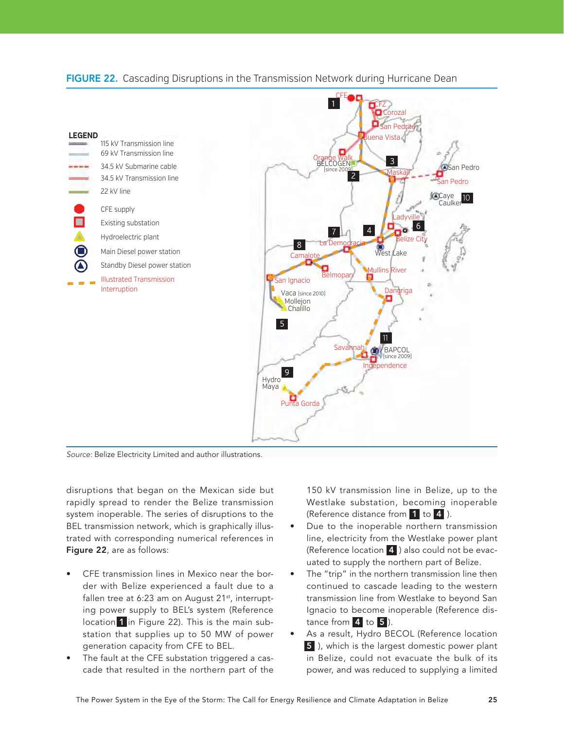**FIGURE 22.** Cascading Disruptions in the Transmission Network during Hurricane Dean

LEGEND
- 115 kV Transmission line
- 69 kV Transmission line
- 34.5 kV Submarine cable
- 34.5 kV Transmission line
- 22 kV line
- CFE supply
- Existing substation
- Hydroelectric plant
- Main Diesel power station
- Standby Diesel power station
- Illustrated Transmission Interruption

*Source:* Belize Electricity Limited and author illustrations.

disruptions that began on the Mexican side but rapidly spread to render the Belize transmission system inoperable. The series of disruptions to the BEL transmission network, which is graphically illustrated with corresponding numerical references in **Figure 22**, are as follows:

- CFE transmission lines in Mexico near the border with Belize experienced a fault due to a fallen tree at 6:23 am on August 21st, interrupting power supply to BEL's system (Reference location 1 in Figure 22). This is the main substation that supplies up to 50 MW of power generation capacity from CFE to BEL.
- The fault at the CFE substation triggered a cascade that resulted in the northern part of the 150 kV transmission line in Belize, up to the Westlake substation, becoming inoperable (Reference distance from 1 to 4 ).
- Due to the inoperable northern transmission line, electricity from the Westlake power plant (Reference location 4 ) also could not be evacuated to supply the northern part of Belize.
- The "trip" in the northern transmission line then continued to cascade leading to the western transmission line from Westlake to beyond San Ignacio to become inoperable (Reference distance from 4 to 5 ).
- As a result, Hydro BECOL (Reference location 5 ), which is the largest domestic power plant in Belize, could not evacuate the bulk of its power, and was reduced to supplying a limited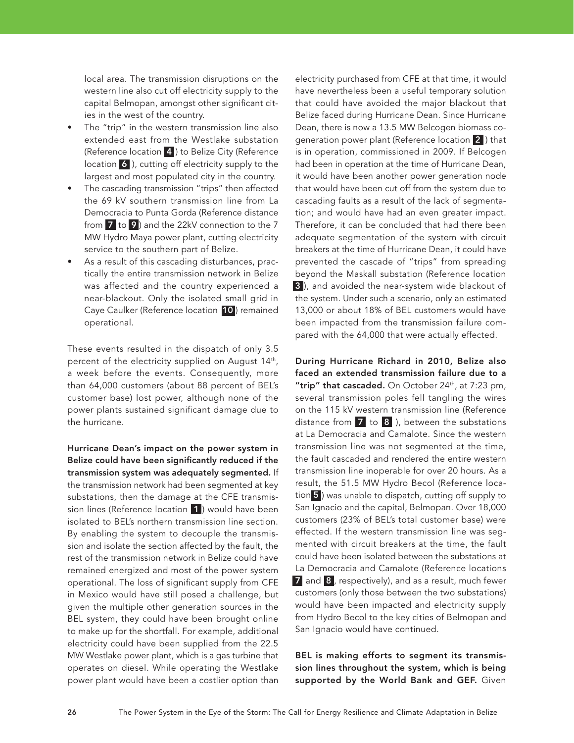local area. The transmission disruptions on the western line also cut off electricity supply to the capital Belmopan, amongst other significant cities in the west of the country.

- The "trip" in the western transmission line also extended east from the Westlake substation (Reference location **4**) to Belize City (Reference location **6**), cutting off electricity supply to the largest and most populated city in the country.
- The cascading transmission "trips" then affected the 69 kV southern transmission line from La Democracia to Punta Gorda (Reference distance from **7** to **9**) and the 22kV connection to the 7 MW Hydro Maya power plant, cutting electricity service to the southern part of Belize.
- As a result of this cascading disturbances, practically the entire transmission network in Belize was affected and the country experienced a near-blackout. Only the isolated small grid in Caye Caulker (Reference location **10**) remained operational.

These events resulted in the dispatch of only 3.5 percent of the electricity supplied on August 14th, a week before the events. Consequently, more than 64,000 customers (about 88 percent of BEL's customer base) lost power, although none of the power plants sustained significant damage due to the hurricane.

**Hurricane Dean's impact on the power system in Belize could have been significantly reduced if the transmission system was adequately segmented.** If the transmission network had been segmented at key substations, then the damage at the CFE transmission lines (Reference location **1**) would have been isolated to BEL's northern transmission line section. By enabling the system to decouple the transmission and isolate the section affected by the fault, the rest of the transmission network in Belize could have remained energized and most of the power system operational. The loss of significant supply from CFE in Mexico would have still posed a challenge, but given the multiple other generation sources in the BEL system, they could have been brought online to make up for the shortfall. For example, additional electricity could have been supplied from the 22.5 MW Westlake power plant, which is a gas turbine that operates on diesel. While operating the Westlake power plant would have been a costlier option than electricity purchased from CFE at that time, it would have nevertheless been a useful temporary solution that could have avoided the major blackout that Belize faced during Hurricane Dean. Since Hurricane Dean, there is now a 13.5 MW Belcogen biomass cogeneration power plant (Reference location **2**) that is in operation, commissioned in 2009. If Belcogen had been in operation at the time of Hurricane Dean, it would have been another power generation node that would have been cut off from the system due to cascading faults as a result of the lack of segmentation; and would have had an even greater impact. Therefore, it can be concluded that had there been adequate segmentation of the system with circuit breakers at the time of Hurricane Dean, it could have prevented the cascade of "trips" from spreading beyond the Maskall substation (Reference location **3**), and avoided the near-system wide blackout of the system. Under such a scenario, only an estimated 13,000 or about 18% of BEL customers would have been impacted from the transmission failure compared with the 64,000 that were actually effected.

**During Hurricane Richard in 2010, Belize also faced an extended transmission failure due to a "trip" that cascaded.** On October 24th, at 7:23 pm, several transmission poles fell tangling the wires on the 115 kV western transmission line (Reference distance from **7** to **8**), between the substations at La Democracia and Camalote. Since the western transmission line was not segmented at the time, the fault cascaded and rendered the entire western transmission line inoperable for over 20 hours. As a result, the 51.5 MW Hydro Becol (Reference location **5**) was unable to dispatch, cutting off supply to San Ignacio and the capital, Belmopan. Over 18,000 customers (23% of BEL's total customer base) were effected. If the western transmission line was segmented with circuit breakers at the time, the fault could have been isolated between the substations at La Democracia and Camalote (Reference locations **7** and **8**, respectively), and as a result, much fewer customers (only those between the two substations) would have been impacted and electricity supply from Hydro Becol to the key cities of Belmopan and San Ignacio would have continued.

**BEL is making efforts to segment its transmission lines throughout the system, which is being supported by the World Bank and GEF.** Given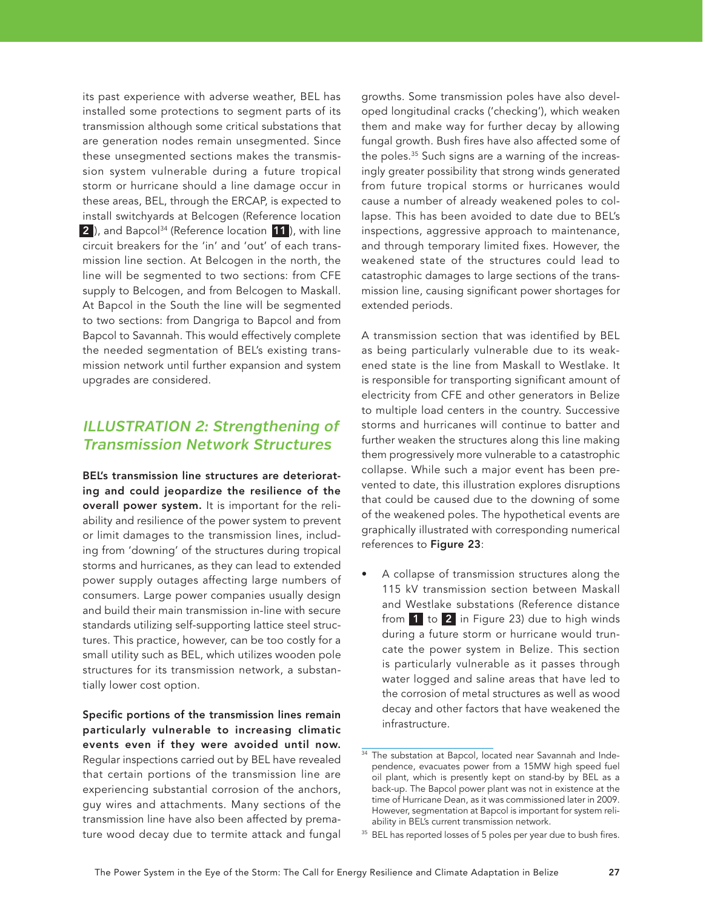its past experience with adverse weather, BEL has installed some protections to segment parts of its transmission although some critical substations that are generation nodes remain unsegmented. Since these unsegmented sections makes the transmission system vulnerable during a future tropical storm or hurricane should a line damage occur in these areas, BEL, through the ERCAP, is expected to install switchyards at Belcogen (Reference location **2**), and Bapcol[34] (Reference location **11**), with line circuit breakers for the 'in' and 'out' of each transmission line section. At Belcogen in the north, the line will be segmented to two sections: from CFE supply to Belcogen, and from Belcogen to Maskall. At Bapcol in the South the line will be segmented to two sections: from Dangriga to Bapcol and from Bapcol to Savannah. This would effectively complete the needed segmentation of BEL's existing transmission network until further expansion and system upgrades are considered.

## *ILLUSTRATION 2: Strengthening of Transmission Network Structures*

**BEL's transmission line structures are deteriorating and could jeopardize the resilience of the overall power system.** It is important for the reliability and resilience of the power system to prevent or limit damages to the transmission lines, including from 'downing' of the structures during tropical storms and hurricanes, as they can lead to extended power supply outages affecting large numbers of consumers. Large power companies usually design and build their main transmission in-line with secure standards utilizing self-supporting lattice steel structures. This practice, however, can be too costly for a small utility such as BEL, which utilizes wooden pole structures for its transmission network, a substantially lower cost option.

**Specific portions of the transmission lines remain particularly vulnerable to increasing climatic events even if they were avoided until now.** Regular inspections carried out by BEL have revealed that certain portions of the transmission line are experiencing substantial corrosion of the anchors, guy wires and attachments. Many sections of the transmission line have also been affected by premature wood decay due to termite attack and fungal growths. Some transmission poles have also developed longitudinal cracks ('checking'), which weaken them and make way for further decay by allowing fungal growth. Bush fires have also affected some of the poles.[35] Such signs are a warning of the increasingly greater possibility that strong winds generated from future tropical storms or hurricanes would cause a number of already weakened poles to collapse. This has been avoided to date due to BEL's inspections, aggressive approach to maintenance, and through temporary limited fixes. However, the weakened state of the structures could lead to catastrophic damages to large sections of the transmission line, causing significant power shortages for extended periods.

A transmission section that was identified by BEL as being particularly vulnerable due to its weakened state is the line from Maskall to Westlake. It is responsible for transporting significant amount of electricity from CFE and other generators in Belize to multiple load centers in the country. Successive storms and hurricanes will continue to batter and further weaken the structures along this line making them progressively more vulnerable to a catastrophic collapse. While such a major event has been prevented to date, this illustration explores disruptions that could be caused due to the downing of some of the weakened poles. The hypothetical events are graphically illustrated with corresponding numerical references to **Figure 23**:

- A collapse of transmission structures along the 115 kV transmission section between Maskall and Westlake substations (Reference distance from **1** to **2** in Figure 23) due to high winds during a future storm or hurricane would truncate the power system in Belize. This section is particularly vulnerable as it passes through water logged and saline areas that have led to the corrosion of metal structures as well as wood decay and other factors that have weakened the infrastructure.

[34] The substation at Bapcol, located near Savannah and Independence, evacuates power from a 15MW high speed fuel oil plant, which is presently kept on stand-by by BEL as a back-up. The Bapcol power plant was not in existence at the time of Hurricane Dean, as it was commissioned later in 2009. However, segmentation at Bapcol is important for system reliability in BEL's current transmission network.

[35] BEL has reported losses of 5 poles per year due to bush fires.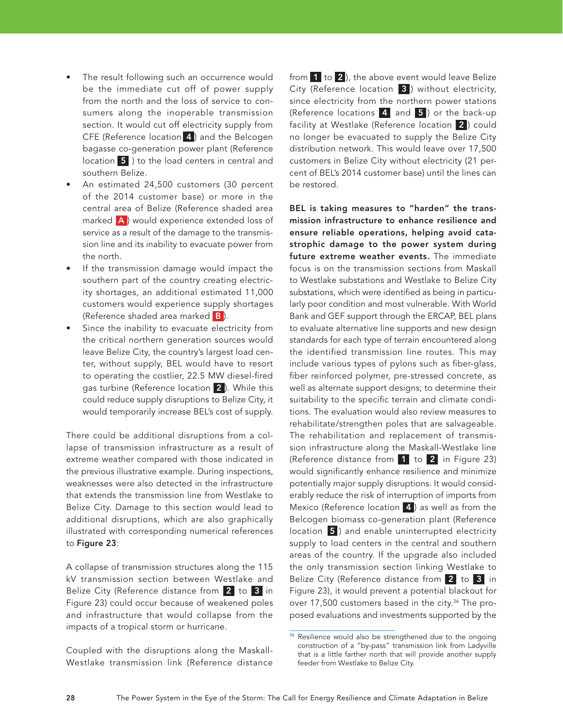- The result following such an occurrence would be the immediate cut off of power supply from the north and the loss of service to consumers along the inoperable transmission section. It would cut off electricity supply from CFE (Reference location **4**) and the Belcogen bagasse co-generation power plant (Reference location **5**) to the load centers in central and southern Belize.
- An estimated 24,500 customers (30 percent of the 2014 customer base) or more in the central area of Belize (Reference shaded area marked **A**) would experience extended loss of service as a result of the damage to the transmission line and its inability to evacuate power from the north.
- If the transmission damage would impact the southern part of the country creating electricity shortages, an additional estimated 11,000 customers would experience supply shortages (Reference shaded area marked **B**).
- Since the inability to evacuate electricity from the critical northern generation sources would leave Belize City, the country's largest load center, without supply, BEL would have to resort to operating the costlier, 22.5 MW diesel-fired gas turbine (Reference location **2**). While this could reduce supply disruptions to Belize City, it would temporarily increase BEL's cost of supply.

There could be additional disruptions from a collapse of transmission infrastructure as a result of extreme weather compared with those indicated in the previous illustrative example. During inspections, weaknesses were also detected in the infrastructure that extends the transmission line from Westlake to Belize City. Damage to this section would lead to additional disruptions, which are also graphically illustrated with corresponding numerical references to **Figure 23**:

A collapse of transmission structures along the 115 kV transmission section between Westlake and Belize City (Reference distance from **2** to **3** in Figure 23) could occur because of weakened poles and infrastructure that would collapse from the impacts of a tropical storm or hurricane.

Coupled with the disruptions along the Maskall-Westlake transmission link (Reference distance from **1** to **2**), the above event would leave Belize City (Reference location **3**) without electricity, since electricity from the northern power stations (Reference locations **4** and **5**) or the back-up facility at Westlake (Reference location **2**) could no longer be evacuated to supply the Belize City distribution network. This would leave over 17,500 customers in Belize City without electricity (21 percent of BEL's 2014 customer base) until the lines can be restored.

**BEL is taking measures to "harden" the transmission infrastructure to enhance resilience and ensure reliable operations, helping avoid catastrophic damage to the power system during future extreme weather events.** The immediate focus is on the transmission sections from Maskall to Westlake substations and Westlake to Belize City substations, which were identified as being in particularly poor condition and most vulnerable. With World Bank and GEF support through the ERCAP, BEL plans to evaluate alternative line supports and new design standards for each type of terrain encountered along the identified transmission line routes. This may include various types of pylons such as fiber-glass, fiber reinforced polymer, pre-stressed concrete, as well as alternate support designs; to determine their suitability to the specific terrain and climate conditions. The evaluation would also review measures to rehabilitate/strengthen poles that are salvageable. The rehabilitation and replacement of transmission infrastructure along the Maskall-Westlake line (Reference distance from **1** to **2** in Figure 23) would significantly enhance resilience and minimize potentially major supply disruptions. It would considerably reduce the risk of interruption of imports from Mexico (Reference location **4**) as well as from the Belcogen biomass co-generation plant (Reference location **5**) and enable uninterrupted electricity supply to load centers in the central and southern areas of the country. If the upgrade also included the only transmission section linking Westlake to Belize City (Reference distance from **2** to **3** in Figure 23), it would prevent a potential blackout for over 17,500 customers based in the city.[36] The proposed evaluations and investments supported by the

[36] Resilience would also be strengthened due to the ongoing construction of a "by-pass" transmission link from Ladyville that is a little farther north that will provide another supply feeder from Westlake to Belize City.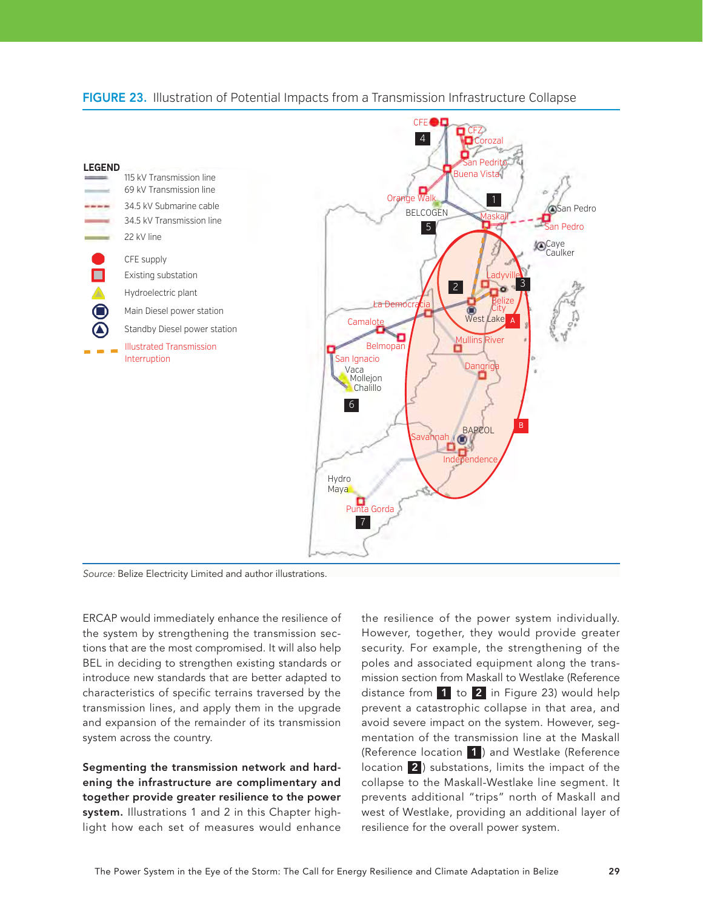**FIGURE 23.** Illustration of Potential Impacts from a Transmission Infrastructure Collapse

Source: Belize Electricity Limited and author illustrations.

ERCAP would immediately enhance the resilience of the system by strengthening the transmission sections that are the most compromised. It will also help BEL in deciding to strengthen existing standards or introduce new standards that are better adapted to characteristics of specific terrains traversed by the transmission lines, and apply them in the upgrade and expansion of the remainder of its transmission system across the country.

**Segmenting the transmission network and hardening the infrastructure are complimentary and together provide greater resilience to the power system.** Illustrations 1 and 2 in this Chapter highlight how each set of measures would enhance the resilience of the power system individually. However, together, they would provide greater security. For example, the strengthening of the poles and associated equipment along the transmission section from Maskall to Westlake (Reference distance from 1 to 2 in Figure 23) would help prevent a catastrophic collapse in that area, and avoid severe impact on the system. However, segmentation of the transmission line at the Maskall (Reference location 1) and Westlake (Reference location 2) substations, limits the impact of the collapse to the Maskall-Westlake line segment. It prevents additional "trips" north of Maskall and west of Westlake, providing an additional layer of resilience for the overall power system.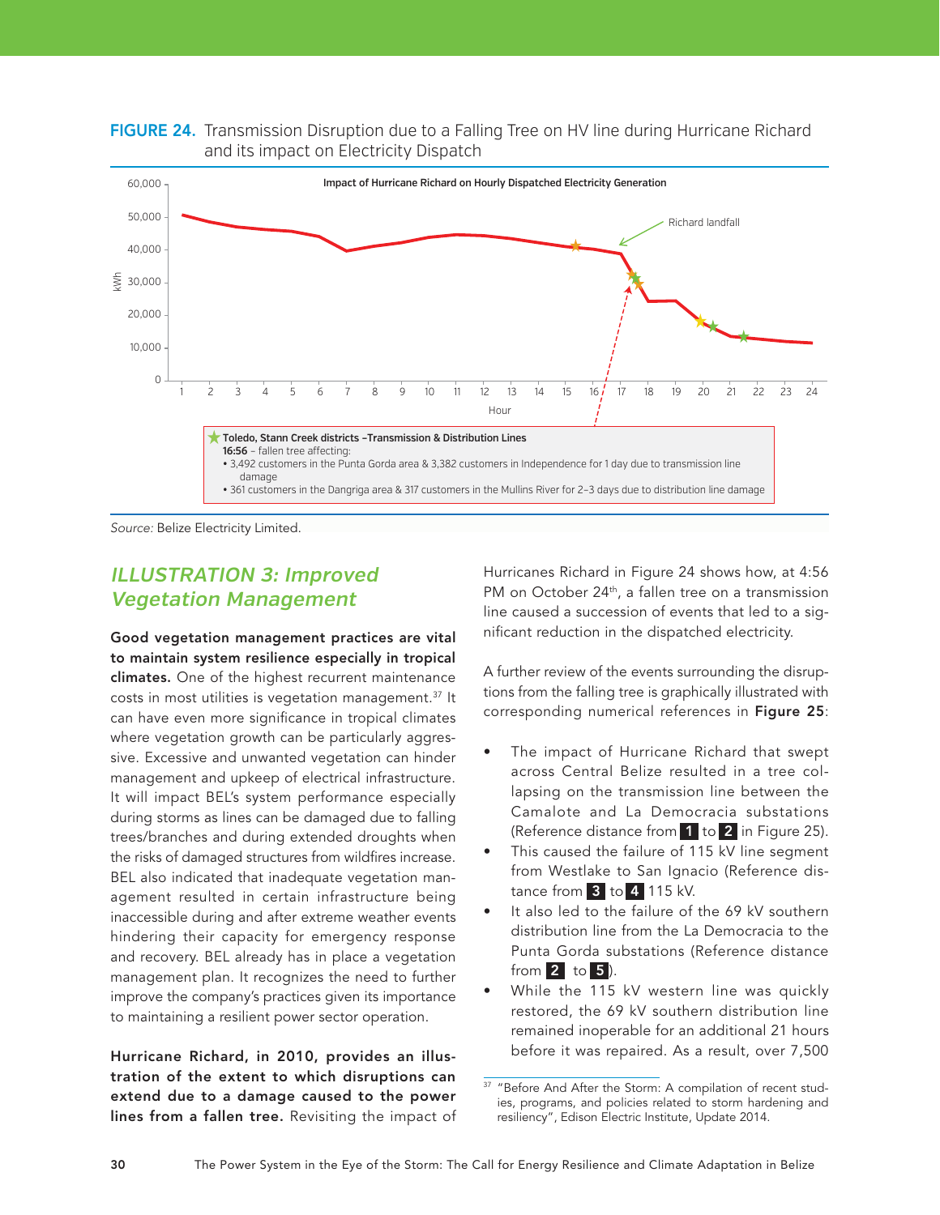**FIGURE 24.** Transmission Disruption due to a Falling Tree on HV line during Hurricane Richard and its impact on Electricity Dispatch

Impact of Hurricane Richard on Hourly Dispatched Electricity Generation

Richard landfall

Toledo, Stann Creek districts –Transmission & Distribution Lines
**16:56** – fallen tree affecting:
- 3,492 customers in the Punta Gorda area & 3,382 customers in Independence for 1 day due to transmission line damage
- 361 customers in the Dangriga area & 317 customers in the Mullins River for 2–3 days due to distribution line damage

*Source:* Belize Electricity Limited.

## *ILLUSTRATION 3: Improved Vegetation Management*

**Good vegetation management practices are vital to maintain system resilience especially in tropical climates.** One of the highest recurrent maintenance costs in most utilities is vegetation management.[37] It can have even more significance in tropical climates where vegetation growth can be particularly aggressive. Excessive and unwanted vegetation can hinder management and upkeep of electrical infrastructure. It will impact BEL's system performance especially during storms as lines can be damaged due to falling trees/branches and during extended droughts when the risks of damaged structures from wildfires increase. BEL also indicated that inadequate vegetation management resulted in certain infrastructure being inaccessible during and after extreme weather events hindering their capacity for emergency response and recovery. BEL already has in place a vegetation management plan. It recognizes the need to further improve the company's practices given its importance to maintaining a resilient power sector operation.

**Hurricane Richard, in 2010, provides an illustration of the extent to which disruptions can extend due to a damage caused to the power lines from a fallen tree.** Revisiting the impact of Hurricanes Richard in Figure 24 shows how, at 4:56 PM on October 24th, a fallen tree on a transmission line caused a succession of events that led to a significant reduction in the dispatched electricity.

A further review of the events surrounding the disruptions from the falling tree is graphically illustrated with corresponding numerical references in **Figure 25**:

- The impact of Hurricane Richard that swept across Central Belize resulted in a tree collapsing on the transmission line between the Camalote and La Democracia substations (Reference distance from **1** to **2** in Figure 25).
- This caused the failure of 115 kV line segment from Westlake to San Ignacio (Reference distance from **3** to **4** 115 kV.
- It also led to the failure of the 69 kV southern distribution line from the La Democracia to the Punta Gorda substations (Reference distance from **2** to **5**).
- While the 115 kV western line was quickly restored, the 69 kV southern distribution line remained inoperable for an additional 21 hours before it was repaired. As a result, over 7,500

[37] "Before And After the Storm: A compilation of recent studies, programs, and policies related to storm hardening and resiliency", Edison Electric Institute, Update 2014.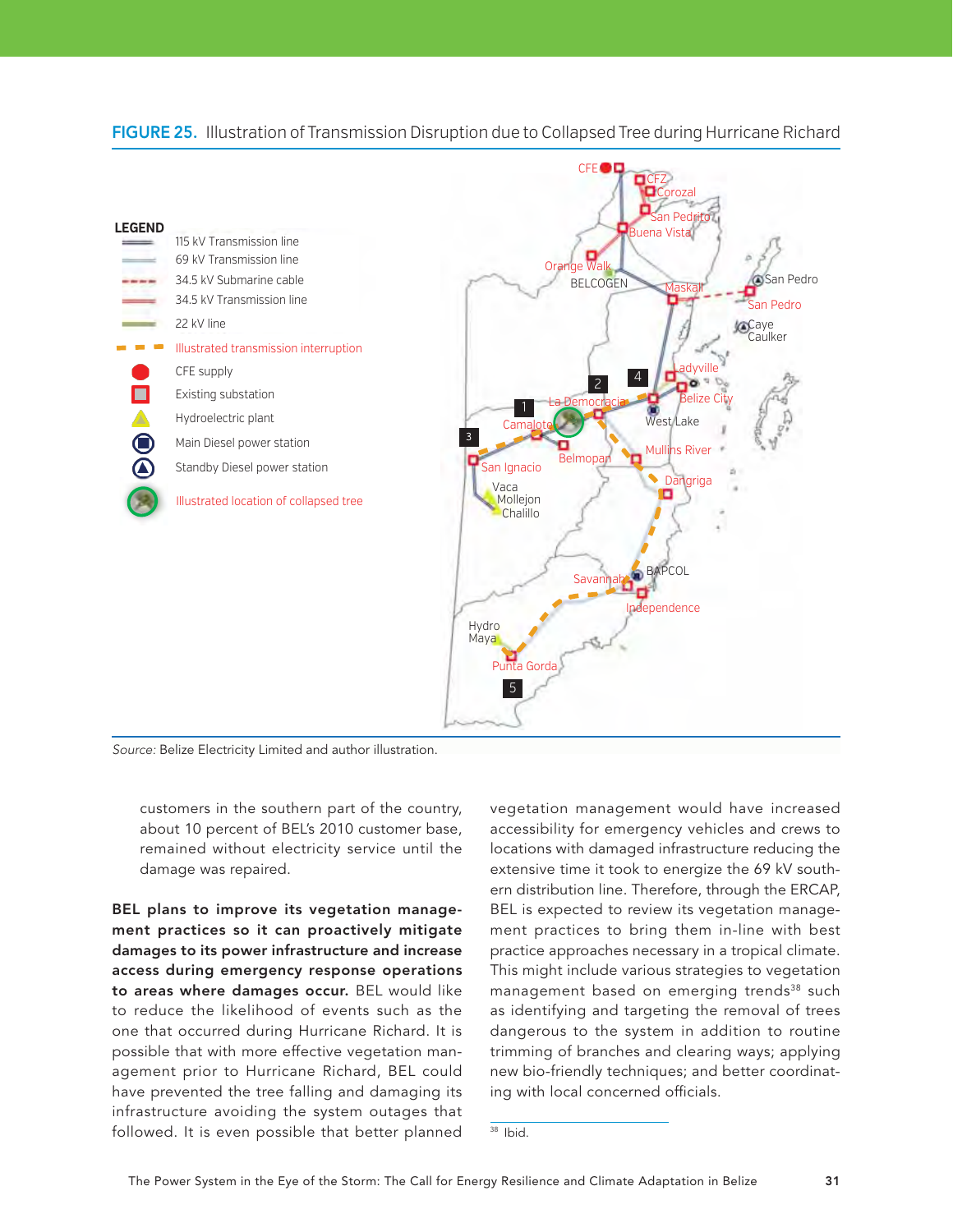**FIGURE 25.** Illustration of Transmission Disruption due to Collapsed Tree during Hurricane Richard

LEGEND

- 115 kV Transmission line
- 69 kV Transmission line
- 34.5 kV Submarine cable
- 34.5 kV Transmission line
- 22 kV line
- Illustrated transmission interruption
- CFE supply
- Existing substation
- Hydroelectric plant
- Main Diesel power station
- Standby Diesel power station
- Illustrated location of collapsed tree

*Source:* Belize Electricity Limited and author illustration.

customers in the southern part of the country, about 10 percent of BEL's 2010 customer base, remained without electricity service until the damage was repaired.

**BEL plans to improve its vegetation management practices so it can proactively mitigate damages to its power infrastructure and increase access during emergency response operations to areas where damages occur.** BEL would like to reduce the likelihood of events such as the one that occurred during Hurricane Richard. It is possible that with more effective vegetation management prior to Hurricane Richard, BEL could have prevented the tree falling and damaging its infrastructure avoiding the system outages that followed. It is even possible that better planned vegetation management would have increased accessibility for emergency vehicles and crews to locations with damaged infrastructure reducing the extensive time it took to energize the 69 kV southern distribution line. Therefore, through the ERCAP, BEL is expected to review its vegetation management practices to bring them in-line with best practice approaches necessary in a tropical climate. This might include various strategies to vegetation management based on emerging trends[38] such as identifying and targeting the removal of trees dangerous to the system in addition to routine trimming of branches and clearing ways; applying new bio-friendly techniques; and better coordinating with local concerned officials.

[38] Ibid.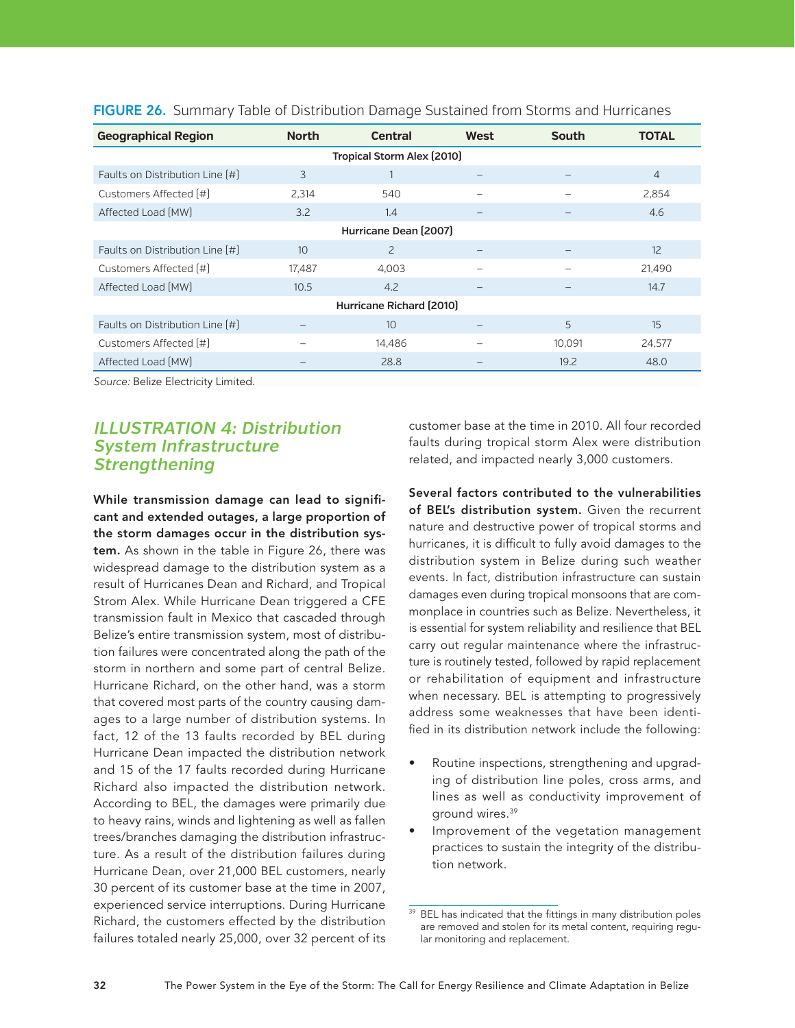**FIGURE 26.** Summary Table of Distribution Damage Sustained from Storms and Hurricanes

| Geographical Region | North | Central | West | South | TOTAL |
|---|---|---|---|---|---|
| **Tropical Storm Alex (2010)** | | | | | |
| Faults on Distribution Line (#) | 3 | 1 | – | – | 4 |
| Customers Affected (#) | 2,314 | 540 | – | – | 2,854 |
| Affected Load (MW) | 3.2 | 1.4 | – | – | 4.6 |
| **Hurricane Dean (2007)** | | | | | |
| Faults on Distribution Line (#) | 10 | 2 | – | – | 12 |
| Customers Affected (#) | 17,487 | 4,003 | – | – | 21,490 |
| Affected Load (MW) | 10.5 | 4.2 | – | – | 14.7 |
| **Hurricane Richard (2010)** | | | | | |
| Faults on Distribution Line (#) | – | 10 | – | 5 | 15 |
| Customers Affected (#) | – | 14,486 | – | 10,091 | 24,577 |
| Affected Load (MW) | – | 28.8 | – | 19.2 | 48.0 |

*Source:* Belize Electricity Limited.

## *ILLUSTRATION 4: Distribution System Infrastructure Strengthening*

**While transmission damage can lead to significant and extended outages, a large proportion of the storm damages occur in the distribution system.** As shown in the table in Figure 26, there was widespread damage to the distribution system as a result of Hurricanes Dean and Richard, and Tropical Strom Alex. While Hurricane Dean triggered a CFE transmission fault in Mexico that cascaded through Belize's entire transmission system, most of distribution failures were concentrated along the path of the storm in northern and some part of central Belize. Hurricane Richard, on the other hand, was a storm that covered most parts of the country causing damages to a large number of distribution systems. In fact, 12 of the 13 faults recorded by BEL during Hurricane Dean impacted the distribution network and 15 of the 17 faults recorded during Hurricane Richard also impacted the distribution network. According to BEL, the damages were primarily due to heavy rains, winds and lightening as well as fallen trees/branches damaging the distribution infrastructure. As a result of the distribution failures during Hurricane Dean, over 21,000 BEL customers, nearly 30 percent of its customer base at the time in 2007, experienced service interruptions. During Hurricane Richard, the customers effected by the distribution failures totaled nearly 25,000, over 32 percent of its customer base at the time in 2010. All four recorded faults during tropical storm Alex were distribution related, and impacted nearly 3,000 customers.

**Several factors contributed to the vulnerabilities of BEL's distribution system.** Given the recurrent nature and destructive power of tropical storms and hurricanes, it is difficult to fully avoid damages to the distribution system in Belize during such weather events. In fact, distribution infrastructure can sustain damages even during tropical monsoons that are commonplace in countries such as Belize. Nevertheless, it is essential for system reliability and resilience that BEL carry out regular maintenance where the infrastructure is routinely tested, followed by rapid replacement or rehabilitation of equipment and infrastructure when necessary. BEL is attempting to progressively address some weaknesses that have been identified in its distribution network include the following:

- Routine inspections, strengthening and upgrading of distribution line poles, cross arms, and lines as well as conductivity improvement of ground wires.[39]
- Improvement of the vegetation management practices to sustain the integrity of the distribution network.

[39] BEL has indicated that the fittings in many distribution poles are removed and stolen for its metal content, requiring regular monitoring and replacement.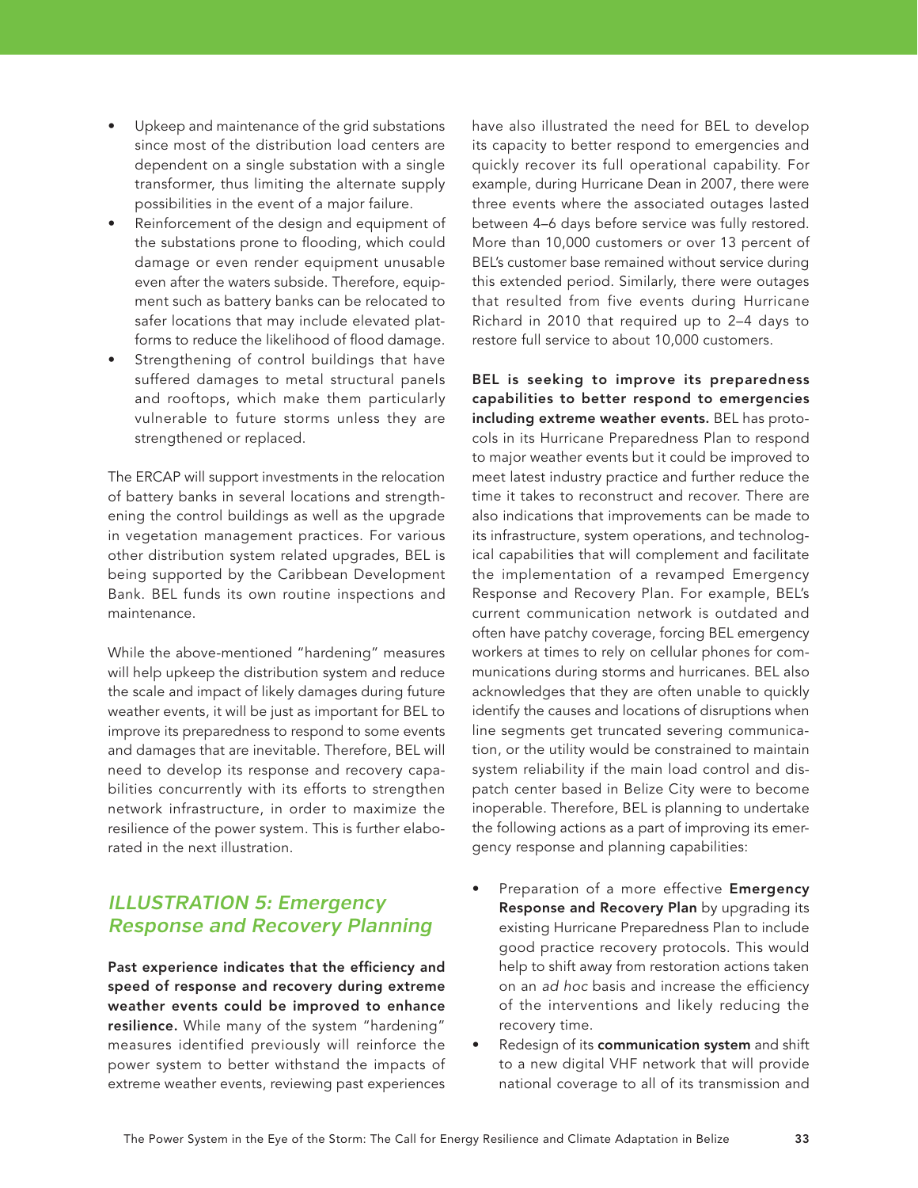- Upkeep and maintenance of the grid substations since most of the distribution load centers are dependent on a single substation with a single transformer, thus limiting the alternate supply possibilities in the event of a major failure.
- Reinforcement of the design and equipment of the substations prone to flooding, which could damage or even render equipment unusable even after the waters subside. Therefore, equipment such as battery banks can be relocated to safer locations that may include elevated platforms to reduce the likelihood of flood damage.
- Strengthening of control buildings that have suffered damages to metal structural panels and rooftops, which make them particularly vulnerable to future storms unless they are strengthened or replaced.

The ERCAP will support investments in the relocation of battery banks in several locations and strengthening the control buildings as well as the upgrade in vegetation management practices. For various other distribution system related upgrades, BEL is being supported by the Caribbean Development Bank. BEL funds its own routine inspections and maintenance.

While the above-mentioned "hardening" measures will help upkeep the distribution system and reduce the scale and impact of likely damages during future weather events, it will be just as important for BEL to improve its preparedness to respond to some events and damages that are inevitable. Therefore, BEL will need to develop its response and recovery capabilities concurrently with its efforts to strengthen network infrastructure, in order to maximize the resilience of the power system. This is further elaborated in the next illustration.

## *ILLUSTRATION 5: Emergency Response and Recovery Planning*

**Past experience indicates that the efficiency and speed of response and recovery during extreme weather events could be improved to enhance resilience.** While many of the system "hardening" measures identified previously will reinforce the power system to better withstand the impacts of extreme weather events, reviewing past experiences have also illustrated the need for BEL to develop its capacity to better respond to emergencies and quickly recover its full operational capability. For example, during Hurricane Dean in 2007, there were three events where the associated outages lasted between 4–6 days before service was fully restored. More than 10,000 customers or over 13 percent of BEL's customer base remained without service during this extended period. Similarly, there were outages that resulted from five events during Hurricane Richard in 2010 that required up to 2–4 days to restore full service to about 10,000 customers.

**BEL is seeking to improve its preparedness capabilities to better respond to emergencies including extreme weather events.** BEL has protocols in its Hurricane Preparedness Plan to respond to major weather events but it could be improved to meet latest industry practice and further reduce the time it takes to reconstruct and recover. There are also indications that improvements can be made to its infrastructure, system operations, and technological capabilities that will complement and facilitate the implementation of a revamped Emergency Response and Recovery Plan. For example, BEL's current communication network is outdated and often have patchy coverage, forcing BEL emergency workers at times to rely on cellular phones for communications during storms and hurricanes. BEL also acknowledges that they are often unable to quickly identify the causes and locations of disruptions when line segments get truncated severing communication, or the utility would be constrained to maintain system reliability if the main load control and dispatch center based in Belize City were to become inoperable. Therefore, BEL is planning to undertake the following actions as a part of improving its emergency response and planning capabilities:

- Preparation of a more effective **Emergency Response and Recovery Plan** by upgrading its existing Hurricane Preparedness Plan to include good practice recovery protocols. This would help to shift away from restoration actions taken on an *ad hoc* basis and increase the efficiency of the interventions and likely reducing the recovery time.
- Redesign of its **communication system** and shift to a new digital VHF network that will provide national coverage to all of its transmission and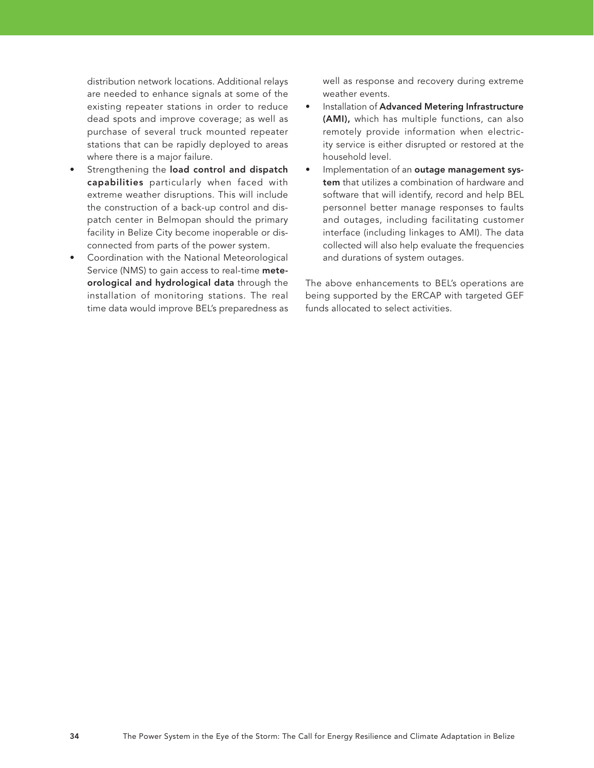distribution network locations. Additional relays are needed to enhance signals at some of the existing repeater stations in order to reduce dead spots and improve coverage; as well as purchase of several truck mounted repeater stations that can be rapidly deployed to areas where there is a major failure.

- Strengthening the **load control and dispatch capabilities** particularly when faced with extreme weather disruptions. This will include the construction of a back-up control and dispatch center in Belmopan should the primary facility in Belize City become inoperable or disconnected from parts of the power system.
- Coordination with the National Meteorological Service (NMS) to gain access to real-time **meteorological and hydrological data** through the installation of monitoring stations. The real time data would improve BEL's preparedness as well as response and recovery during extreme weather events.
- Installation of **Advanced Metering Infrastructure (AMI),** which has multiple functions, can also remotely provide information when electricity service is either disrupted or restored at the household level.
- Implementation of an **outage management system** that utilizes a combination of hardware and software that will identify, record and help BEL personnel better manage responses to faults and outages, including facilitating customer interface (including linkages to AMI). The data collected will also help evaluate the frequencies and durations of system outages.

The above enhancements to BEL's operations are being supported by the ERCAP with targeted GEF funds allocated to select activities.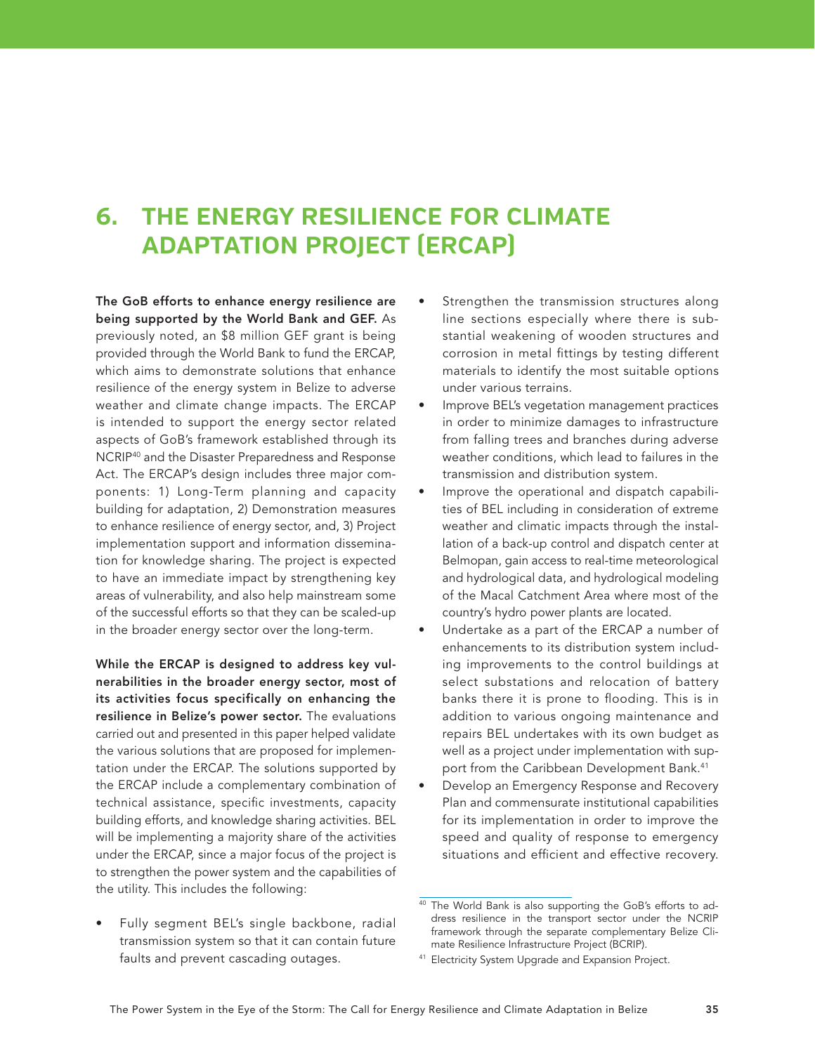# 6. THE ENERGY RESILIENCE FOR CLIMATE ADAPTATION PROJECT (ERCAP)

**The GoB efforts to enhance energy resilience are being supported by the World Bank and GEF.** As previously noted, an $8 million GEF grant is being provided through the World Bank to fund the ERCAP, which aims to demonstrate solutions that enhance resilience of the energy system in Belize to adverse weather and climate change impacts. The ERCAP is intended to support the energy sector related aspects of GoB's framework established through its NCRIP[40] and the Disaster Preparedness and Response Act. The ERCAP's design includes three major components: 1) Long-Term planning and capacity building for adaptation, 2) Demonstration measures to enhance resilience of energy sector, and, 3) Project implementation support and information dissemination for knowledge sharing. The project is expected to have an immediate impact by strengthening key areas of vulnerability, and also help mainstream some of the successful efforts so that they can be scaled-up in the broader energy sector over the long-term.

**While the ERCAP is designed to address key vulnerabilities in the broader energy sector, most of its activities focus specifically on enhancing the resilience in Belize's power sector.** The evaluations carried out and presented in this paper helped validate the various solutions that are proposed for implementation under the ERCAP. The solutions supported by the ERCAP include a complementary combination of technical assistance, specific investments, capacity building efforts, and knowledge sharing activities. BEL will be implementing a majority share of the activities under the ERCAP, since a major focus of the project is to strengthen the power system and the capabilities of the utility. This includes the following:

- Fully segment BEL's single backbone, radial transmission system so that it can contain future faults and prevent cascading outages.
- Strengthen the transmission structures along line sections especially where there is substantial weakening of wooden structures and corrosion in metal fittings by testing different materials to identify the most suitable options under various terrains.
- Improve BEL's vegetation management practices in order to minimize damages to infrastructure from falling trees and branches during adverse weather conditions, which lead to failures in the transmission and distribution system.
- Improve the operational and dispatch capabilities of BEL including in consideration of extreme weather and climatic impacts through the installation of a back-up control and dispatch center at Belmopan, gain access to real-time meteorological and hydrological data, and hydrological modeling of the Macal Catchment Area where most of the country's hydro power plants are located.
- Undertake as a part of the ERCAP a number of enhancements to its distribution system including improvements to the control buildings at select substations and relocation of battery banks there it is prone to flooding. This is in addition to various ongoing maintenance and repairs BEL undertakes with its own budget as well as a project under implementation with support from the Caribbean Development Bank.[41]
- Develop an Emergency Response and Recovery Plan and commensurate institutional capabilities for its implementation in order to improve the speed and quality of response to emergency situations and efficient and effective recovery.

[40] The World Bank is also supporting the GoB's efforts to address resilience in the transport sector under the NCRIP framework through the separate complementary Belize Climate Resilience Infrastructure Project (BCRIP).

[41] Electricity System Upgrade and Expansion Project.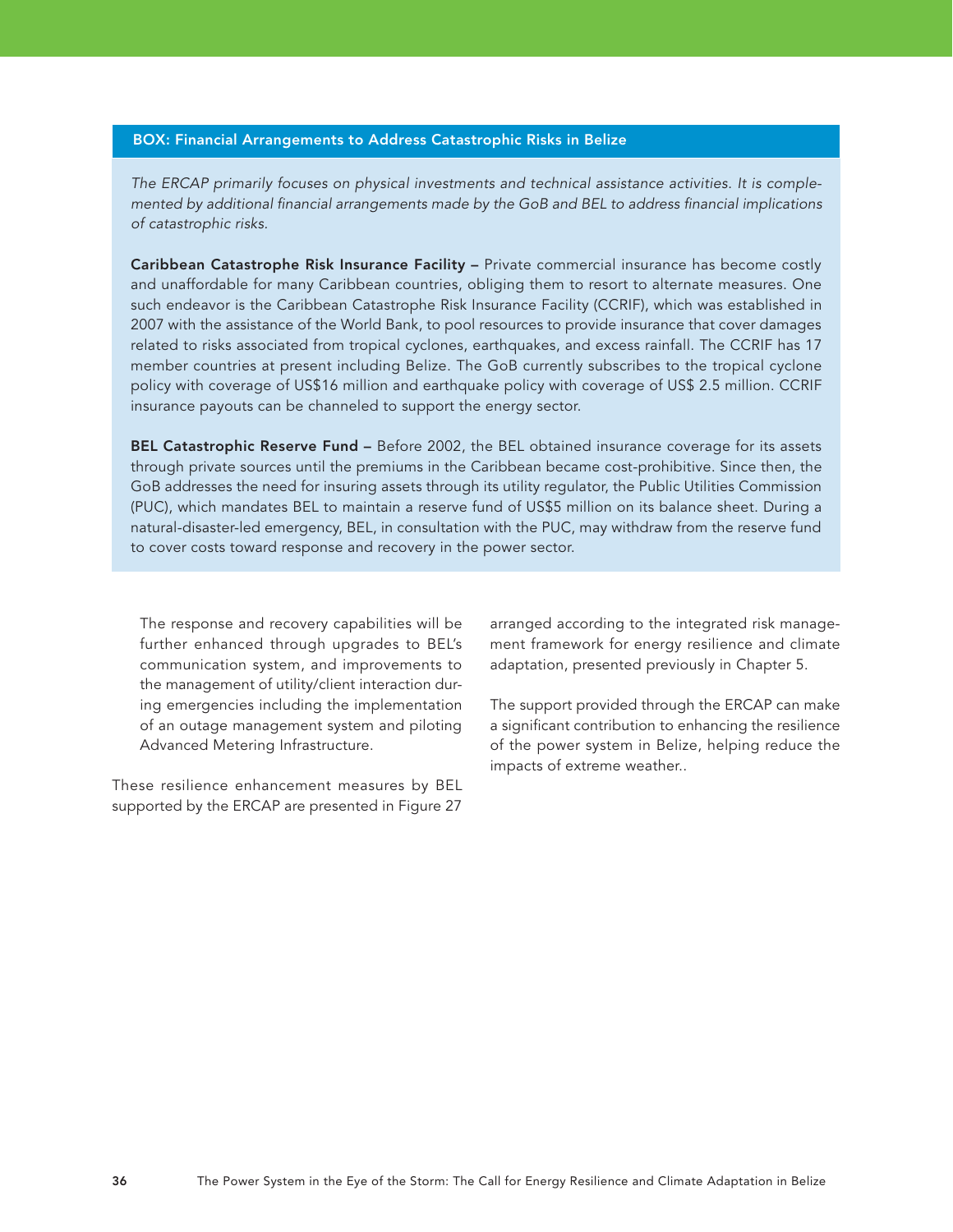### BOX: Financial Arrangements to Address Catastrophic Risks in Belize

*The ERCAP primarily focuses on physical investments and technical assistance activities. It is complemented by additional financial arrangements made by the GoB and BEL to address financial implications of catastrophic risks.*

**Caribbean Catastrophe Risk Insurance Facility –** Private commercial insurance has become costly and unaffordable for many Caribbean countries, obliging them to resort to alternate measures. One such endeavor is the Caribbean Catastrophe Risk Insurance Facility (CCRIF), which was established in 2007 with the assistance of the World Bank, to pool resources to provide insurance that cover damages related to risks associated from tropical cyclones, earthquakes, and excess rainfall. The CCRIF has 17 member countries at present including Belize. The GoB currently subscribes to the tropical cyclone policy with coverage of US$16 million and earthquake policy with coverage of US$ 2.5 million. CCRIF insurance payouts can be channeled to support the energy sector.

**BEL Catastrophic Reserve Fund –** Before 2002, the BEL obtained insurance coverage for its assets through private sources until the premiums in the Caribbean became cost-prohibitive. Since then, the GoB addresses the need for insuring assets through its utility regulator, the Public Utilities Commission (PUC), which mandates BEL to maintain a reserve fund of US$5 million on its balance sheet. During a natural-disaster-led emergency, BEL, in consultation with the PUC, may withdraw from the reserve fund to cover costs toward response and recovery in the power sector.

The response and recovery capabilities will be further enhanced through upgrades to BEL's communication system, and improvements to the management of utility/client interaction during emergencies including the implementation of an outage management system and piloting Advanced Metering Infrastructure.

These resilience enhancement measures by BEL supported by the ERCAP are presented in Figure 27 arranged according to the integrated risk management framework for energy resilience and climate adaptation, presented previously in Chapter 5.

The support provided through the ERCAP can make a significant contribution to enhancing the resilience of the power system in Belize, helping reduce the impacts of extreme weather..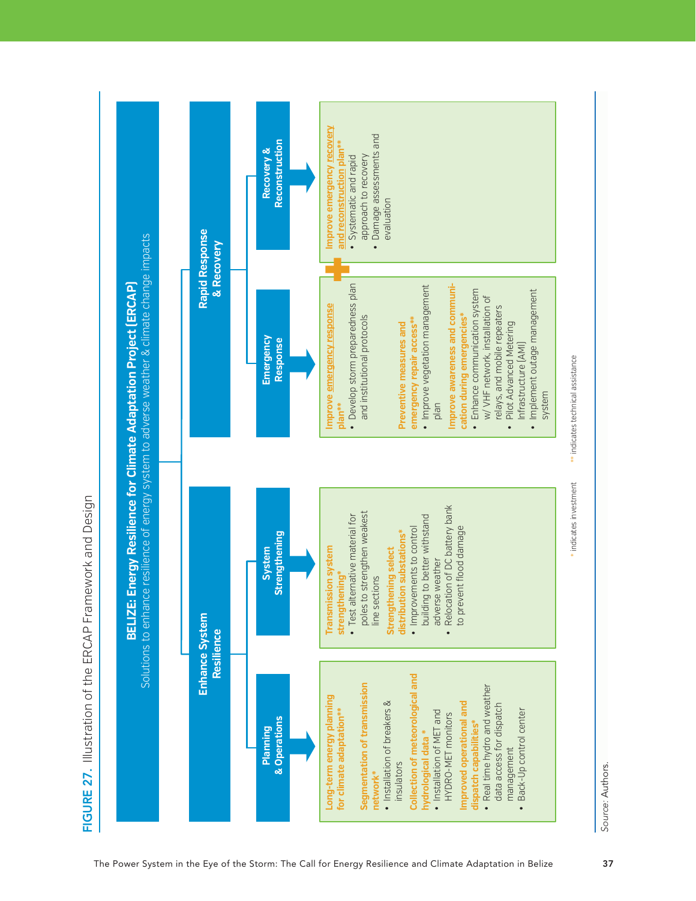**FIGURE 27.** Illustration of the ERCAP Framework and Design

**BELIZE: Energy Resilience for Climate Adaptation Project (ERCAP)**
Solutions to enhance resilience of energy system to adverse weather & climate change impacts

**Enhance System Resilience**

**Planning & Operations**

- **Long-term energy planning for climate adaptation****
- **Segmentation of transmission network***
  - Installation of breakers & insulators
- **Collection of meteorological and hydrological data***
  - Installation of MET and HYDRO-MET monitors
- **Improved operational and dispatch capabilities***
  - Real time hydro and weather data access for dispatch management
  - Back-Up control center

**System Strengthening**

- **Transmission system strengthening***
  - Test alternative material for poles to strengthen weakest line sections
- **Strengthening select distribution substations***
  - Improvements to control building to better withstand adverse weather
  - Relocation of DC battery bank to prevent flood damage

**Rapid Response & Recovery**

**Emergency Response**

- **Improve emergency response plan****
  - Develop storm preparedness plan and institutional protocols
- **Preventive measures and emergency repair access****
  - Improve vegetation management plan
- **Improve awareness and communication during emergencies***
  - Enhance communication system w/ VHF network, installation of relays, and mobile repeaters
  - Pilot Advanced Metering Infrastructure (AMI)
  - Implement outage management system

**Recovery & Reconstruction**

- **Improve emergency recovery and reconstruction plan****
  - Systematic and rapid approach to recovery
  - Damage assessments and evaluation

\* indicates investment  \*\* indicates technical assistance

Source: Authors.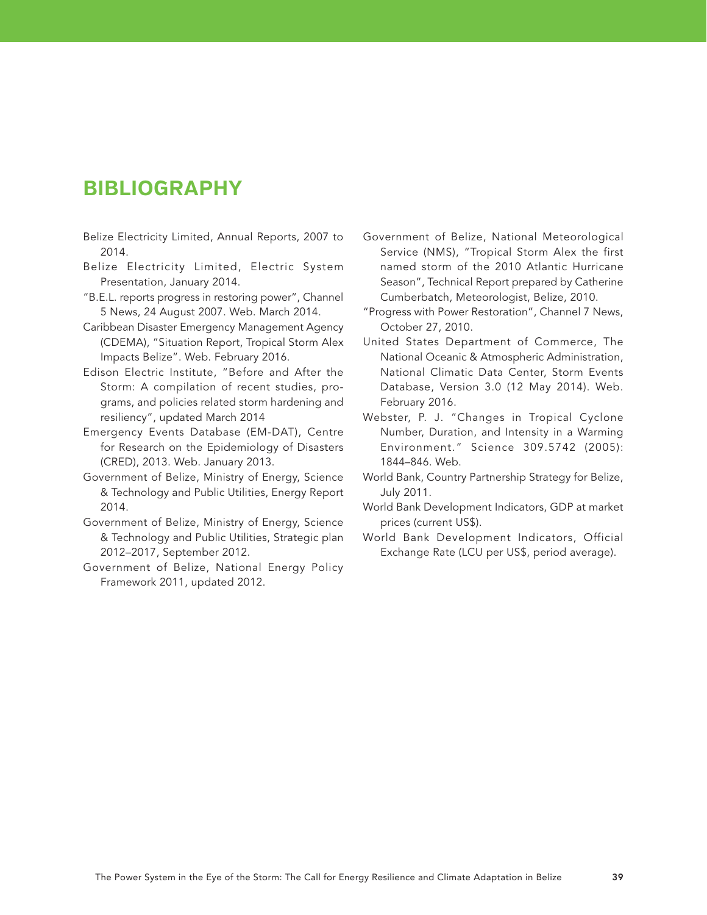# BIBLIOGRAPHY

Belize Electricity Limited, Annual Reports, 2007 to 2014.

Belize Electricity Limited, Electric System Presentation, January 2014.

"B.E.L. reports progress in restoring power", Channel 5 News, 24 August 2007. Web. March 2014.

Caribbean Disaster Emergency Management Agency (CDEMA), "Situation Report, Tropical Storm Alex Impacts Belize". Web. February 2016.

Edison Electric Institute, "Before and After the Storm: A compilation of recent studies, programs, and policies related storm hardening and resiliency", updated March 2014

Emergency Events Database (EM-DAT), Centre for Research on the Epidemiology of Disasters (CRED), 2013. Web. January 2013.

Government of Belize, Ministry of Energy, Science & Technology and Public Utilities, Energy Report 2014.

Government of Belize, Ministry of Energy, Science & Technology and Public Utilities, Strategic plan 2012–2017, September 2012.

Government of Belize, National Energy Policy Framework 2011, updated 2012.

Government of Belize, National Meteorological Service (NMS), "Tropical Storm Alex the first named storm of the 2010 Atlantic Hurricane Season", Technical Report prepared by Catherine Cumberbatch, Meteorologist, Belize, 2010.

"Progress with Power Restoration", Channel 7 News, October 27, 2010.

United States Department of Commerce, The National Oceanic & Atmospheric Administration, National Climatic Data Center, Storm Events Database, Version 3.0 (12 May 2014). Web. February 2016.

Webster, P. J. "Changes in Tropical Cyclone Number, Duration, and Intensity in a Warming Environment." Science 309.5742 (2005): 1844–846. Web.

World Bank, Country Partnership Strategy for Belize, July 2011.

World Bank Development Indicators, GDP at market prices (current US$).

World Bank Development Indicators, Official Exchange Rate (LCU per US$, period average).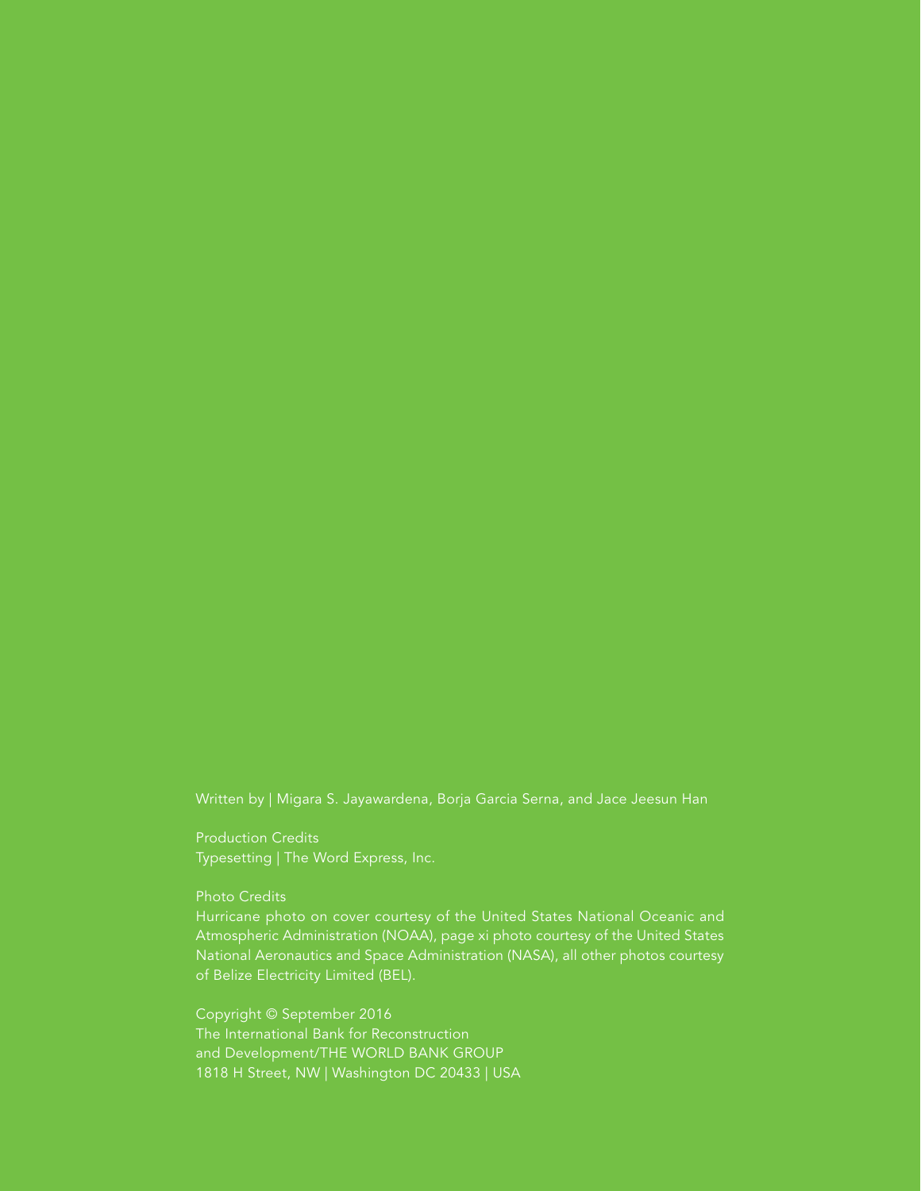Written by | Migara S. Jayawardena, Borja Garcia Serna, and Jace Jeesun Han

Production Credits
Typesetting | The Word Express, Inc.

Photo Credits
Hurricane photo on cover courtesy of the United States National Oceanic and Atmospheric Administration (NOAA), page xi photo courtesy of the United States National Aeronautics and Space Administration (NASA), all other photos courtesy of Belize Electricity Limited (BEL).

Copyright © September 2016
The International Bank for Reconstruction
and Development/THE WORLD BANK GROUP
1818 H Street, NW | Washington DC 20433 | USA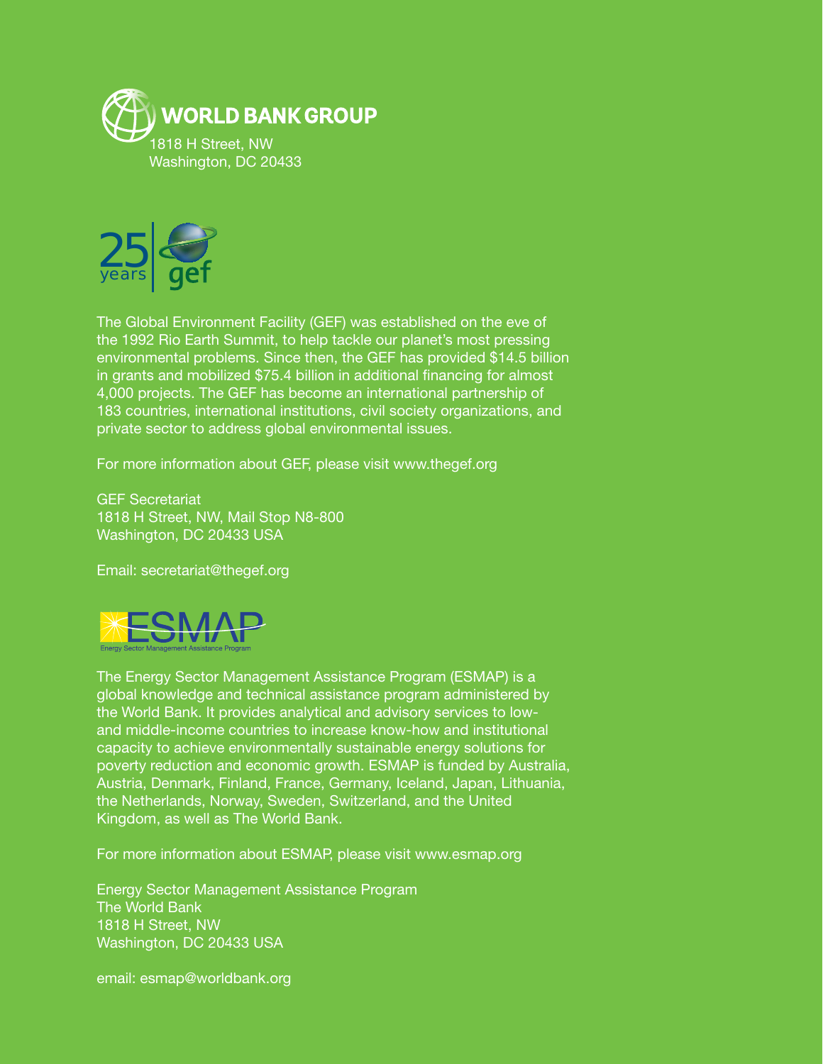WORLD BANK GROUP

1818 H Street, NW
Washington, DC 20433

25 years gef

The Global Environment Facility (GEF) was established on the eve of the 1992 Rio Earth Summit, to help tackle our planet's most pressing environmental problems. Since then, the GEF has provided $14.5 billion in grants and mobilized $75.4 billion in additional financing for almost 4,000 projects. The GEF has become an international partnership of 183 countries, international institutions, civil society organizations, and private sector to address global environmental issues.

For more information about GEF, please visit www.thegef.org

GEF Secretariat
1818 H Street, NW, Mail Stop N8-800
Washington, DC 20433 USA

Email: secretariat@thegef.org

ESMAP
Energy Sector Management Assistance Program

The Energy Sector Management Assistance Program (ESMAP) is a global knowledge and technical assistance program administered by the World Bank. It provides analytical and advisory services to low- and middle-income countries to increase know-how and institutional capacity to achieve environmentally sustainable energy solutions for poverty reduction and economic growth. ESMAP is funded by Australia, Austria, Denmark, Finland, France, Germany, Iceland, Japan, Lithuania, the Netherlands, Norway, Sweden, Switzerland, and the United Kingdom, as well as The World Bank.

For more information about ESMAP, please visit www.esmap.org

Energy Sector Management Assistance Program
The World Bank
1818 H Street, NW
Washington, DC 20433 USA

email: esmap@worldbank.org